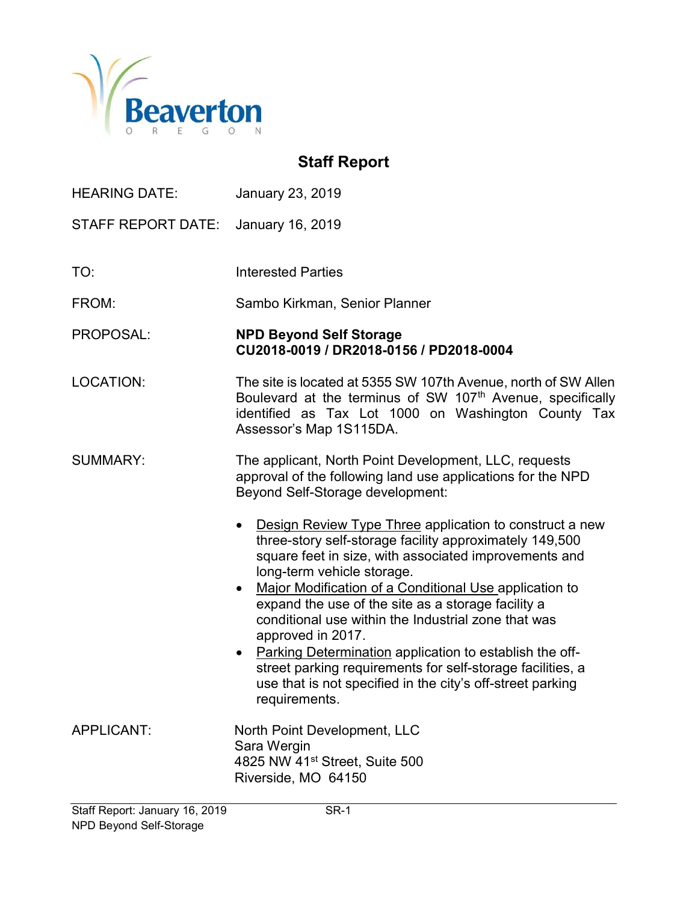Beaverton
OREGON

# Staff Report

HEARING DATE: January 23, 2019

STAFF REPORT DATE: January 16, 2019

TO: Interested Parties

FROM: Sambo Kirkman, Senior Planner

PROPOSAL: **NPD Beyond Self Storage**
**CU2018-0019 / DR2018-0156 / PD2018-0004**

LOCATION: The site is located at 5355 SW 107th Avenue, north of SW Allen Boulevard at the terminus of SW 107th Avenue, specifically identified as Tax Lot 1000 on Washington County Tax Assessor's Map 1S115DA.

SUMMARY: The applicant, North Point Development, LLC, requests approval of the following land use applications for the NPD Beyond Self-Storage development:

- Design Review Type Three application to construct a new three-story self-storage facility approximately 149,500 square feet in size, with associated improvements and long-term vehicle storage.
- Major Modification of a Conditional Use application to expand the use of the site as a storage facility a conditional use within the Industrial zone that was approved in 2017.
- Parking Determination application to establish the off-street parking requirements for self-storage facilities, a use that is not specified in the city's off-street parking requirements.

APPLICANT: North Point Development, LLC
Sara Wergin
4825 NW 41st Street, Suite 500
Riverside, MO 64150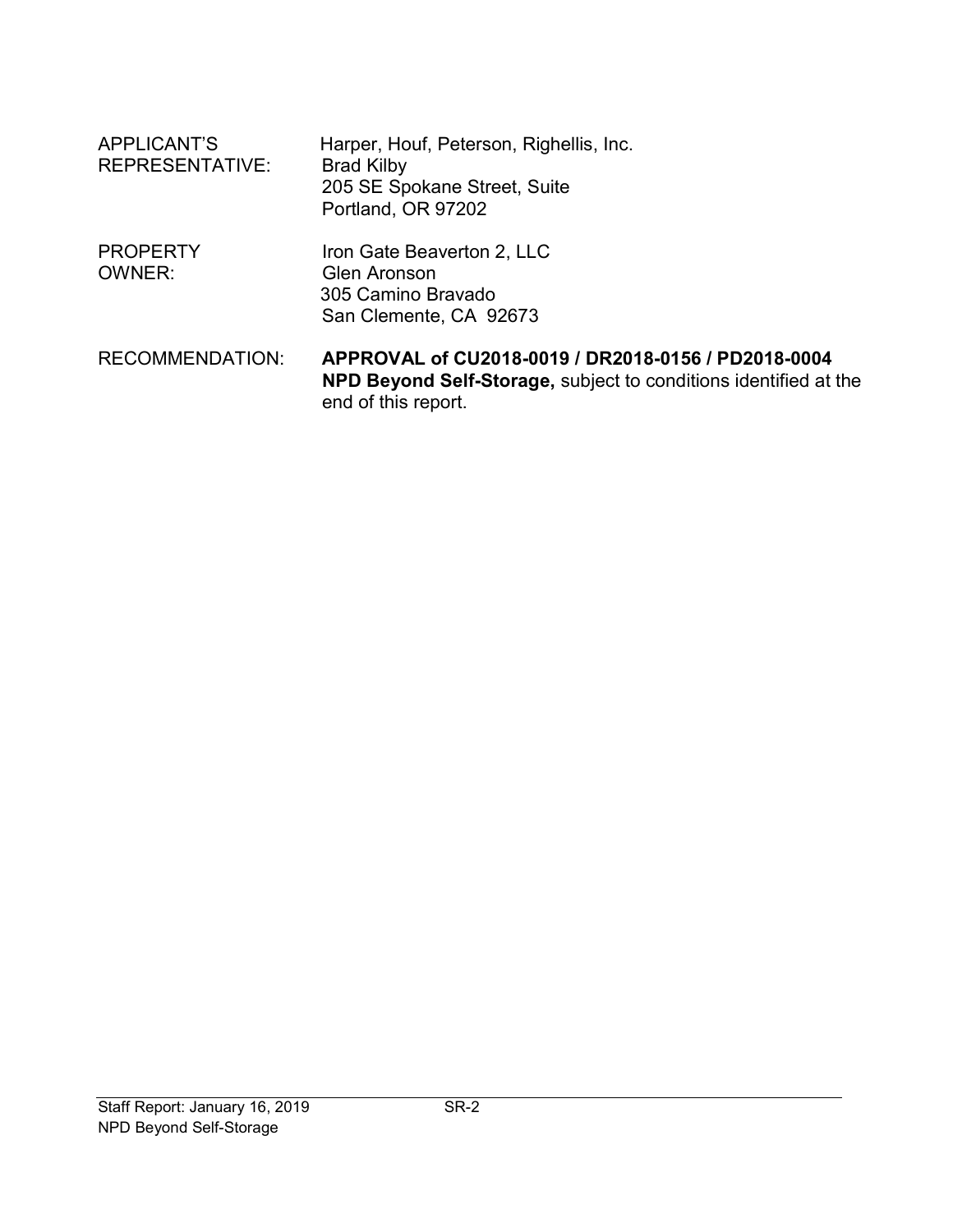| | |
|---|---|
| APPLICANT'S REPRESENTATIVE: | Harper, Houf, Peterson, Righellis, Inc.<br>Brad Kilby<br>205 SE Spokane Street, Suite<br>Portland, OR 97202 |
| PROPERTY OWNER: | Iron Gate Beaverton 2, LLC<br>Glen Aronson<br>305 Camino Bravado<br>San Clemente, CA 92673 |
| RECOMMENDATION: | **APPROVAL of CU2018-0019 / DR2018-0156 / PD2018-0004 NPD Beyond Self-Storage,** subject to conditions identified at the end of this report. |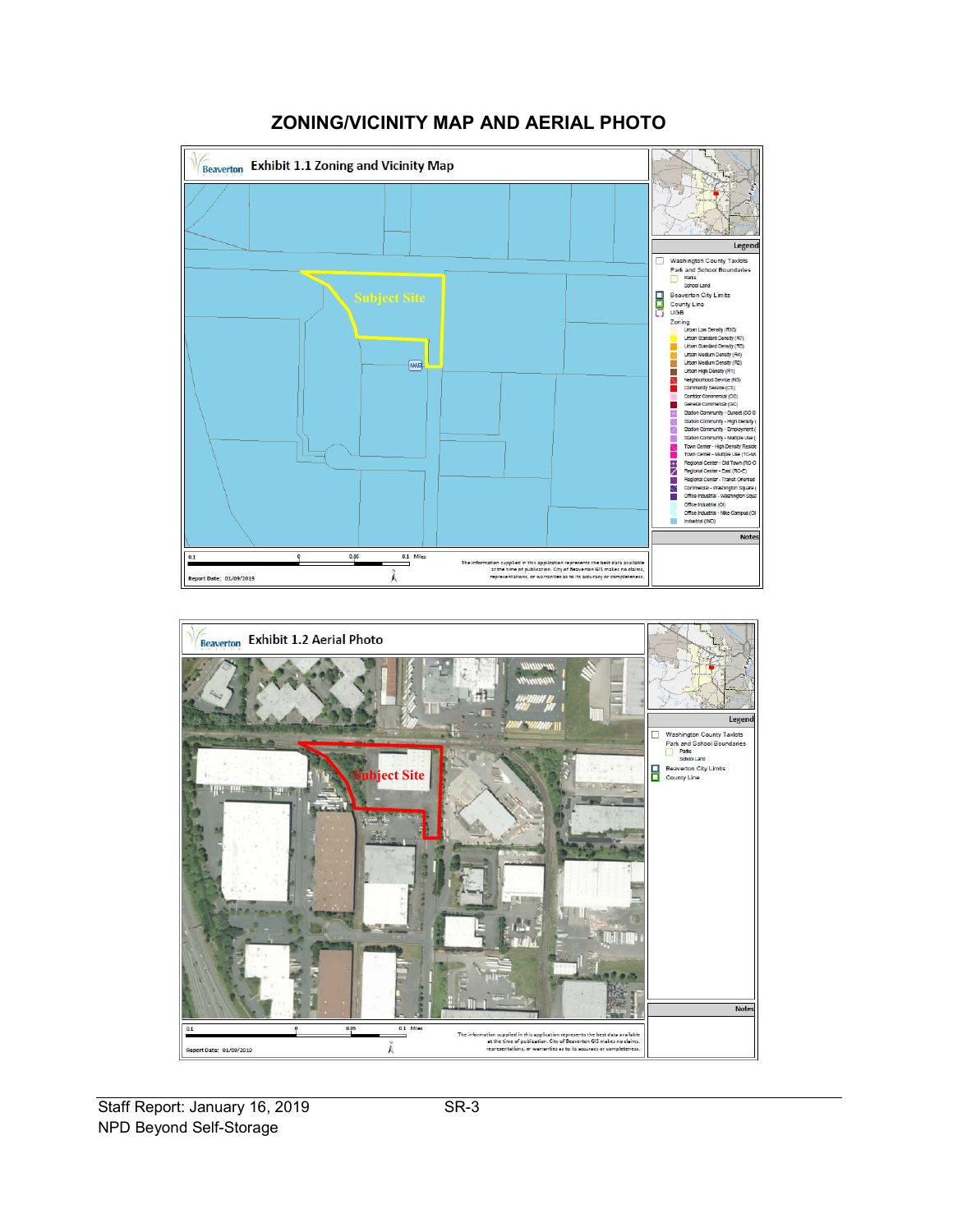# ZONING/VICINITY MAP AND AERIAL PHOTO

Beaverton **Exhibit 1.1 Zoning and Vicinity Map**

Subject Site

Legend

- Washington County Taxlots
- Park and School Boundaries
  - Parks
  - School Land
- Beaverton City Limits
- County Line
- UGB
- Zoning
  - Urban Low Density (R10)
  - Urban Standard Density (R7)
  - Urban Standard Density (R5)
  - Urban Medium Density (R4)
  - Urban Medium Density (R2)
  - Urban High Density (R1)
  - Neighborhood Service (NS)
  - Community Service (CS)
  - Corridor Commercial (CC)
  - General Commercial (GC)
  - Station Community - Sunset (SC-S
  - Station Community - High Density (
  - Station Community - Employment (
  - Station Community - Multiple Use (
  - Town Center - High Density Reside
  - Town Center - Multiple Use (TC-MU
  - Regional Center - Old Town (RC-O
  - Regional Center - East (RC-E)
  - Regional Center - Transit Oriented
  - Commercial - Washington Square (
  - Office Industrial - Washington Squa
  - Office Industrial (OI)
  - Office Industrial - Nike Campus (OI
  - Industrial (IND)

Notes

0.1 0 0.05 0.1 Miles

Report Date: 01/09/2019

The information supplied in this application represents the best data available at the time of publication. City of Beaverton GIS makes no claims, representations, or warranties as to its accuracy or completeness.

Beaverton **Exhibit 1.2 Aerial Photo**

Subject Site

Legend

- Washington County Taxlots
- Park and School Boundaries
  - Parks
  - School Land
- Beaverton City Limits
- County Line

Notes

0.1 0 0.05 0.1 Miles

Report Date: 01/09/2019

The information supplied in this application represents the best data available at the time of publication. City of Beaverton GIS makes no claims, representations, or warranties as to its accuracy or completeness.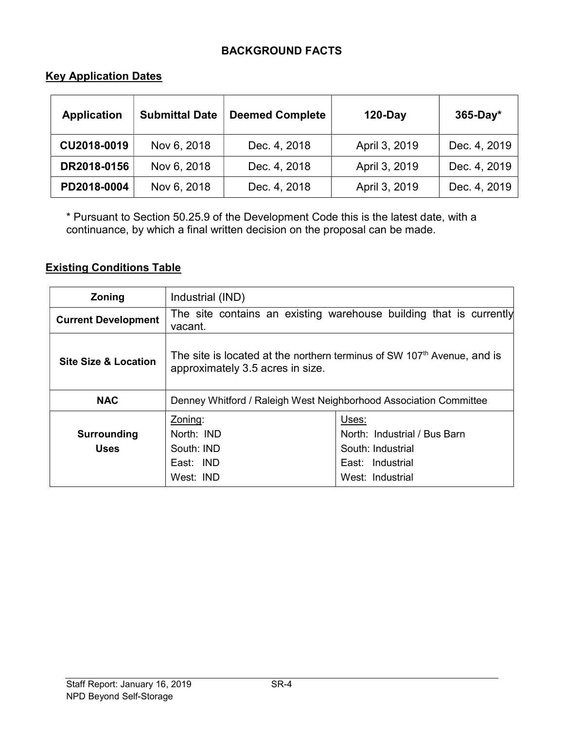# BACKGROUND FACTS

## Key Application Dates

| Application | Submittal Date | Deemed Complete | 120-Day | 365-Day* |
|---|---|---|---|---|
| CU2018-0019 | Nov 6, 2018 | Dec. 4, 2018 | April 3, 2019 | Dec. 4, 2019 |
| DR2018-0156 | Nov 6, 2018 | Dec. 4, 2018 | April 3, 2019 | Dec. 4, 2019 |
| PD2018-0004 | Nov 6, 2018 | Dec. 4, 2018 | April 3, 2019 | Dec. 4, 2019 |

* Pursuant to Section 50.25.9 of the Development Code this is the latest date, with a continuance, by which a final written decision on the proposal can be made.

## Existing Conditions Table

| Zoning | Industrial (IND) | |
|---|---|---|
| Current Development | The site contains an existing warehouse building that is currently vacant. | |
| Site Size & Location | The site is located at the northern terminus of SW 107th Avenue, and is approximately 3.5 acres in size. | |
| NAC | Denney Whitford / Raleigh West Neighborhood Association Committee | |
| Surrounding Uses | Zoning:<br>North: IND<br>South: IND<br>East: IND<br>West: IND | Uses:<br>North: Industrial / Bus Barn<br>South: Industrial<br>East: Industrial<br>West: Industrial |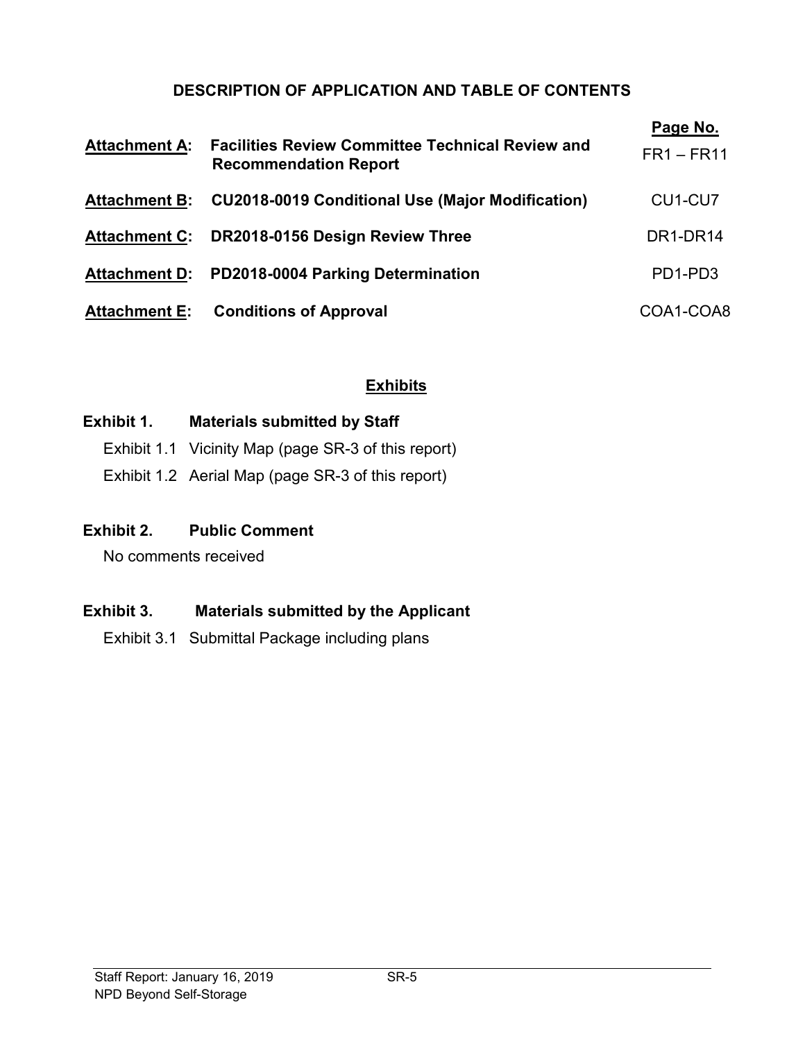## DESCRIPTION OF APPLICATION AND TABLE OF CONTENTS

| | | Page No. |
|---|---|---|
| **Attachment A:** | **Facilities Review Committee Technical Review and Recommendation Report** | FR1 – FR11 |
| **Attachment B:** | **CU2018-0019 Conditional Use (Major Modification)** | CU1-CU7 |
| **Attachment C:** | **DR2018-0156 Design Review Three** | DR1-DR14 |
| **Attachment D:** | **PD2018-0004 Parking Determination** | PD1-PD3 |
| **Attachment E:** | **Conditions of Approval** | COA1-COA8 |

## Exhibits

**Exhibit 1. Materials submitted by Staff**

Exhibit 1.1 Vicinity Map (page SR-3 of this report)

Exhibit 1.2 Aerial Map (page SR-3 of this report)

**Exhibit 2. Public Comment**

No comments received

**Exhibit 3. Materials submitted by the Applicant**

Exhibit 3.1 Submittal Package including plans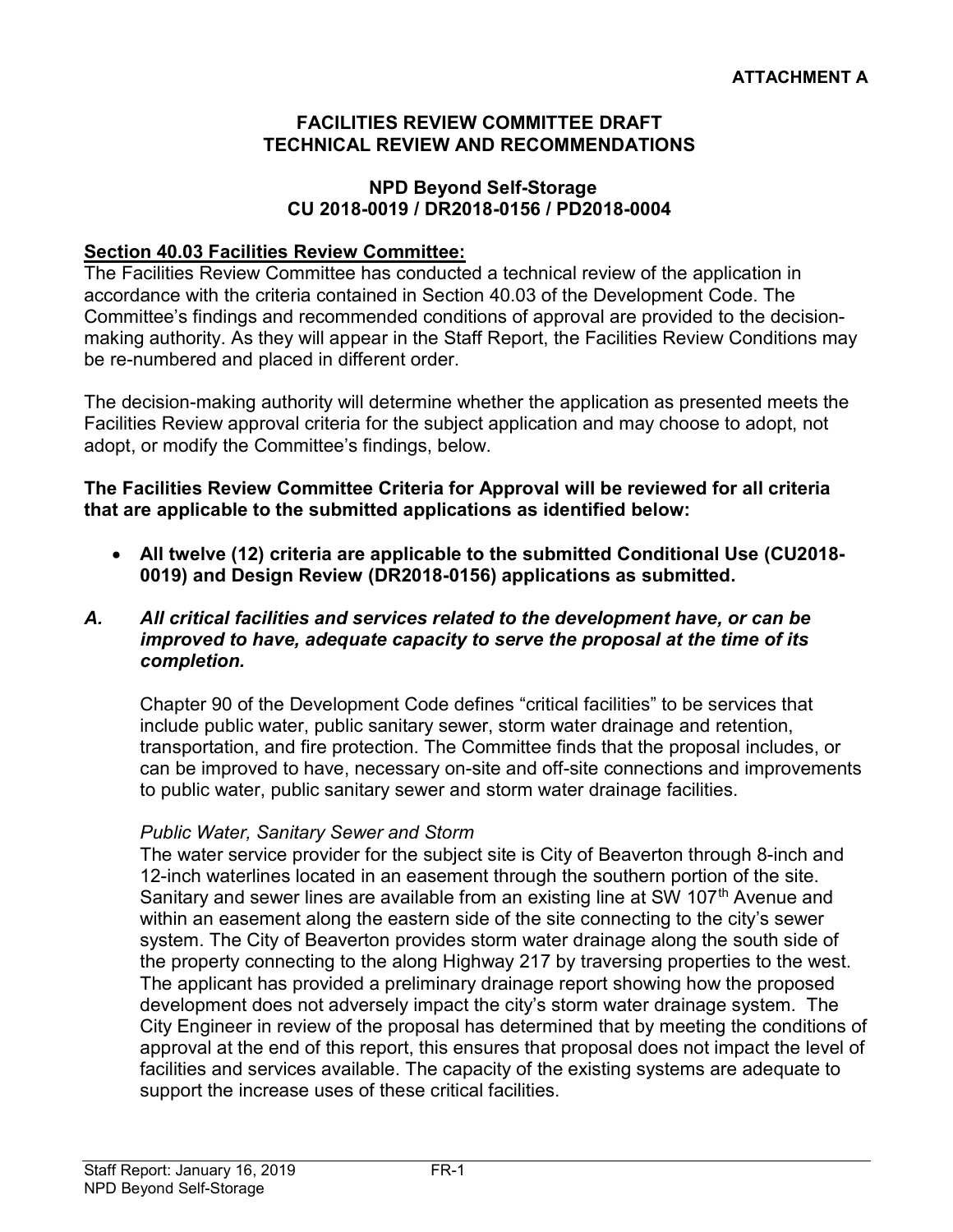**ATTACHMENT A**

**FACILITIES REVIEW COMMITTEE DRAFT**
**TECHNICAL REVIEW AND RECOMMENDATIONS**

**NPD Beyond Self-Storage**
**CU 2018-0019 / DR2018-0156 / PD2018-0004**

**Section 40.03 Facilities Review Committee:**

The Facilities Review Committee has conducted a technical review of the application in accordance with the criteria contained in Section 40.03 of the Development Code. The Committee's findings and recommended conditions of approval are provided to the decision-making authority. As they will appear in the Staff Report, the Facilities Review Conditions may be re-numbered and placed in different order.

The decision-making authority will determine whether the application as presented meets the Facilities Review approval criteria for the subject application and may choose to adopt, not adopt, or modify the Committee's findings, below.

**The Facilities Review Committee Criteria for Approval will be reviewed for all criteria that are applicable to the submitted applications as identified below:**

- **All twelve (12) criteria are applicable to the submitted Conditional Use (CU2018-0019) and Design Review (DR2018-0156) applications as submitted.**

***A. All critical facilities and services related to the development have, or can be improved to have, adequate capacity to serve the proposal at the time of its completion.***

Chapter 90 of the Development Code defines "critical facilities" to be services that include public water, public sanitary sewer, storm water drainage and retention, transportation, and fire protection. The Committee finds that the proposal includes, or can be improved to have, necessary on-site and off-site connections and improvements to public water, public sanitary sewer and storm water drainage facilities.

*Public Water, Sanitary Sewer and Storm*

The water service provider for the subject site is City of Beaverton through 8-inch and 12-inch waterlines located in an easement through the southern portion of the site. Sanitary and sewer lines are available from an existing line at SW 107th Avenue and within an easement along the eastern side of the site connecting to the city's sewer system. The City of Beaverton provides storm water drainage along the south side of the property connecting to the along Highway 217 by traversing properties to the west. The applicant has provided a preliminary drainage report showing how the proposed development does not adversely impact the city's storm water drainage system. The City Engineer in review of the proposal has determined that by meeting the conditions of approval at the end of this report, this ensures that proposal does not impact the level of facilities and services available. The capacity of the existing systems are adequate to support the increase uses of these critical facilities.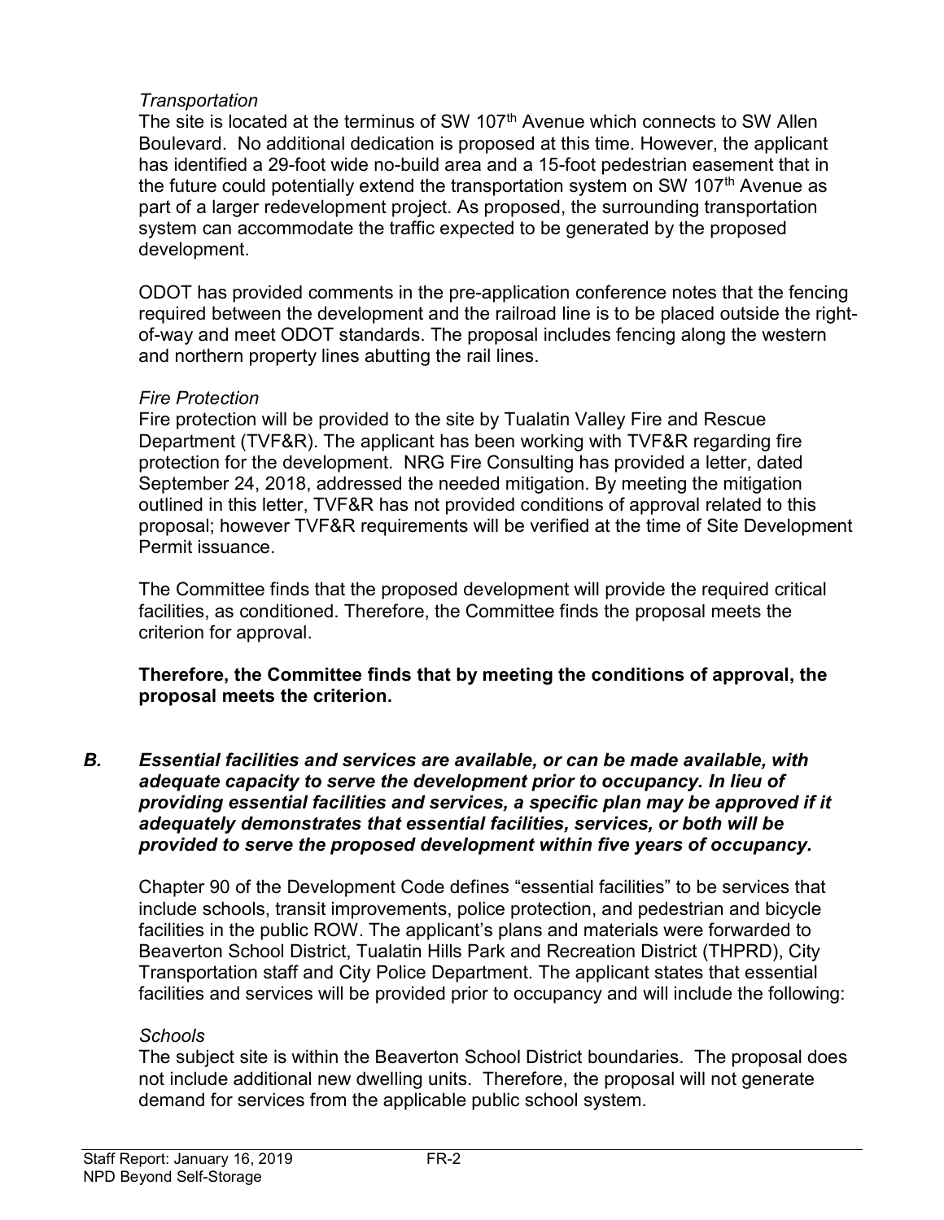*Transportation*

The site is located at the terminus of SW 107th Avenue which connects to SW Allen Boulevard. No additional dedication is proposed at this time. However, the applicant has identified a 29-foot wide no-build area and a 15-foot pedestrian easement that in the future could potentially extend the transportation system on SW 107th Avenue as part of a larger redevelopment project. As proposed, the surrounding transportation system can accommodate the traffic expected to be generated by the proposed development.

ODOT has provided comments in the pre-application conference notes that the fencing required between the development and the railroad line is to be placed outside the right-of-way and meet ODOT standards. The proposal includes fencing along the western and northern property lines abutting the rail lines.

*Fire Protection*

Fire protection will be provided to the site by Tualatin Valley Fire and Rescue Department (TVF&R). The applicant has been working with TVF&R regarding fire protection for the development. NRG Fire Consulting has provided a letter, dated September 24, 2018, addressed the needed mitigation. By meeting the mitigation outlined in this letter, TVF&R has not provided conditions of approval related to this proposal; however TVF&R requirements will be verified at the time of Site Development Permit issuance.

The Committee finds that the proposed development will provide the required critical facilities, as conditioned. Therefore, the Committee finds the proposal meets the criterion for approval.

**Therefore, the Committee finds that by meeting the conditions of approval, the proposal meets the criterion.**

***B. Essential facilities and services are available, or can be made available, with adequate capacity to serve the development prior to occupancy. In lieu of providing essential facilities and services, a specific plan may be approved if it adequately demonstrates that essential facilities, services, or both will be provided to serve the proposed development within five years of occupancy.***

Chapter 90 of the Development Code defines "essential facilities" to be services that include schools, transit improvements, police protection, and pedestrian and bicycle facilities in the public ROW. The applicant's plans and materials were forwarded to Beaverton School District, Tualatin Hills Park and Recreation District (THPRD), City Transportation staff and City Police Department. The applicant states that essential facilities and services will be provided prior to occupancy and will include the following:

*Schools*

The subject site is within the Beaverton School District boundaries. The proposal does not include additional new dwelling units. Therefore, the proposal will not generate demand for services from the applicable public school system.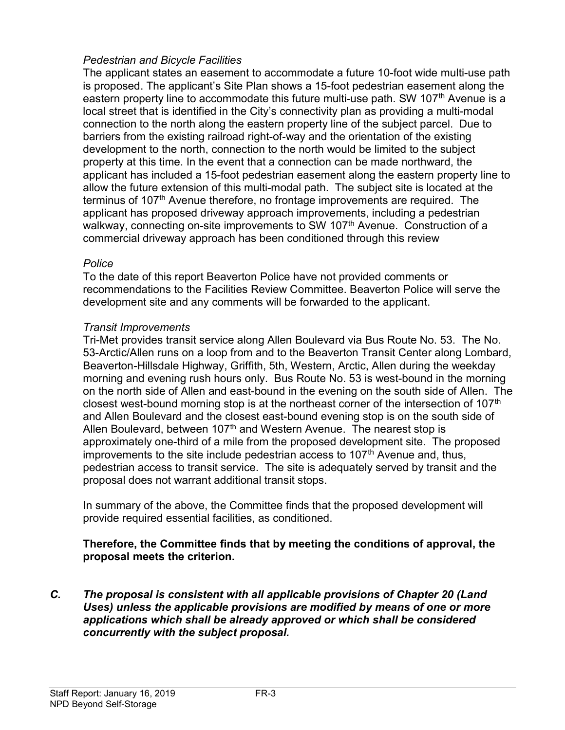*Pedestrian and Bicycle Facilities*

The applicant states an easement to accommodate a future 10-foot wide multi-use path is proposed. The applicant's Site Plan shows a 15-foot pedestrian easement along the eastern property line to accommodate this future multi-use path. SW 107th Avenue is a local street that is identified in the City's connectivity plan as providing a multi-modal connection to the north along the eastern property line of the subject parcel. Due to barriers from the existing railroad right-of-way and the orientation of the existing development to the north, connection to the north would be limited to the subject property at this time. In the event that a connection can be made northward, the applicant has included a 15-foot pedestrian easement along the eastern property line to allow the future extension of this multi-modal path. The subject site is located at the terminus of 107th Avenue therefore, no frontage improvements are required. The applicant has proposed driveway approach improvements, including a pedestrian walkway, connecting on-site improvements to SW 107th Avenue. Construction of a commercial driveway approach has been conditioned through this review

*Police*

To the date of this report Beaverton Police have not provided comments or recommendations to the Facilities Review Committee. Beaverton Police will serve the development site and any comments will be forwarded to the applicant.

*Transit Improvements*

Tri-Met provides transit service along Allen Boulevard via Bus Route No. 53. The No. 53-Arctic/Allen runs on a loop from and to the Beaverton Transit Center along Lombard, Beaverton-Hillsdale Highway, Griffith, 5th, Western, Arctic, Allen during the weekday morning and evening rush hours only. Bus Route No. 53 is west-bound in the morning on the north side of Allen and east-bound in the evening on the south side of Allen. The closest west-bound morning stop is at the northeast corner of the intersection of 107th and Allen Boulevard and the closest east-bound evening stop is on the south side of Allen Boulevard, between 107th and Western Avenue. The nearest stop is approximately one-third of a mile from the proposed development site. The proposed improvements to the site include pedestrian access to 107th Avenue and, thus, pedestrian access to transit service. The site is adequately served by transit and the proposal does not warrant additional transit stops.

In summary of the above, the Committee finds that the proposed development will provide required essential facilities, as conditioned.

**Therefore, the Committee finds that by meeting the conditions of approval, the proposal meets the criterion.**

***C. The proposal is consistent with all applicable provisions of Chapter 20 (Land Uses) unless the applicable provisions are modified by means of one or more applications which shall be already approved or which shall be considered concurrently with the subject proposal.***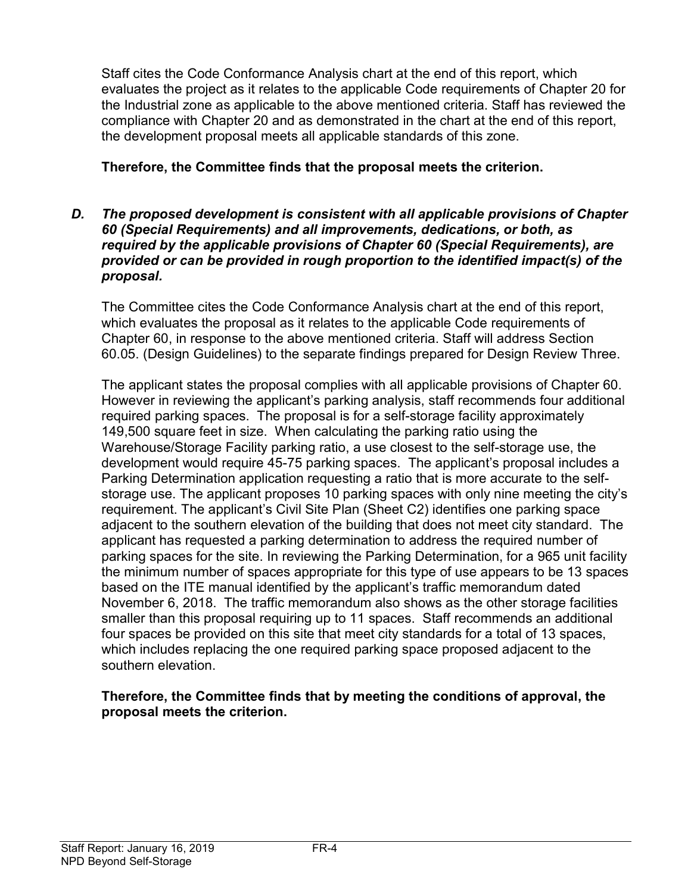Staff cites the Code Conformance Analysis chart at the end of this report, which evaluates the project as it relates to the applicable Code requirements of Chapter 20 for the Industrial zone as applicable to the above mentioned criteria. Staff has reviewed the compliance with Chapter 20 and as demonstrated in the chart at the end of this report, the development proposal meets all applicable standards of this zone.

**Therefore, the Committee finds that the proposal meets the criterion.**

***D. The proposed development is consistent with all applicable provisions of Chapter 60 (Special Requirements) and all improvements, dedications, or both, as required by the applicable provisions of Chapter 60 (Special Requirements), are provided or can be provided in rough proportion to the identified impact(s) of the proposal.***

The Committee cites the Code Conformance Analysis chart at the end of this report, which evaluates the proposal as it relates to the applicable Code requirements of Chapter 60, in response to the above mentioned criteria. Staff will address Section 60.05. (Design Guidelines) to the separate findings prepared for Design Review Three.

The applicant states the proposal complies with all applicable provisions of Chapter 60. However in reviewing the applicant's parking analysis, staff recommends four additional required parking spaces. The proposal is for a self-storage facility approximately 149,500 square feet in size. When calculating the parking ratio using the Warehouse/Storage Facility parking ratio, a use closest to the self-storage use, the development would require 45-75 parking spaces. The applicant's proposal includes a Parking Determination application requesting a ratio that is more accurate to the self-storage use. The applicant proposes 10 parking spaces with only nine meeting the city's requirement. The applicant's Civil Site Plan (Sheet C2) identifies one parking space adjacent to the southern elevation of the building that does not meet city standard. The applicant has requested a parking determination to address the required number of parking spaces for the site. In reviewing the Parking Determination, for a 965 unit facility the minimum number of spaces appropriate for this type of use appears to be 13 spaces based on the ITE manual identified by the applicant's traffic memorandum dated November 6, 2018. The traffic memorandum also shows as the other storage facilities smaller than this proposal requiring up to 11 spaces. Staff recommends an additional four spaces be provided on this site that meet city standards for a total of 13 spaces, which includes replacing the one required parking space proposed adjacent to the southern elevation.

**Therefore, the Committee finds that by meeting the conditions of approval, the proposal meets the criterion.**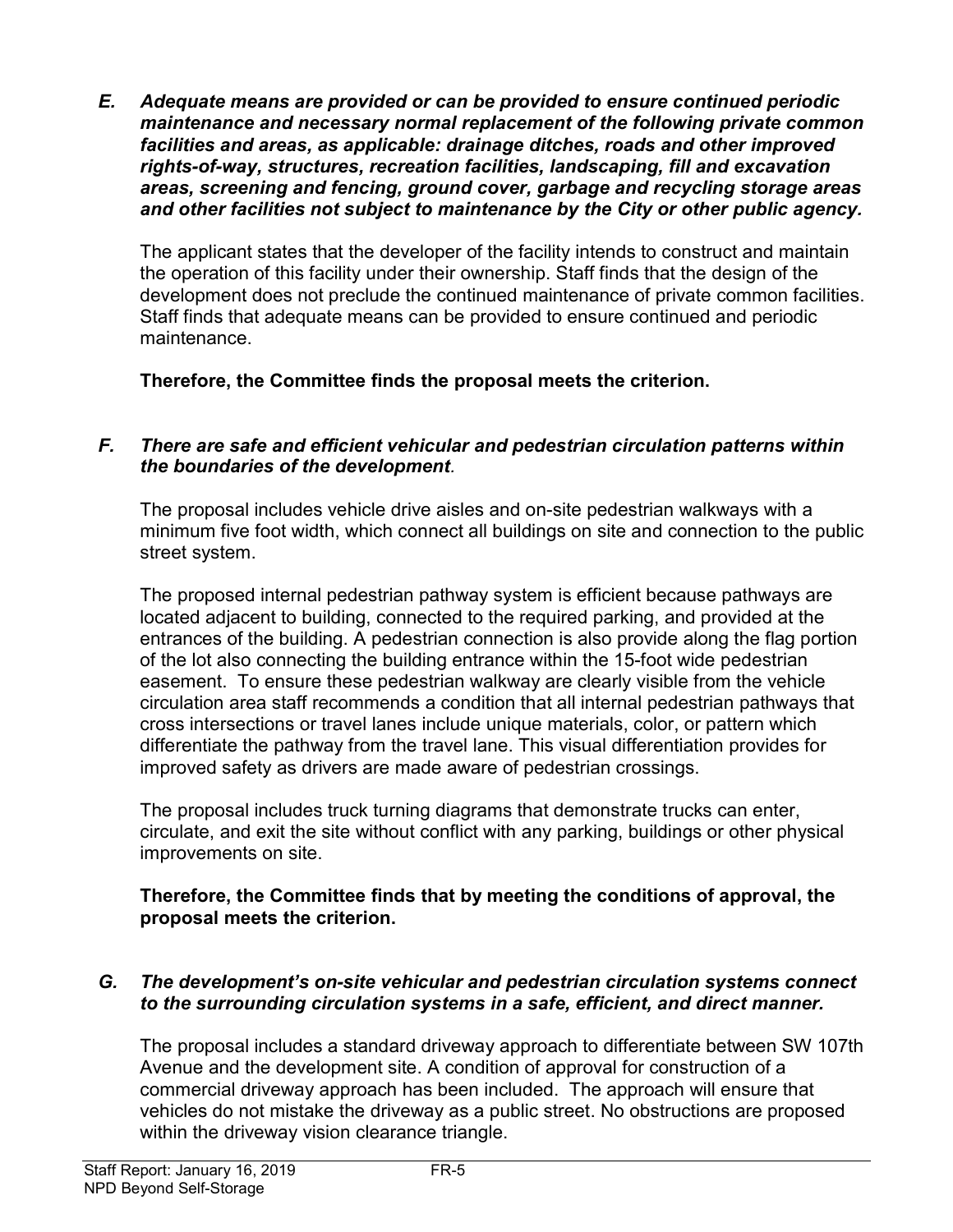***E. Adequate means are provided or can be provided to ensure continued periodic maintenance and necessary normal replacement of the following private common facilities and areas, as applicable: drainage ditches, roads and other improved rights-of-way, structures, recreation facilities, landscaping, fill and excavation areas, screening and fencing, ground cover, garbage and recycling storage areas and other facilities not subject to maintenance by the City or other public agency.***

The applicant states that the developer of the facility intends to construct and maintain the operation of this facility under their ownership. Staff finds that the design of the development does not preclude the continued maintenance of private common facilities. Staff finds that adequate means can be provided to ensure continued and periodic maintenance.

**Therefore, the Committee finds the proposal meets the criterion.**

***F. There are safe and efficient vehicular and pedestrian circulation patterns within the boundaries of the development.***

The proposal includes vehicle drive aisles and on-site pedestrian walkways with a minimum five foot width, which connect all buildings on site and connection to the public street system.

The proposed internal pedestrian pathway system is efficient because pathways are located adjacent to building, connected to the required parking, and provided at the entrances of the building. A pedestrian connection is also provide along the flag portion of the lot also connecting the building entrance within the 15-foot wide pedestrian easement. To ensure these pedestrian walkway are clearly visible from the vehicle circulation area staff recommends a condition that all internal pedestrian pathways that cross intersections or travel lanes include unique materials, color, or pattern which differentiate the pathway from the travel lane. This visual differentiation provides for improved safety as drivers are made aware of pedestrian crossings.

The proposal includes truck turning diagrams that demonstrate trucks can enter, circulate, and exit the site without conflict with any parking, buildings or other physical improvements on site.

**Therefore, the Committee finds that by meeting the conditions of approval, the proposal meets the criterion.**

***G. The development's on-site vehicular and pedestrian circulation systems connect to the surrounding circulation systems in a safe, efficient, and direct manner.***

The proposal includes a standard driveway approach to differentiate between SW 107th Avenue and the development site. A condition of approval for construction of a commercial driveway approach has been included. The approach will ensure that vehicles do not mistake the driveway as a public street. No obstructions are proposed within the driveway vision clearance triangle.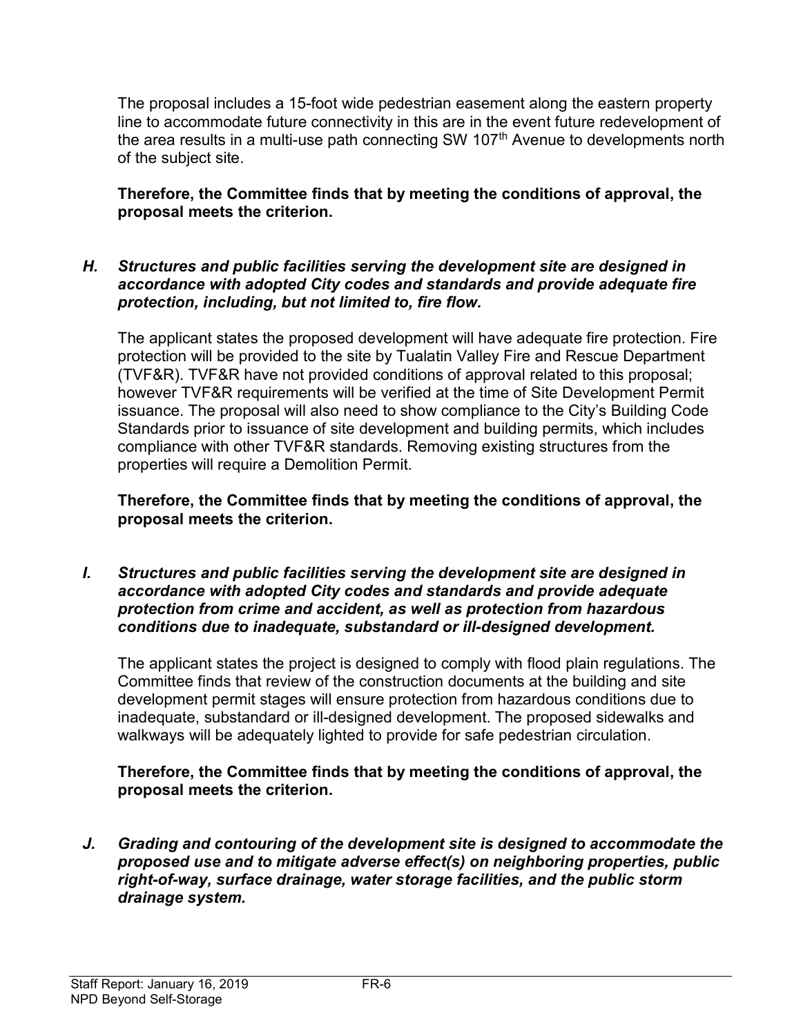The proposal includes a 15-foot wide pedestrian easement along the eastern property line to accommodate future connectivity in this are in the event future redevelopment of the area results in a multi-use path connecting SW 107th Avenue to developments north of the subject site.

**Therefore, the Committee finds that by meeting the conditions of approval, the proposal meets the criterion.**

***H. Structures and public facilities serving the development site are designed in accordance with adopted City codes and standards and provide adequate fire protection, including, but not limited to, fire flow.***

The applicant states the proposed development will have adequate fire protection. Fire protection will be provided to the site by Tualatin Valley Fire and Rescue Department (TVF&R). TVF&R have not provided conditions of approval related to this proposal; however TVF&R requirements will be verified at the time of Site Development Permit issuance. The proposal will also need to show compliance to the City's Building Code Standards prior to issuance of site development and building permits, which includes compliance with other TVF&R standards. Removing existing structures from the properties will require a Demolition Permit.

**Therefore, the Committee finds that by meeting the conditions of approval, the proposal meets the criterion.**

***I. Structures and public facilities serving the development site are designed in accordance with adopted City codes and standards and provide adequate protection from crime and accident, as well as protection from hazardous conditions due to inadequate, substandard or ill-designed development.***

The applicant states the project is designed to comply with flood plain regulations. The Committee finds that review of the construction documents at the building and site development permit stages will ensure protection from hazardous conditions due to inadequate, substandard or ill-designed development. The proposed sidewalks and walkways will be adequately lighted to provide for safe pedestrian circulation.

**Therefore, the Committee finds that by meeting the conditions of approval, the proposal meets the criterion.**

***J. Grading and contouring of the development site is designed to accommodate the proposed use and to mitigate adverse effect(s) on neighboring properties, public right-of-way, surface drainage, water storage facilities, and the public storm drainage system.***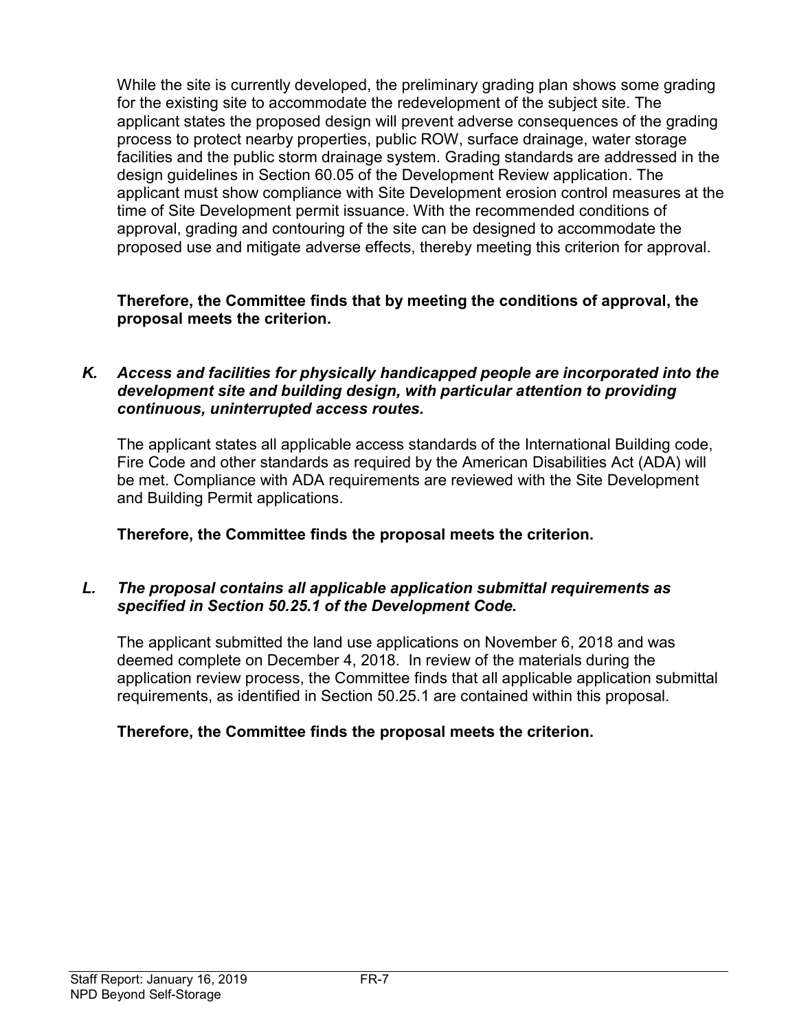While the site is currently developed, the preliminary grading plan shows some grading for the existing site to accommodate the redevelopment of the subject site. The applicant states the proposed design will prevent adverse consequences of the grading process to protect nearby properties, public ROW, surface drainage, water storage facilities and the public storm drainage system. Grading standards are addressed in the design guidelines in Section 60.05 of the Development Review application. The applicant must show compliance with Site Development erosion control measures at the time of Site Development permit issuance. With the recommended conditions of approval, grading and contouring of the site can be designed to accommodate the proposed use and mitigate adverse effects, thereby meeting this criterion for approval.

**Therefore, the Committee finds that by meeting the conditions of approval, the proposal meets the criterion.**

***K. Access and facilities for physically handicapped people are incorporated into the development site and building design, with particular attention to providing continuous, uninterrupted access routes.***

The applicant states all applicable access standards of the International Building code, Fire Code and other standards as required by the American Disabilities Act (ADA) will be met. Compliance with ADA requirements are reviewed with the Site Development and Building Permit applications.

**Therefore, the Committee finds the proposal meets the criterion.**

***L. The proposal contains all applicable application submittal requirements as specified in Section 50.25.1 of the Development Code.***

The applicant submitted the land use applications on November 6, 2018 and was deemed complete on December 4, 2018. In review of the materials during the application review process, the Committee finds that all applicable application submittal requirements, as identified in Section 50.25.1 are contained within this proposal.

**Therefore, the Committee finds the proposal meets the criterion.**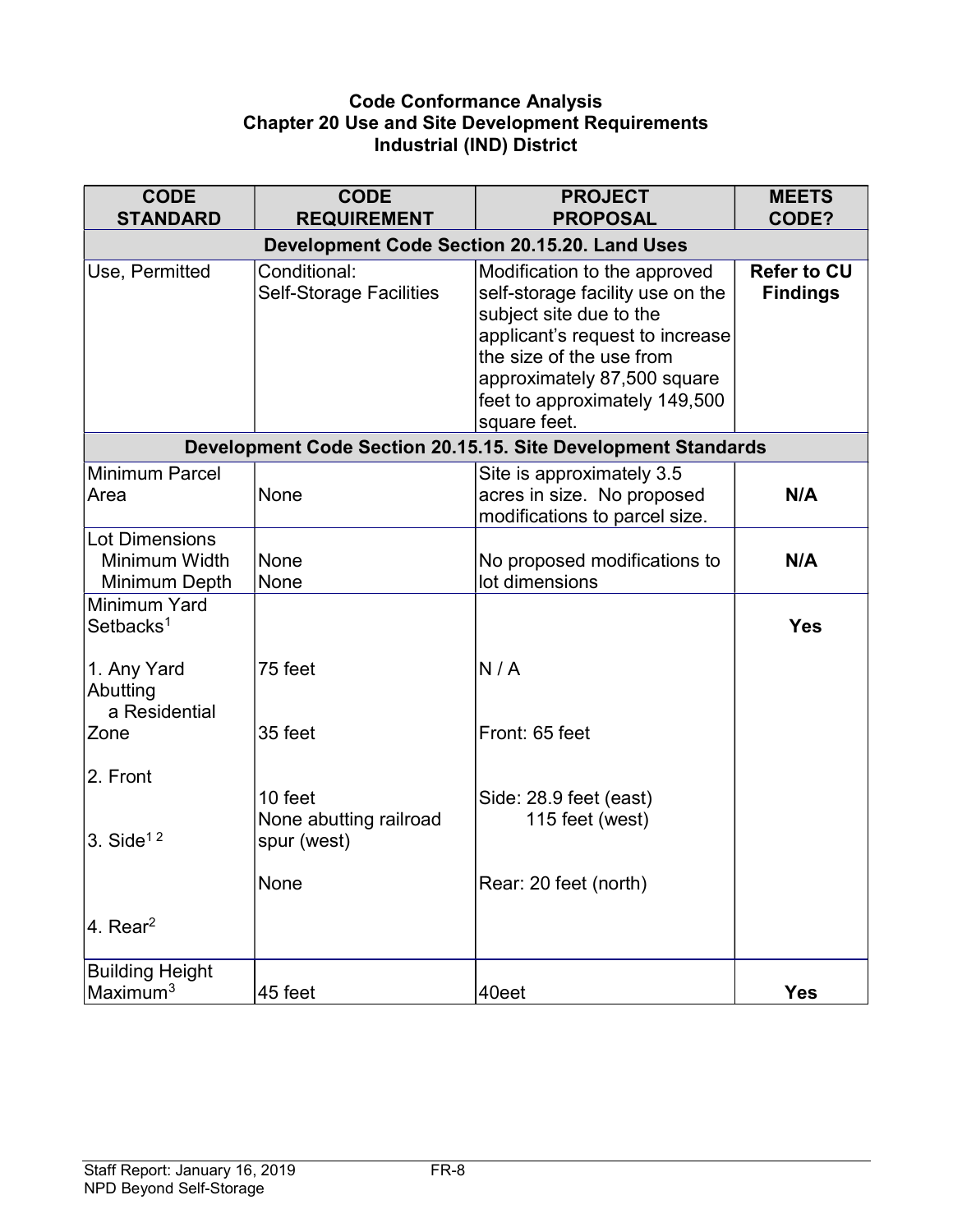**Code Conformance Analysis**
**Chapter 20 Use and Site Development Requirements**
**Industrial (IND) District**

| CODE STANDARD | CODE REQUIREMENT | PROJECT PROPOSAL | MEETS CODE? |
|---|---|---|---|
| **Development Code Section 20.15.20. Land Uses** | | | |
| Use, Permitted | Conditional: Self-Storage Facilities | Modification to the approved self-storage facility use on the subject site due to the applicant's request to increase the size of the use from approximately 87,500 square feet to approximately 149,500 square feet. | **Refer to CU Findings** |
| **Development Code Section 20.15.15. Site Development Standards** | | | |
| Minimum Parcel Area | None | Site is approximately 3.5 acres in size. No proposed modifications to parcel size. | **N/A** |
| Lot Dimensions<br>Minimum Width<br>Minimum Depth | <br>None<br>None | No proposed modifications to lot dimensions | **N/A** |
| Minimum Yard Setbacks[1]<br><br>1. Any Yard Abutting a Residential Zone<br><br>2. Front<br><br>3. Side[1 2]<br><br>4. Rear[2] | <br><br>75 feet<br><br>35 feet<br><br>10 feet<br>None abutting railroad spur (west)<br><br>None | <br><br>N / A<br><br>Front: 65 feet<br><br>Side: 28.9 feet (east)<br>115 feet (west)<br><br>Rear: 20 feet (north) | **Yes** |
| Building Height Maximum[3] | 45 feet | 40eet | **Yes** |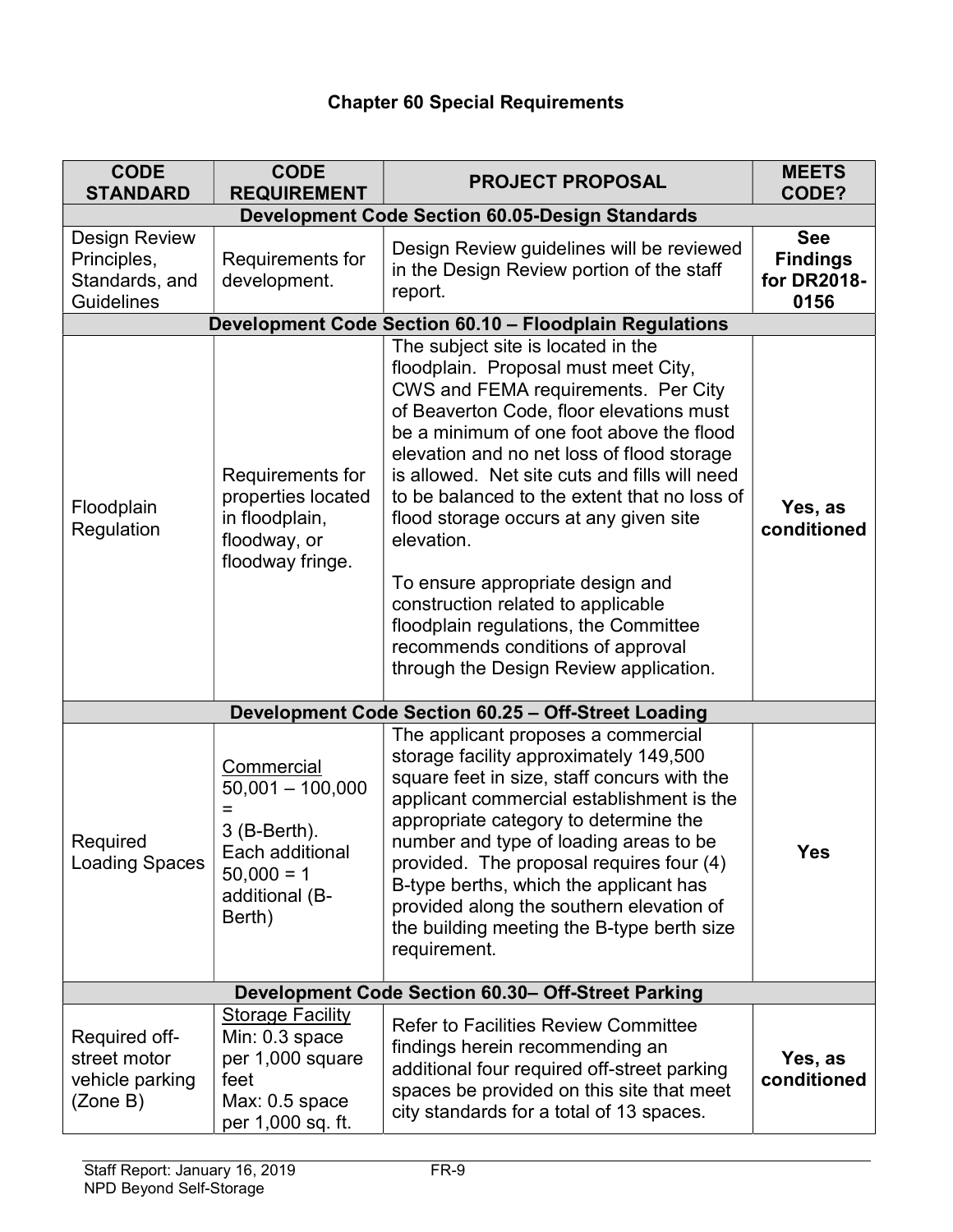## Chapter 60 Special Requirements

| CODE STANDARD | CODE REQUIREMENT | PROJECT PROPOSAL | MEETS CODE? |
|---|---|---|---|
| **Development Code Section 60.05-Design Standards** | | | |
| Design Review Principles, Standards, and Guidelines | Requirements for development. | Design Review guidelines will be reviewed in the Design Review portion of the staff report. | **See Findings for DR2018-0156** |
| **Development Code Section 60.10 – Floodplain Regulations** | | | |
| Floodplain Regulation | Requirements for properties located in floodplain, floodway, or floodway fringe. | The subject site is located in the floodplain. Proposal must meet City, CWS and FEMA requirements. Per City of Beaverton Code, floor elevations must be a minimum of one foot above the flood elevation and no net loss of flood storage is allowed. Net site cuts and fills will need to be balanced to the extent that no loss of flood storage occurs at any given site elevation.<br><br>To ensure appropriate design and construction related to applicable floodplain regulations, the Committee recommends conditions of approval through the Design Review application. | **Yes, as conditioned** |
| **Development Code Section 60.25 – Off-Street Loading** | | | |
| Required Loading Spaces | <u>Commercial</u><br>50,001 – 100,000 = 3 (B-Berth).<br>Each additional 50,000 = 1 additional (B-Berth) | The applicant proposes a commercial storage facility approximately 149,500 square feet in size, staff concurs with the applicant commercial establishment is the appropriate category to determine the number and type of loading areas to be provided. The proposal requires four (4) B-type berths, which the applicant has provided along the southern elevation of the building meeting the B-type berth size requirement. | **Yes** |
| **Development Code Section 60.30– Off-Street Parking** | | | |
| Required off-street motor vehicle parking (Zone B) | <u>Storage Facility</u><br>Min: 0.3 space per 1,000 square feet<br>Max: 0.5 space per 1,000 sq. ft. | Refer to Facilities Review Committee findings herein recommending an additional four required off-street parking spaces be provided on this site that meet city standards for a total of 13 spaces. | **Yes, as conditioned** |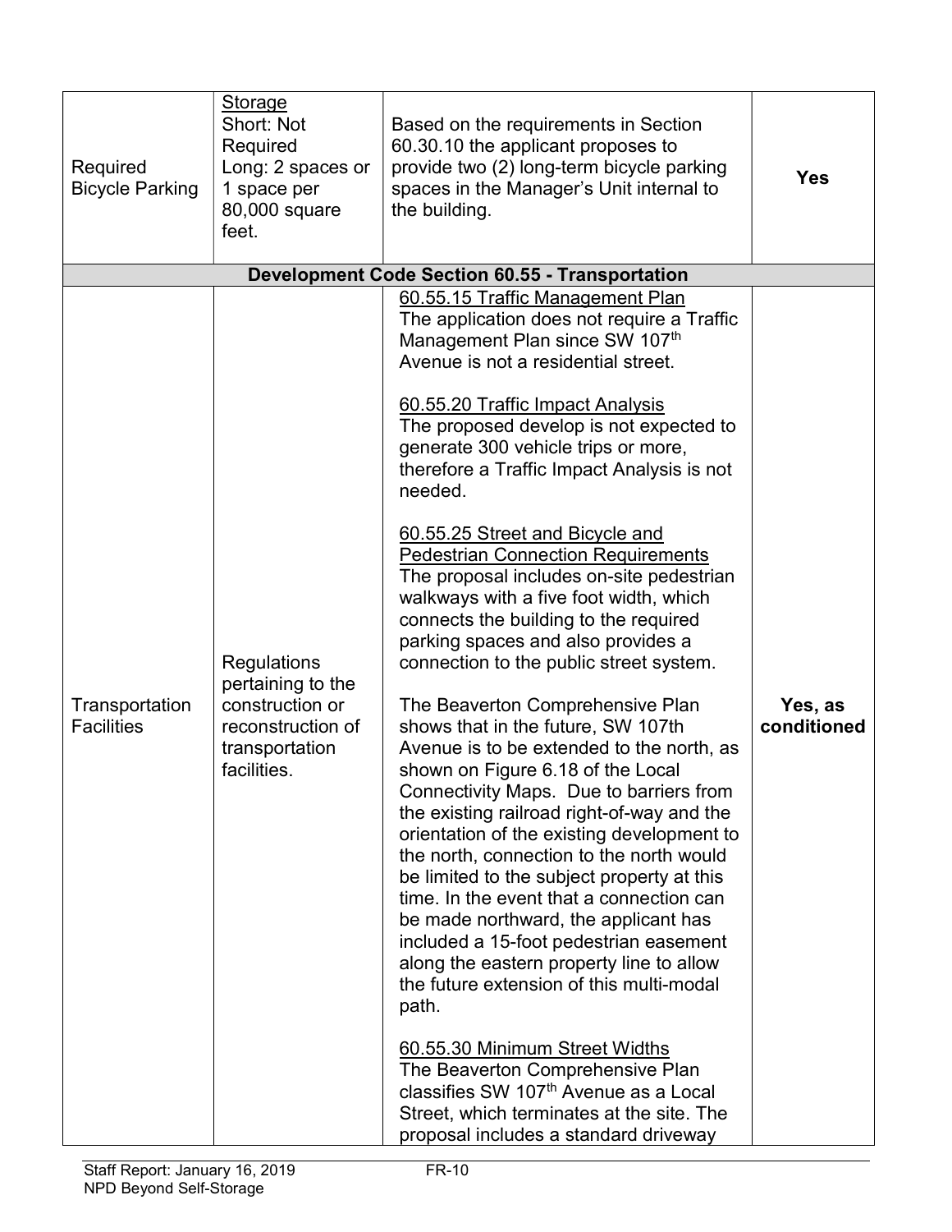| | | | |
|---|---|---|---|
| Required Bicycle Parking | Storage<br>Short: Not Required<br>Long: 2 spaces or 1 space per 80,000 square feet. | Based on the requirements in Section 60.30.10 the applicant proposes to provide two (2) long-term bicycle parking spaces in the Manager's Unit internal to the building. | **Yes** |
| **Development Code Section 60.55 - Transportation** | | | |
| Transportation Facilities | Regulations pertaining to the construction or reconstruction of transportation facilities. | 60.55.15 Traffic Management Plan<br>The application does not require a Traffic Management Plan since SW 107th Avenue is not a residential street.<br><br>60.55.20 Traffic Impact Analysis<br>The proposed develop is not expected to generate 300 vehicle trips or more, therefore a Traffic Impact Analysis is not needed.<br><br>60.55.25 Street and Bicycle and Pedestrian Connection Requirements<br>The proposal includes on-site pedestrian walkways with a five foot width, which connects the building to the required parking spaces and also provides a connection to the public street system.<br><br>The Beaverton Comprehensive Plan shows that in the future, SW 107th Avenue is to be extended to the north, as shown on Figure 6.18 of the Local Connectivity Maps. Due to barriers from the existing railroad right-of-way and the orientation of the existing development to the north, connection to the north would be limited to the subject property at this time. In the event that a connection can be made northward, the applicant has included a 15-foot pedestrian easement along the eastern property line to allow the future extension of this multi-modal path.<br><br>60.55.30 Minimum Street Widths<br>The Beaverton Comprehensive Plan classifies SW 107th Avenue as a Local Street, which terminates at the site. The proposal includes a standard driveway | **Yes, as conditioned** |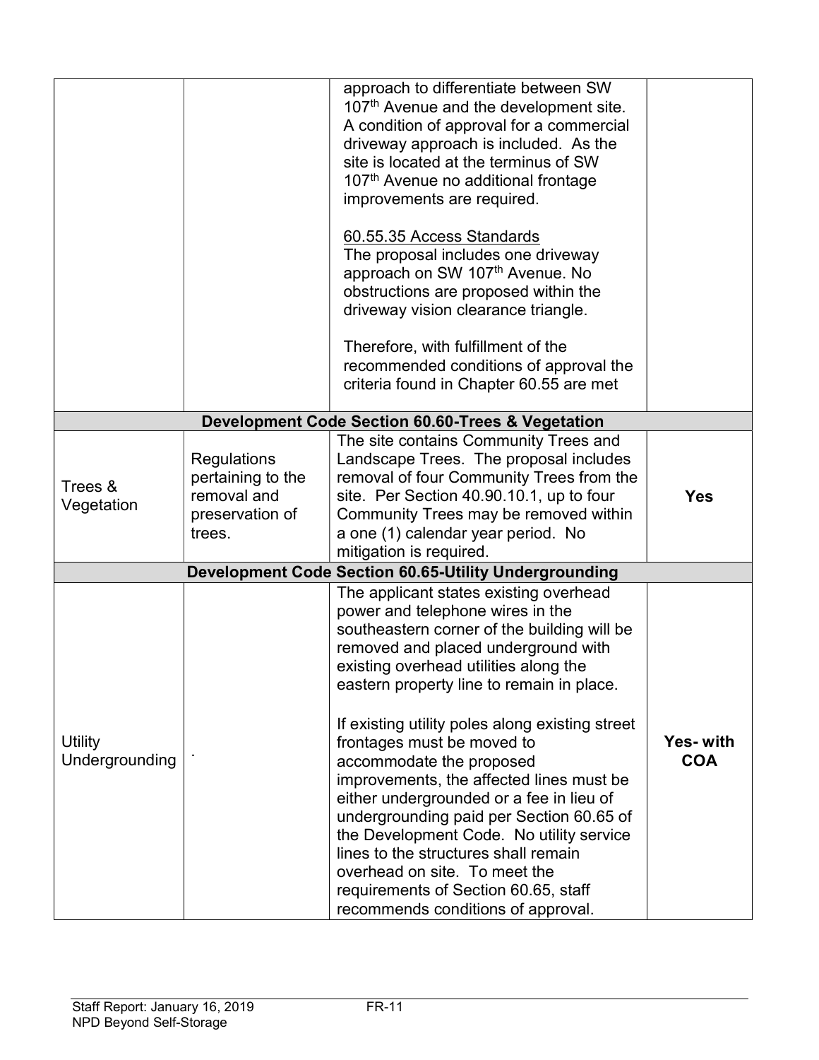| | | | |
|---|---|---|---|
| | | approach to differentiate between SW 107th Avenue and the development site. A condition of approval for a commercial driveway approach is included. As the site is located at the terminus of SW 107th Avenue no additional frontage improvements are required.<br><br>60.55.35 Access Standards<br>The proposal includes one driveway approach on SW 107th Avenue. No obstructions are proposed within the driveway vision clearance triangle.<br><br>Therefore, with fulfillment of the recommended conditions of approval the criteria found in Chapter 60.55 are met | |
| **Development Code Section 60.60-Trees & Vegetation** | | | |
| Trees & Vegetation | Regulations pertaining to the removal and preservation of trees. | The site contains Community Trees and Landscape Trees. The proposal includes removal of four Community Trees from the site. Per Section 40.90.10.1, up to four Community Trees may be removed within a one (1) calendar year period. No mitigation is required. | **Yes** |
| **Development Code Section 60.65-Utility Undergrounding** | | | |
| Utility Undergrounding | . | The applicant states existing overhead power and telephone wires in the southeastern corner of the building will be removed and placed underground with existing overhead utilities along the eastern property line to remain in place.<br><br>If existing utility poles along existing street frontages must be moved to accommodate the proposed improvements, the affected lines must be either undergrounded or a fee in lieu of undergrounding paid per Section 60.65 of the Development Code. No utility service lines to the structures shall remain overhead on site. To meet the requirements of Section 60.65, staff recommends conditions of approval. | **Yes- with COA** |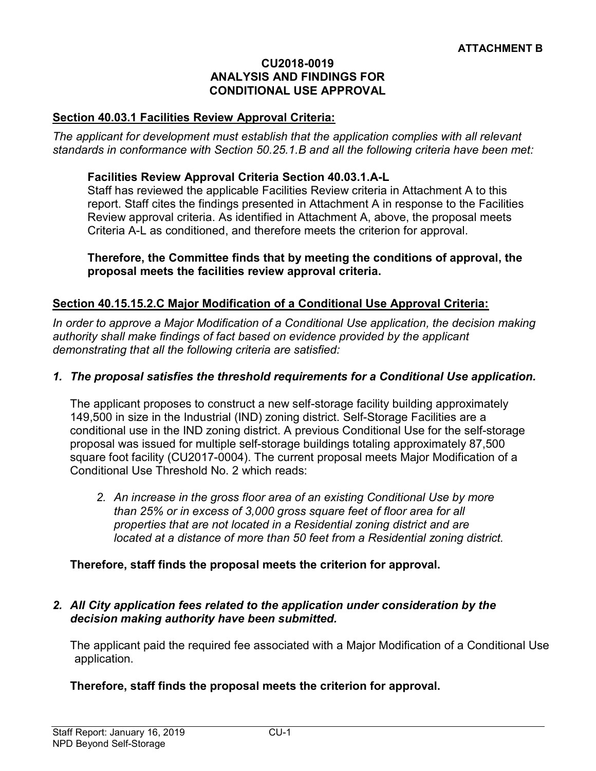**ATTACHMENT B**

**CU2018-0019**
**ANALYSIS AND FINDINGS FOR**
**CONDITIONAL USE APPROVAL**

**Section 40.03.1 Facilities Review Approval Criteria:**

*The applicant for development must establish that the application complies with all relevant standards in conformance with Section 50.25.1.B and all the following criteria have been met:*

**Facilities Review Approval Criteria Section 40.03.1.A-L**

Staff has reviewed the applicable Facilities Review criteria in Attachment A to this report. Staff cites the findings presented in Attachment A in response to the Facilities Review approval criteria. As identified in Attachment A, above, the proposal meets Criteria A-L as conditioned, and therefore meets the criterion for approval.

**Therefore, the Committee finds that by meeting the conditions of approval, the proposal meets the facilities review approval criteria.**

**Section 40.15.15.2.C Major Modification of a Conditional Use Approval Criteria:**

*In order to approve a Major Modification of a Conditional Use application, the decision making authority shall make findings of fact based on evidence provided by the applicant demonstrating that all the following criteria are satisfied:*

***1. The proposal satisfies the threshold requirements for a Conditional Use application.***

The applicant proposes to construct a new self-storage facility building approximately 149,500 in size in the Industrial (IND) zoning district. Self-Storage Facilities are a conditional use in the IND zoning district. A previous Conditional Use for the self-storage proposal was issued for multiple self-storage buildings totaling approximately 87,500 square foot facility (CU2017-0004). The current proposal meets Major Modification of a Conditional Use Threshold No. 2 which reads:

> *2. An increase in the gross floor area of an existing Conditional Use by more than 25% or in excess of 3,000 gross square feet of floor area for all properties that are not located in a Residential zoning district and are located at a distance of more than 50 feet from a Residential zoning district.*

**Therefore, staff finds the proposal meets the criterion for approval.**

***2. All City application fees related to the application under consideration by the decision making authority have been submitted.***

The applicant paid the required fee associated with a Major Modification of a Conditional Use application.

**Therefore, staff finds the proposal meets the criterion for approval.**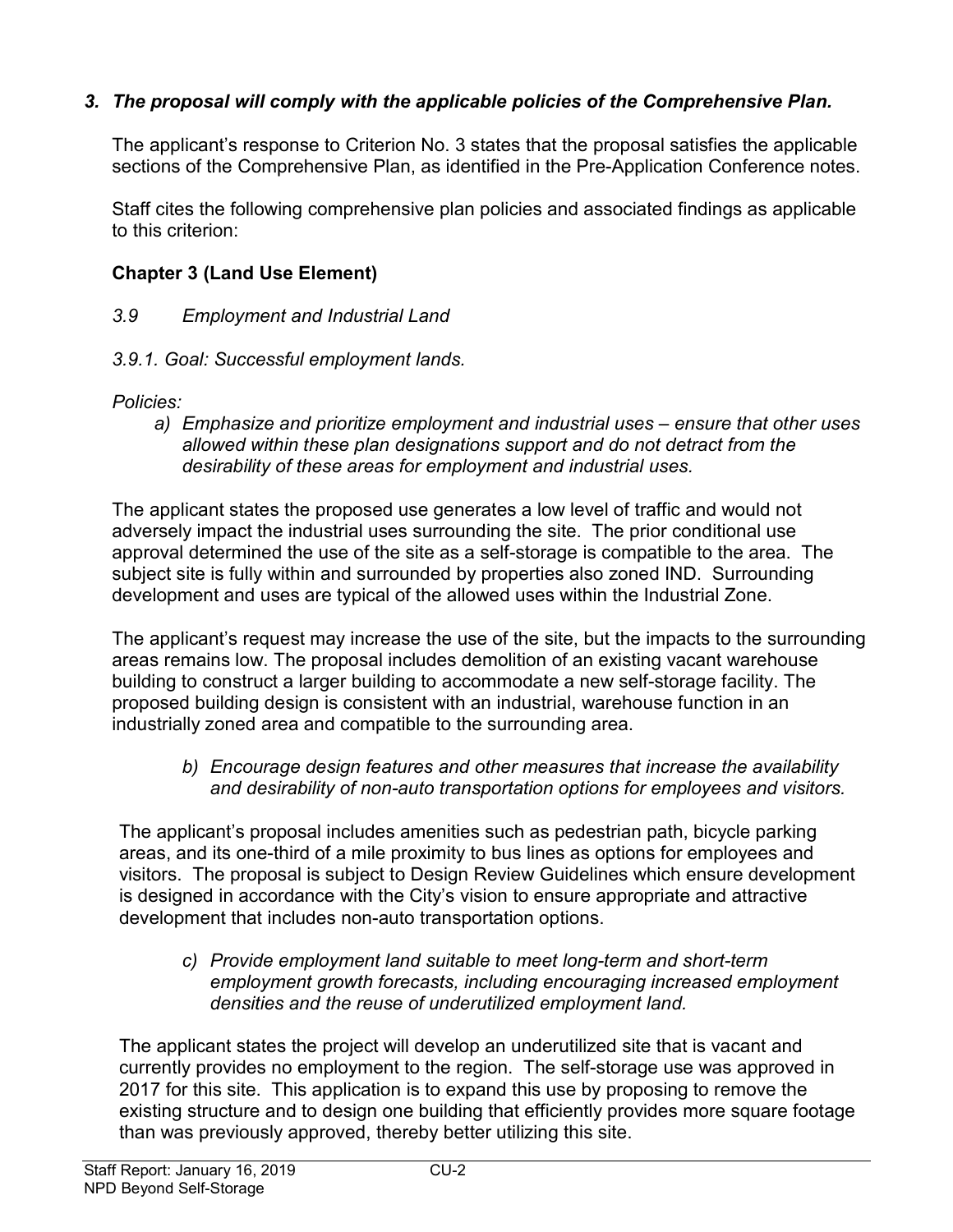### *3. The proposal will comply with the applicable policies of the Comprehensive Plan.*

The applicant's response to Criterion No. 3 states that the proposal satisfies the applicable sections of the Comprehensive Plan, as identified in the Pre-Application Conference notes.

Staff cites the following comprehensive plan policies and associated findings as applicable to this criterion:

**Chapter 3 (Land Use Element)**

*3.9 Employment and Industrial Land*

*3.9.1. Goal: Successful employment lands.*

*Policies:*

*a) Emphasize and prioritize employment and industrial uses – ensure that other uses allowed within these plan designations support and do not detract from the desirability of these areas for employment and industrial uses.*

The applicant states the proposed use generates a low level of traffic and would not adversely impact the industrial uses surrounding the site. The prior conditional use approval determined the use of the site as a self-storage is compatible to the area. The subject site is fully within and surrounded by properties also zoned IND. Surrounding development and uses are typical of the allowed uses within the Industrial Zone.

The applicant's request may increase the use of the site, but the impacts to the surrounding areas remains low. The proposal includes demolition of an existing vacant warehouse building to construct a larger building to accommodate a new self-storage facility. The proposed building design is consistent with an industrial, warehouse function in an industrially zoned area and compatible to the surrounding area.

*b) Encourage design features and other measures that increase the availability and desirability of non-auto transportation options for employees and visitors.*

The applicant's proposal includes amenities such as pedestrian path, bicycle parking areas, and its one-third of a mile proximity to bus lines as options for employees and visitors. The proposal is subject to Design Review Guidelines which ensure development is designed in accordance with the City's vision to ensure appropriate and attractive development that includes non-auto transportation options.

*c) Provide employment land suitable to meet long-term and short-term employment growth forecasts, including encouraging increased employment densities and the reuse of underutilized employment land.*

The applicant states the project will develop an underutilized site that is vacant and currently provides no employment to the region. The self-storage use was approved in 2017 for this site. This application is to expand this use by proposing to remove the existing structure and to design one building that efficiently provides more square footage than was previously approved, thereby better utilizing this site.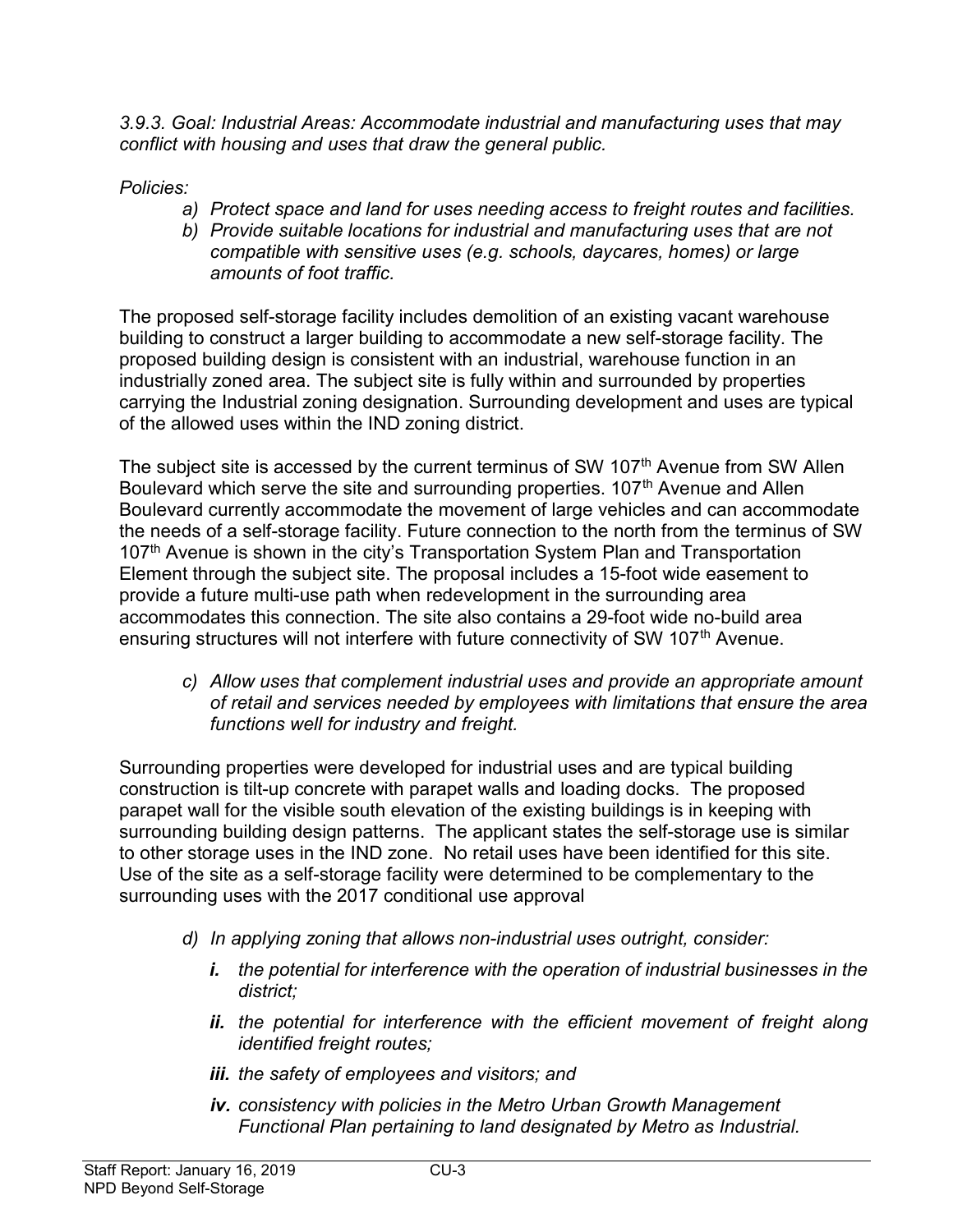*3.9.3. Goal: Industrial Areas: Accommodate industrial and manufacturing uses that may conflict with housing and uses that draw the general public.*

*Policies:*

- *a) Protect space and land for uses needing access to freight routes and facilities.*
- *b) Provide suitable locations for industrial and manufacturing uses that are not compatible with sensitive uses (e.g. schools, daycares, homes) or large amounts of foot traffic.*

The proposed self-storage facility includes demolition of an existing vacant warehouse building to construct a larger building to accommodate a new self-storage facility. The proposed building design is consistent with an industrial, warehouse function in an industrially zoned area. The subject site is fully within and surrounded by properties carrying the Industrial zoning designation. Surrounding development and uses are typical of the allowed uses within the IND zoning district.

The subject site is accessed by the current terminus of SW 107th Avenue from SW Allen Boulevard which serve the site and surrounding properties. 107th Avenue and Allen Boulevard currently accommodate the movement of large vehicles and can accommodate the needs of a self-storage facility. Future connection to the north from the terminus of SW 107th Avenue is shown in the city's Transportation System Plan and Transportation Element through the subject site. The proposal includes a 15-foot wide easement to provide a future multi-use path when redevelopment in the surrounding area accommodates this connection. The site also contains a 29-foot wide no-build area ensuring structures will not interfere with future connectivity of SW 107th Avenue.

- *c) Allow uses that complement industrial uses and provide an appropriate amount of retail and services needed by employees with limitations that ensure the area functions well for industry and freight.*

Surrounding properties were developed for industrial uses and are typical building construction is tilt-up concrete with parapet walls and loading docks. The proposed parapet wall for the visible south elevation of the existing buildings is in keeping with surrounding building design patterns. The applicant states the self-storage use is similar to other storage uses in the IND zone. No retail uses have been identified for this site. Use of the site as a self-storage facility were determined to be complementary to the surrounding uses with the 2017 conditional use approval

- *d) In applying zoning that allows non-industrial uses outright, consider:*
  - ***i.*** *the potential for interference with the operation of industrial businesses in the district;*
  - ***ii.*** *the potential for interference with the efficient movement of freight along identified freight routes;*
  - ***iii.*** *the safety of employees and visitors; and*
  - ***iv.*** *consistency with policies in the Metro Urban Growth Management Functional Plan pertaining to land designated by Metro as Industrial.*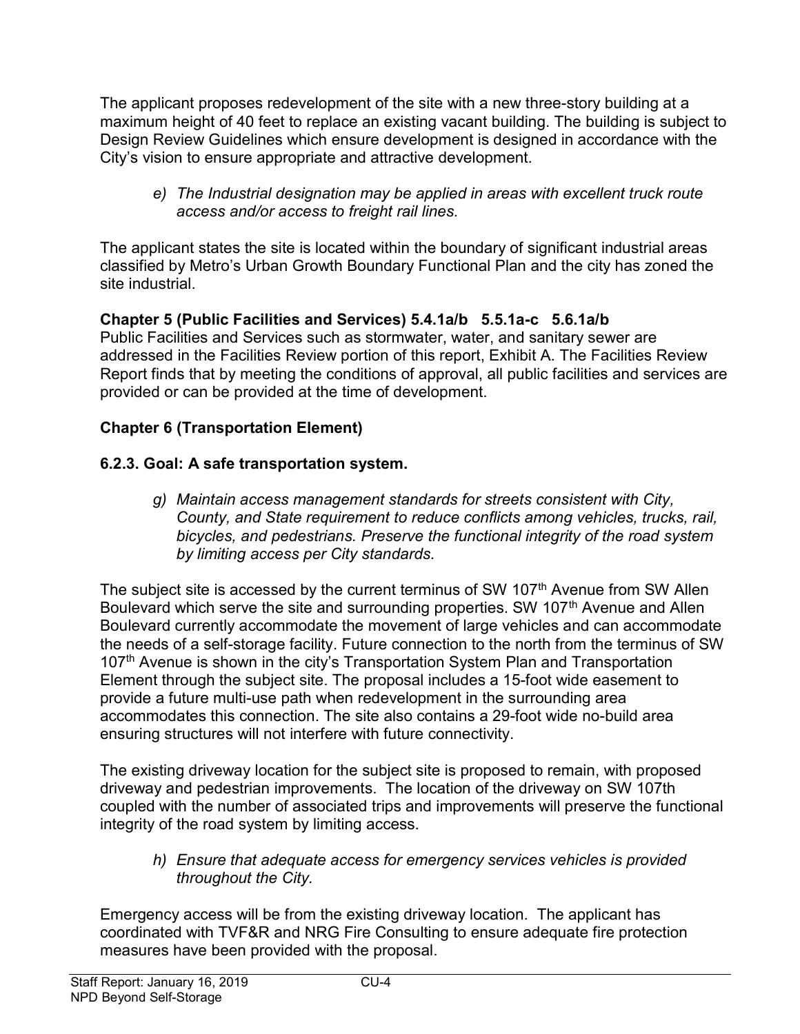The applicant proposes redevelopment of the site with a new three-story building at a maximum height of 40 feet to replace an existing vacant building. The building is subject to Design Review Guidelines which ensure development is designed in accordance with the City's vision to ensure appropriate and attractive development.

> *e) The Industrial designation may be applied in areas with excellent truck route access and/or access to freight rail lines.*

The applicant states the site is located within the boundary of significant industrial areas classified by Metro's Urban Growth Boundary Functional Plan and the city has zoned the site industrial.

**Chapter 5 (Public Facilities and Services) 5.4.1a/b 5.5.1a-c 5.6.1a/b**
Public Facilities and Services such as stormwater, water, and sanitary sewer are addressed in the Facilities Review portion of this report, Exhibit A. The Facilities Review Report finds that by meeting the conditions of approval, all public facilities and services are provided or can be provided at the time of development.

**Chapter 6 (Transportation Element)**

**6.2.3. Goal: A safe transportation system.**

> *g) Maintain access management standards for streets consistent with City, County, and State requirement to reduce conflicts among vehicles, trucks, rail, bicycles, and pedestrians. Preserve the functional integrity of the road system by limiting access per City standards.*

The subject site is accessed by the current terminus of SW 107th Avenue from SW Allen Boulevard which serve the site and surrounding properties. SW 107th Avenue and Allen Boulevard currently accommodate the movement of large vehicles and can accommodate the needs of a self-storage facility. Future connection to the north from the terminus of SW 107th Avenue is shown in the city's Transportation System Plan and Transportation Element through the subject site. The proposal includes a 15-foot wide easement to provide a future multi-use path when redevelopment in the surrounding area accommodates this connection. The site also contains a 29-foot wide no-build area ensuring structures will not interfere with future connectivity.

The existing driveway location for the subject site is proposed to remain, with proposed driveway and pedestrian improvements. The location of the driveway on SW 107th coupled with the number of associated trips and improvements will preserve the functional integrity of the road system by limiting access.

> *h) Ensure that adequate access for emergency services vehicles is provided throughout the City.*

Emergency access will be from the existing driveway location. The applicant has coordinated with TVF&R and NRG Fire Consulting to ensure adequate fire protection measures have been provided with the proposal.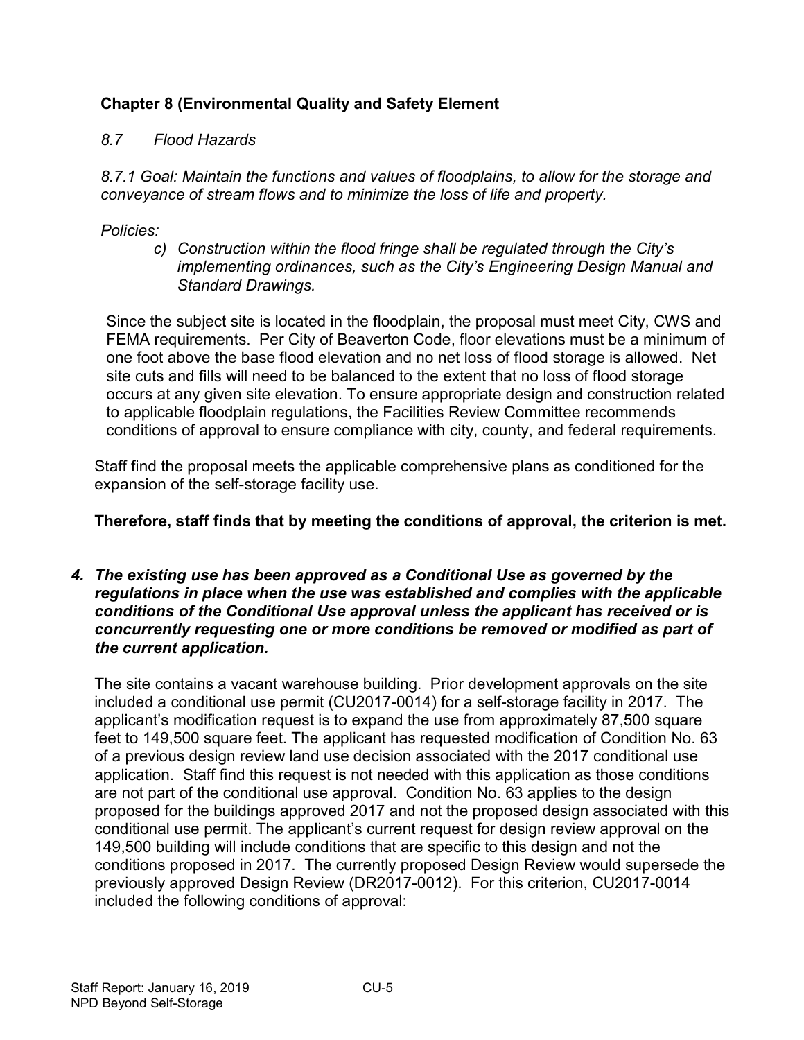**Chapter 8 (Environmental Quality and Safety Element**

*8.7 Flood Hazards*

*8.7.1 Goal: Maintain the functions and values of floodplains, to allow for the storage and conveyance of stream flows and to minimize the loss of life and property.*

*Policies:*

*c) Construction within the flood fringe shall be regulated through the City's implementing ordinances, such as the City's Engineering Design Manual and Standard Drawings.*

Since the subject site is located in the floodplain, the proposal must meet City, CWS and FEMA requirements. Per City of Beaverton Code, floor elevations must be a minimum of one foot above the base flood elevation and no net loss of flood storage is allowed. Net site cuts and fills will need to be balanced to the extent that no loss of flood storage occurs at any given site elevation. To ensure appropriate design and construction related to applicable floodplain regulations, the Facilities Review Committee recommends conditions of approval to ensure compliance with city, county, and federal requirements.

Staff find the proposal meets the applicable comprehensive plans as conditioned for the expansion of the self-storage facility use.

**Therefore, staff finds that by meeting the conditions of approval, the criterion is met.**

***4. The existing use has been approved as a Conditional Use as governed by the regulations in place when the use was established and complies with the applicable conditions of the Conditional Use approval unless the applicant has received or is concurrently requesting one or more conditions be removed or modified as part of the current application.***

The site contains a vacant warehouse building. Prior development approvals on the site included a conditional use permit (CU2017-0014) for a self-storage facility in 2017. The applicant's modification request is to expand the use from approximately 87,500 square feet to 149,500 square feet. The applicant has requested modification of Condition No. 63 of a previous design review land use decision associated with the 2017 conditional use application. Staff find this request is not needed with this application as those conditions are not part of the conditional use approval. Condition No. 63 applies to the design proposed for the buildings approved 2017 and not the proposed design associated with this conditional use permit. The applicant's current request for design review approval on the 149,500 building will include conditions that are specific to this design and not the conditions proposed in 2017. The currently proposed Design Review would supersede the previously approved Design Review (DR2017-0012). For this criterion, CU2017-0014 included the following conditions of approval: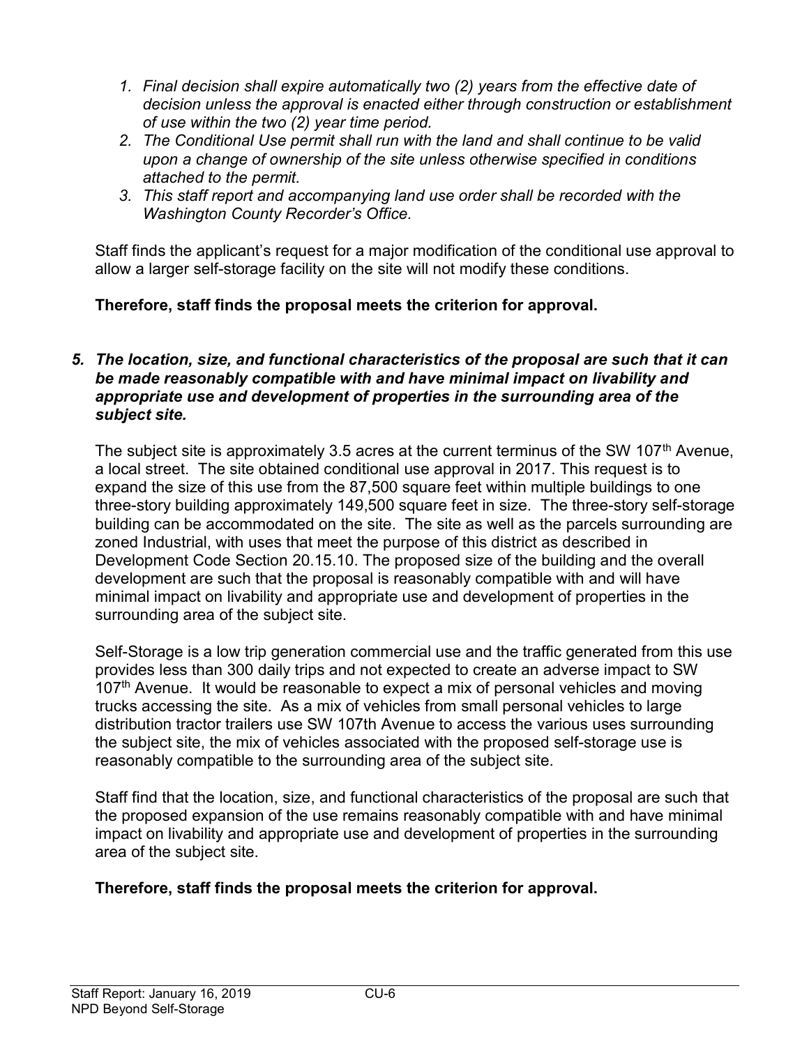1. *Final decision shall expire automatically two (2) years from the effective date of decision unless the approval is enacted either through construction or establishment of use within the two (2) year time period.*
2. *The Conditional Use permit shall run with the land and shall continue to be valid upon a change of ownership of the site unless otherwise specified in conditions attached to the permit.*
3. *This staff report and accompanying land use order shall be recorded with the Washington County Recorder's Office.*

Staff finds the applicant's request for a major modification of the conditional use approval to allow a larger self-storage facility on the site will not modify these conditions.

**Therefore, staff finds the proposal meets the criterion for approval.**

***5. The location, size, and functional characteristics of the proposal are such that it can be made reasonably compatible with and have minimal impact on livability and appropriate use and development of properties in the surrounding area of the subject site.***

The subject site is approximately 3.5 acres at the current terminus of the SW 107th Avenue, a local street. The site obtained conditional use approval in 2017. This request is to expand the size of this use from the 87,500 square feet within multiple buildings to one three-story building approximately 149,500 square feet in size. The three-story self-storage building can be accommodated on the site. The site as well as the parcels surrounding are zoned Industrial, with uses that meet the purpose of this district as described in Development Code Section 20.15.10. The proposed size of the building and the overall development are such that the proposal is reasonably compatible with and will have minimal impact on livability and appropriate use and development of properties in the surrounding area of the subject site.

Self-Storage is a low trip generation commercial use and the traffic generated from this use provides less than 300 daily trips and not expected to create an adverse impact to SW 107th Avenue. It would be reasonable to expect a mix of personal vehicles and moving trucks accessing the site. As a mix of vehicles from small personal vehicles to large distribution tractor trailers use SW 107th Avenue to access the various uses surrounding the subject site, the mix of vehicles associated with the proposed self-storage use is reasonably compatible to the surrounding area of the subject site.

Staff find that the location, size, and functional characteristics of the proposal are such that the proposed expansion of the use remains reasonably compatible with and have minimal impact on livability and appropriate use and development of properties in the surrounding area of the subject site.

**Therefore, staff finds the proposal meets the criterion for approval.**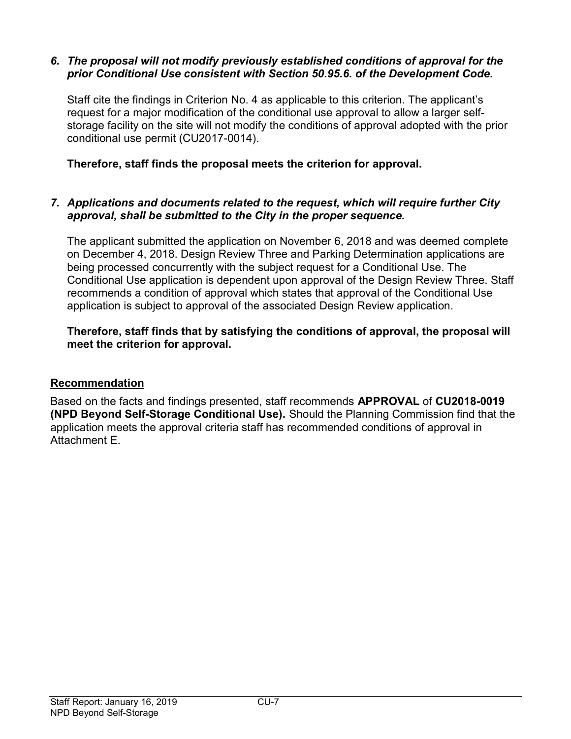***6. The proposal will not modify previously established conditions of approval for the prior Conditional Use consistent with Section 50.95.6. of the Development Code.***

Staff cite the findings in Criterion No. 4 as applicable to this criterion. The applicant's request for a major modification of the conditional use approval to allow a larger self-storage facility on the site will not modify the conditions of approval adopted with the prior conditional use permit (CU2017-0014).

**Therefore, staff finds the proposal meets the criterion for approval.**

***7. Applications and documents related to the request, which will require further City approval, shall be submitted to the City in the proper sequence.***

The applicant submitted the application on November 6, 2018 and was deemed complete on December 4, 2018. Design Review Three and Parking Determination applications are being processed concurrently with the subject request for a Conditional Use. The Conditional Use application is dependent upon approval of the Design Review Three. Staff recommends a condition of approval which states that approval of the Conditional Use application is subject to approval of the associated Design Review application.

**Therefore, staff finds that by satisfying the conditions of approval, the proposal will meet the criterion for approval.**

## Recommendation

Based on the facts and findings presented, staff recommends **APPROVAL** of **CU2018-0019 (NPD Beyond Self-Storage Conditional Use).** Should the Planning Commission find that the application meets the approval criteria staff has recommended conditions of approval in Attachment E.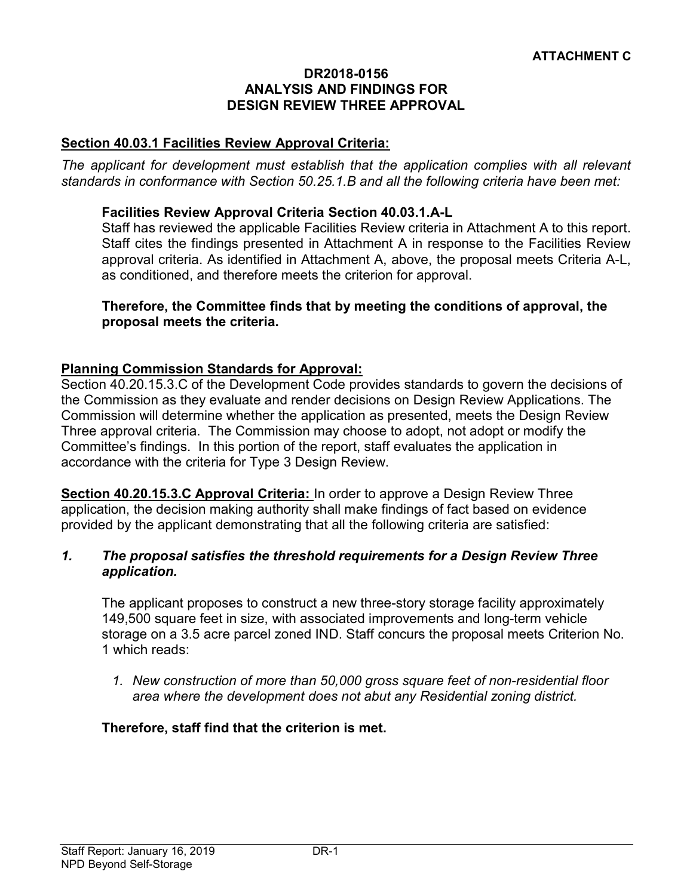**ATTACHMENT C**

# DR2018-0156
# ANALYSIS AND FINDINGS FOR
# DESIGN REVIEW THREE APPROVAL

**Section 40.03.1 Facilities Review Approval Criteria:**

*The applicant for development must establish that the application complies with all relevant standards in conformance with Section 50.25.1.B and all the following criteria have been met:*

**Facilities Review Approval Criteria Section 40.03.1.A-L**

Staff has reviewed the applicable Facilities Review criteria in Attachment A to this report. Staff cites the findings presented in Attachment A in response to the Facilities Review approval criteria. As identified in Attachment A, above, the proposal meets Criteria A-L, as conditioned, and therefore meets the criterion for approval.

**Therefore, the Committee finds that by meeting the conditions of approval, the proposal meets the criteria.**

**Planning Commission Standards for Approval:**

Section 40.20.15.3.C of the Development Code provides standards to govern the decisions of the Commission as they evaluate and render decisions on Design Review Applications. The Commission will determine whether the application as presented, meets the Design Review Three approval criteria. The Commission may choose to adopt, not adopt or modify the Committee's findings. In this portion of the report, staff evaluates the application in accordance with the criteria for Type 3 Design Review.

**Section 40.20.15.3.C Approval Criteria:** In order to approve a Design Review Three application, the decision making authority shall make findings of fact based on evidence provided by the applicant demonstrating that all the following criteria are satisfied:

***1. The proposal satisfies the threshold requirements for a Design Review Three application.***

The applicant proposes to construct a new three-story storage facility approximately 149,500 square feet in size, with associated improvements and long-term vehicle storage on a 3.5 acre parcel zoned IND. Staff concurs the proposal meets Criterion No. 1 which reads:

1. *New construction of more than 50,000 gross square feet of non-residential floor area where the development does not abut any Residential zoning district.*

**Therefore, staff find that the criterion is met.**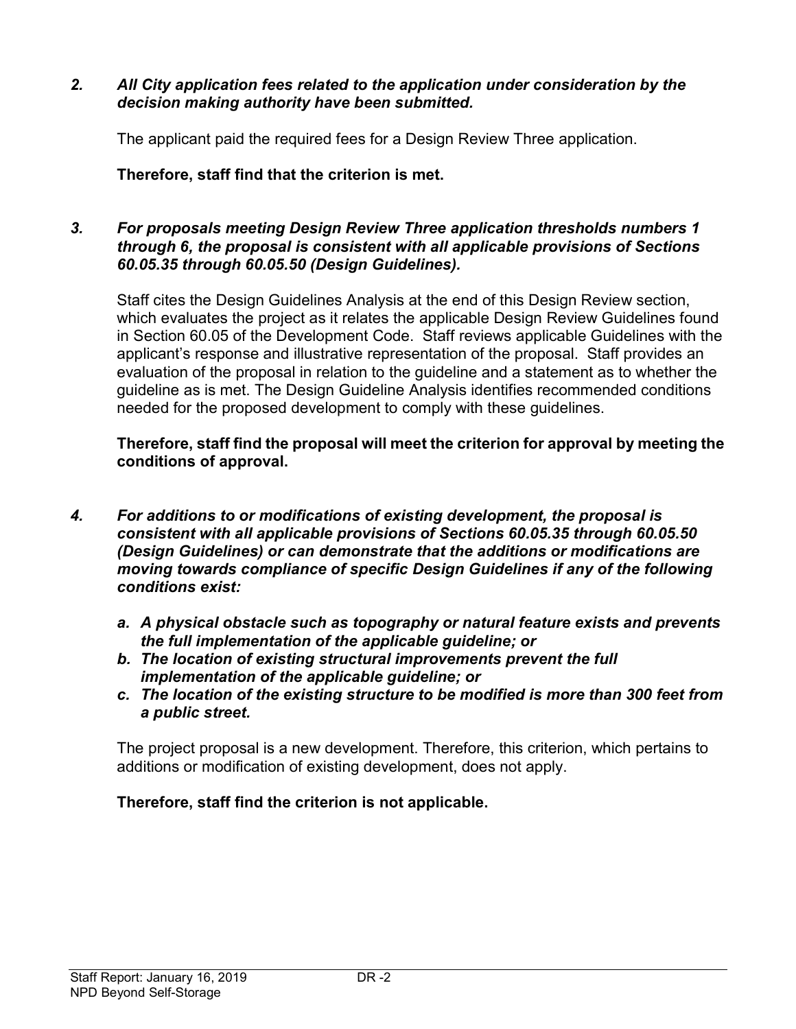*2. **All City application fees related to the application under consideration by the decision making authority have been submitted.***

The applicant paid the required fees for a Design Review Three application.

**Therefore, staff find that the criterion is met.**

*3. **For proposals meeting Design Review Three application thresholds numbers 1 through 6, the proposal is consistent with all applicable provisions of Sections 60.05.35 through 60.05.50 (Design Guidelines).***

Staff cites the Design Guidelines Analysis at the end of this Design Review section, which evaluates the project as it relates the applicable Design Review Guidelines found in Section 60.05 of the Development Code. Staff reviews applicable Guidelines with the applicant's response and illustrative representation of the proposal. Staff provides an evaluation of the proposal in relation to the guideline and a statement as to whether the guideline as is met. The Design Guideline Analysis identifies recommended conditions needed for the proposed development to comply with these guidelines.

**Therefore, staff find the proposal will meet the criterion for approval by meeting the conditions of approval.**

*4. **For additions to or modifications of existing development, the proposal is consistent with all applicable provisions of Sections 60.05.35 through 60.05.50 (Design Guidelines) or can demonstrate that the additions or modifications are moving towards compliance of specific Design Guidelines if any of the following conditions exist:***

*a. **A physical obstacle such as topography or natural feature exists and prevents the full implementation of the applicable guideline; or***
*b. **The location of existing structural improvements prevent the full implementation of the applicable guideline; or***
*c. **The location of the existing structure to be modified is more than 300 feet from a public street.***

The project proposal is a new development. Therefore, this criterion, which pertains to additions or modification of existing development, does not apply.

**Therefore, staff find the criterion is not applicable.**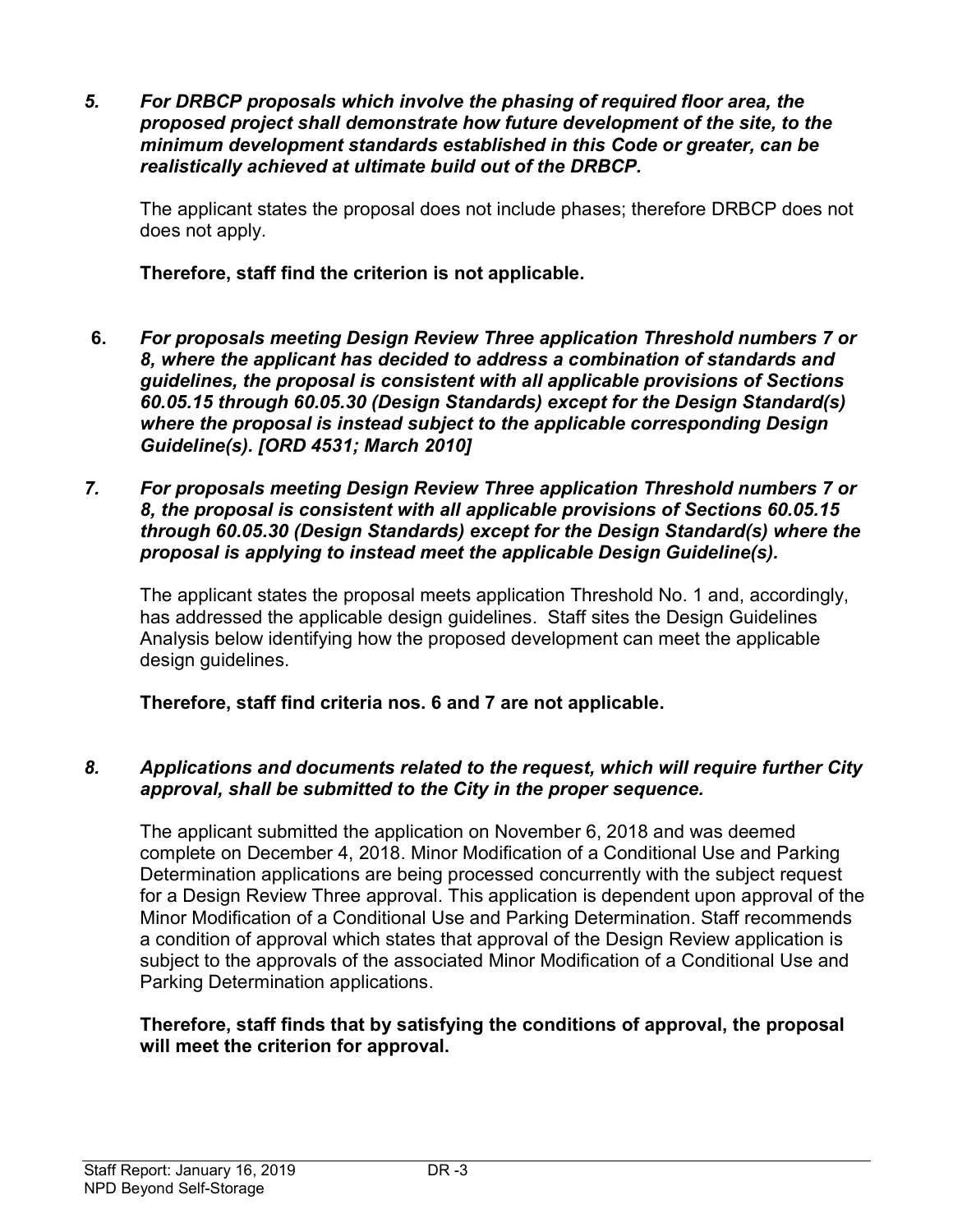*5. For DRBCP proposals which involve the phasing of required floor area, the proposed project shall demonstrate how future development of the site, to the minimum development standards established in this Code or greater, can be realistically achieved at ultimate build out of the DRBCP.*

The applicant states the proposal does not include phases; therefore DRBCP does not does not apply.

**Therefore, staff find the criterion is not applicable.**

**6.** ***For proposals meeting Design Review Three application Threshold numbers 7 or 8, where the applicant has decided to address a combination of standards and guidelines, the proposal is consistent with all applicable provisions of Sections 60.05.15 through 60.05.30 (Design Standards) except for the Design Standard(s) where the proposal is instead subject to the applicable corresponding Design Guideline(s). [ORD 4531; March 2010]***

*7. For proposals meeting Design Review Three application Threshold numbers 7 or 8, the proposal is consistent with all applicable provisions of Sections 60.05.15 through 60.05.30 (Design Standards) except for the Design Standard(s) where the proposal is applying to instead meet the applicable Design Guideline(s).*

The applicant states the proposal meets application Threshold No. 1 and, accordingly, has addressed the applicable design guidelines. Staff sites the Design Guidelines Analysis below identifying how the proposed development can meet the applicable design guidelines.

**Therefore, staff find criteria nos. 6 and 7 are not applicable.**

*8. Applications and documents related to the request, which will require further City approval, shall be submitted to the City in the proper sequence.*

The applicant submitted the application on November 6, 2018 and was deemed complete on December 4, 2018. Minor Modification of a Conditional Use and Parking Determination applications are being processed concurrently with the subject request for a Design Review Three approval. This application is dependent upon approval of the Minor Modification of a Conditional Use and Parking Determination. Staff recommends a condition of approval which states that approval of the Design Review application is subject to the approvals of the associated Minor Modification of a Conditional Use and Parking Determination applications.

**Therefore, staff finds that by satisfying the conditions of approval, the proposal will meet the criterion for approval.**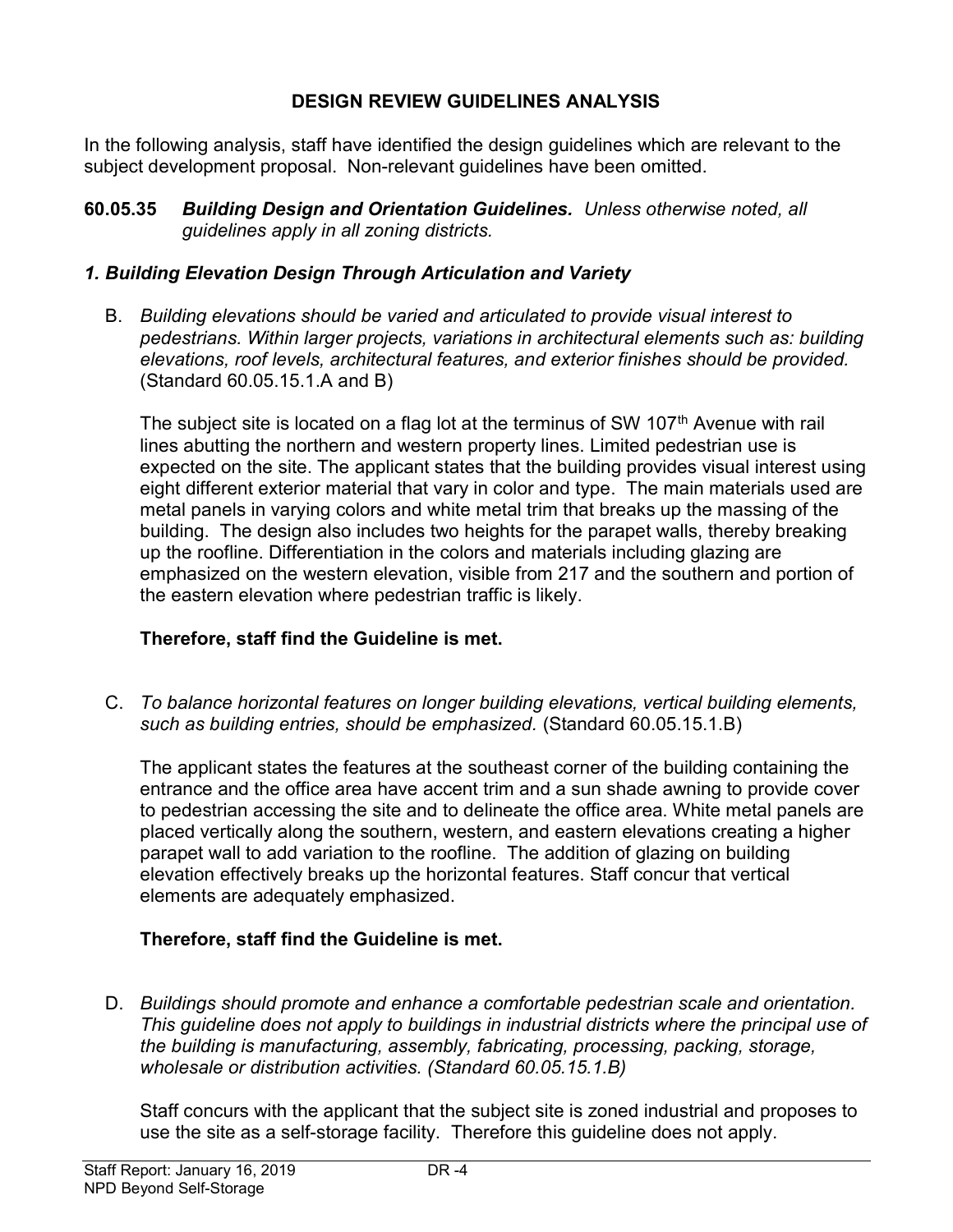## DESIGN REVIEW GUIDELINES ANALYSIS

In the following analysis, staff have identified the design guidelines which are relevant to the subject development proposal. Non-relevant guidelines have been omitted.

**60.05.35** ***Building Design and Orientation Guidelines.*** *Unless otherwise noted, all guidelines apply in all zoning districts.*

### *1. Building Elevation Design Through Articulation and Variety*

B. *Building elevations should be varied and articulated to provide visual interest to pedestrians. Within larger projects, variations in architectural elements such as: building elevations, roof levels, architectural features, and exterior finishes should be provided.* (Standard 60.05.15.1.A and B)

The subject site is located on a flag lot at the terminus of SW 107th Avenue with rail lines abutting the northern and western property lines. Limited pedestrian use is expected on the site. The applicant states that the building provides visual interest using eight different exterior material that vary in color and type. The main materials used are metal panels in varying colors and white metal trim that breaks up the massing of the building. The design also includes two heights for the parapet walls, thereby breaking up the roofline. Differentiation in the colors and materials including glazing are emphasized on the western elevation, visible from 217 and the southern and portion of the eastern elevation where pedestrian traffic is likely.

**Therefore, staff find the Guideline is met.**

C. *To balance horizontal features on longer building elevations, vertical building elements, such as building entries, should be emphasized.* (Standard 60.05.15.1.B)

The applicant states the features at the southeast corner of the building containing the entrance and the office area have accent trim and a sun shade awning to provide cover to pedestrian accessing the site and to delineate the office area. White metal panels are placed vertically along the southern, western, and eastern elevations creating a higher parapet wall to add variation to the roofline. The addition of glazing on building elevation effectively breaks up the horizontal features. Staff concur that vertical elements are adequately emphasized.

**Therefore, staff find the Guideline is met.**

D. *Buildings should promote and enhance a comfortable pedestrian scale and orientation. This guideline does not apply to buildings in industrial districts where the principal use of the building is manufacturing, assembly, fabricating, processing, packing, storage, wholesale or distribution activities. (Standard 60.05.15.1.B)*

Staff concurs with the applicant that the subject site is zoned industrial and proposes to use the site as a self-storage facility. Therefore this guideline does not apply.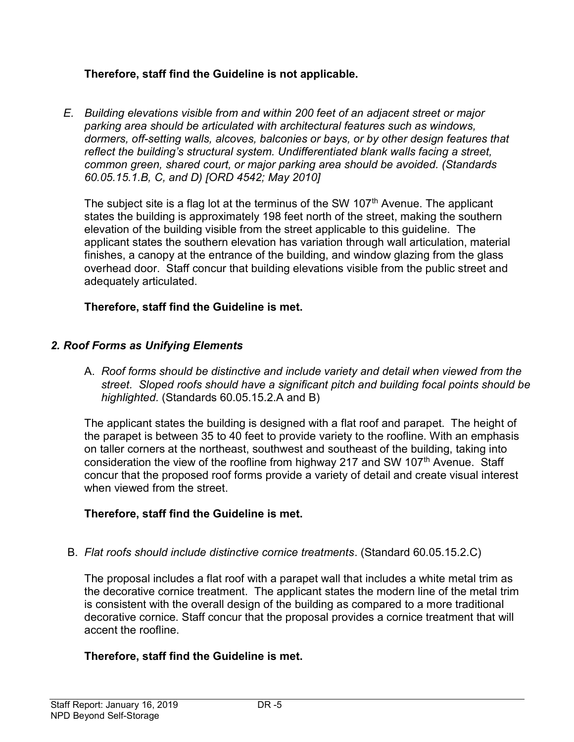**Therefore, staff find the Guideline is not applicable.**

*E. Building elevations visible from and within 200 feet of an adjacent street or major parking area should be articulated with architectural features such as windows, dormers, off-setting walls, alcoves, balconies or bays, or by other design features that reflect the building's structural system. Undifferentiated blank walls facing a street, common green, shared court, or major parking area should be avoided. (Standards 60.05.15.1.B, C, and D) [ORD 4542; May 2010]*

The subject site is a flag lot at the terminus of the SW 107th Avenue. The applicant states the building is approximately 198 feet north of the street, making the southern elevation of the building visible from the street applicable to this guideline. The applicant states the southern elevation has variation through wall articulation, material finishes, a canopy at the entrance of the building, and window glazing from the glass overhead door. Staff concur that building elevations visible from the public street and adequately articulated.

**Therefore, staff find the Guideline is met.**

## *2. Roof Forms as Unifying Elements*

A. *Roof forms should be distinctive and include variety and detail when viewed from the street. Sloped roofs should have a significant pitch and building focal points should be highlighted.* (Standards 60.05.15.2.A and B)

The applicant states the building is designed with a flat roof and parapet. The height of the parapet is between 35 to 40 feet to provide variety to the roofline. With an emphasis on taller corners at the northeast, southwest and southeast of the building, taking into consideration the view of the roofline from highway 217 and SW 107th Avenue. Staff concur that the proposed roof forms provide a variety of detail and create visual interest when viewed from the street.

**Therefore, staff find the Guideline is met.**

B. *Flat roofs should include distinctive cornice treatments*. (Standard 60.05.15.2.C)

The proposal includes a flat roof with a parapet wall that includes a white metal trim as the decorative cornice treatment. The applicant states the modern line of the metal trim is consistent with the overall design of the building as compared to a more traditional decorative cornice. Staff concur that the proposal provides a cornice treatment that will accent the roofline.

**Therefore, staff find the Guideline is met.**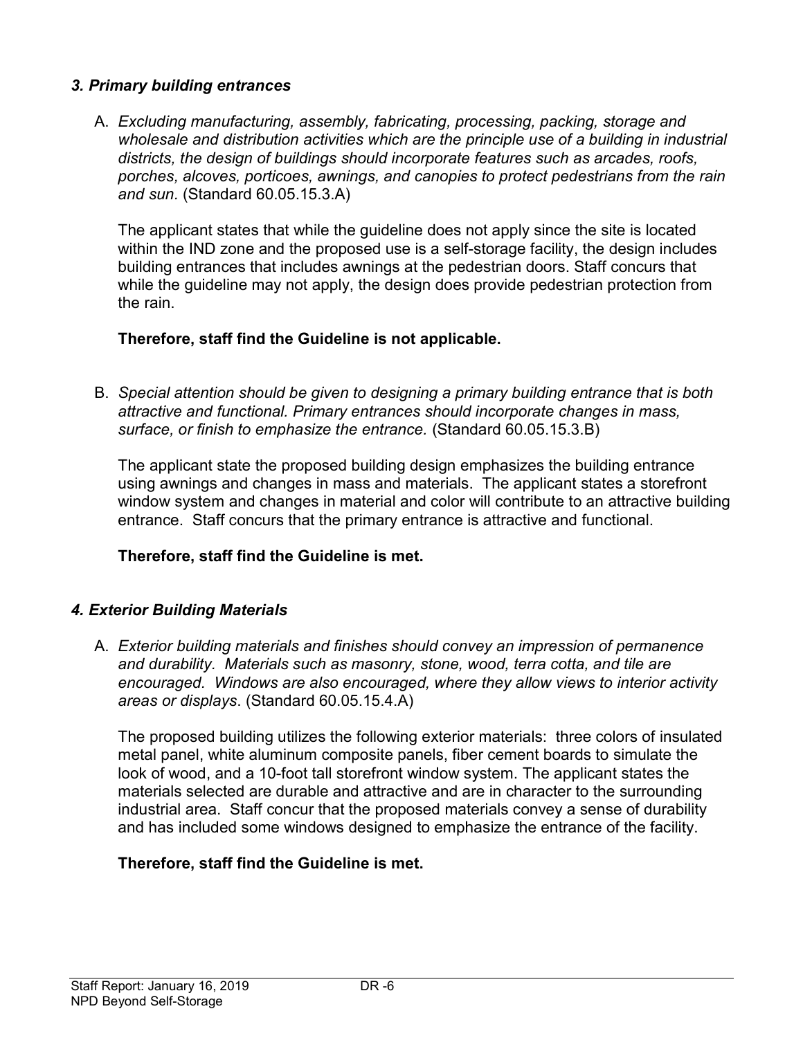### *3. Primary building entrances*

A. *Excluding manufacturing, assembly, fabricating, processing, packing, storage and wholesale and distribution activities which are the principle use of a building in industrial districts, the design of buildings should incorporate features such as arcades, roofs, porches, alcoves, porticoes, awnings, and canopies to protect pedestrians from the rain and sun.* (Standard 60.05.15.3.A)

   The applicant states that while the guideline does not apply since the site is located within the IND zone and the proposed use is a self-storage facility, the design includes building entrances that includes awnings at the pedestrian doors. Staff concurs that while the guideline may not apply, the design does provide pedestrian protection from the rain.

   **Therefore, staff find the Guideline is not applicable.**

B. *Special attention should be given to designing a primary building entrance that is both attractive and functional. Primary entrances should incorporate changes in mass, surface, or finish to emphasize the entrance.* (Standard 60.05.15.3.B)

   The applicant state the proposed building design emphasizes the building entrance using awnings and changes in mass and materials. The applicant states a storefront window system and changes in material and color will contribute to an attractive building entrance. Staff concurs that the primary entrance is attractive and functional.

   **Therefore, staff find the Guideline is met.**

### *4. Exterior Building Materials*

A. *Exterior building materials and finishes should convey an impression of permanence and durability. Materials such as masonry, stone, wood, terra cotta, and tile are encouraged. Windows are also encouraged, where they allow views to interior activity areas or displays.* (Standard 60.05.15.4.A)

   The proposed building utilizes the following exterior materials: three colors of insulated metal panel, white aluminum composite panels, fiber cement boards to simulate the look of wood, and a 10-foot tall storefront window system. The applicant states the materials selected are durable and attractive and are in character to the surrounding industrial area. Staff concur that the proposed materials convey a sense of durability and has included some windows designed to emphasize the entrance of the facility.

   **Therefore, staff find the Guideline is met.**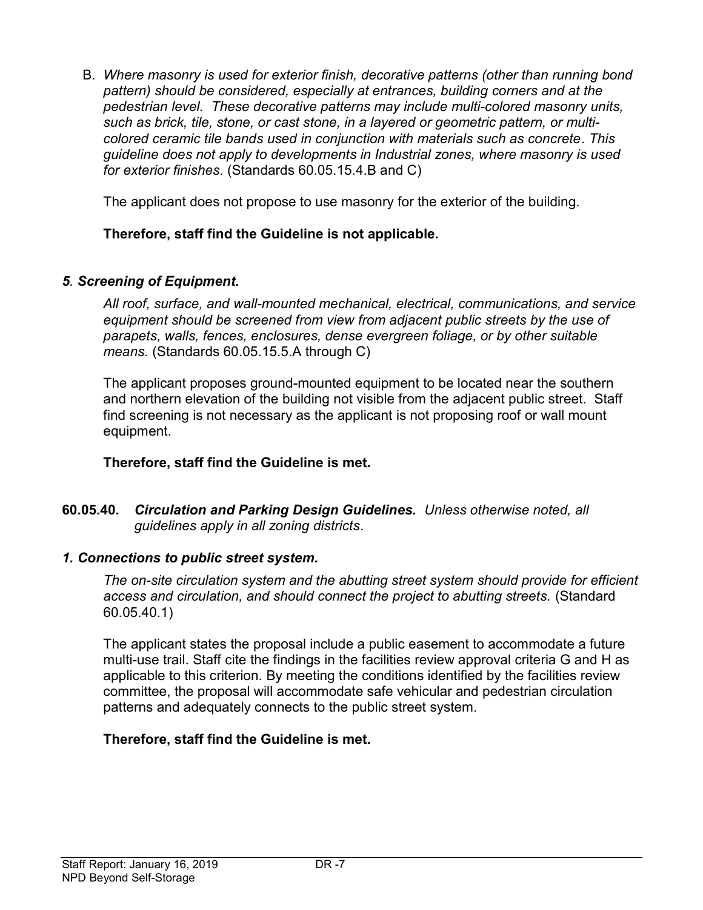B. *Where masonry is used for exterior finish, decorative patterns (other than running bond pattern) should be considered, especially at entrances, building corners and at the pedestrian level. These decorative patterns may include multi-colored masonry units, such as brick, tile, stone, or cast stone, in a layered or geometric pattern, or multi-colored ceramic tile bands used in conjunction with materials such as concrete. This guideline does not apply to developments in Industrial zones, where masonry is used for exterior finishes.* (Standards 60.05.15.4.B and C)

The applicant does not propose to use masonry for the exterior of the building.

**Therefore, staff find the Guideline is not applicable.**

***5. Screening of Equipment.***

*All roof, surface, and wall-mounted mechanical, electrical, communications, and service equipment should be screened from view from adjacent public streets by the use of parapets, walls, fences, enclosures, dense evergreen foliage, or by other suitable means.* (Standards 60.05.15.5.A through C)

The applicant proposes ground-mounted equipment to be located near the southern and northern elevation of the building not visible from the adjacent public street. Staff find screening is not necessary as the applicant is not proposing roof or wall mount equipment.

**Therefore, staff find the Guideline is met.**

**60.05.40.** ***Circulation and Parking Design Guidelines.*** *Unless otherwise noted, all guidelines apply in all zoning districts*.

***1. Connections to public street system.***

*The on-site circulation system and the abutting street system should provide for efficient access and circulation, and should connect the project to abutting streets.* (Standard 60.05.40.1)

The applicant states the proposal include a public easement to accommodate a future multi-use trail. Staff cite the findings in the facilities review approval criteria G and H as applicable to this criterion. By meeting the conditions identified by the facilities review committee, the proposal will accommodate safe vehicular and pedestrian circulation patterns and adequately connects to the public street system.

**Therefore, staff find the Guideline is met.**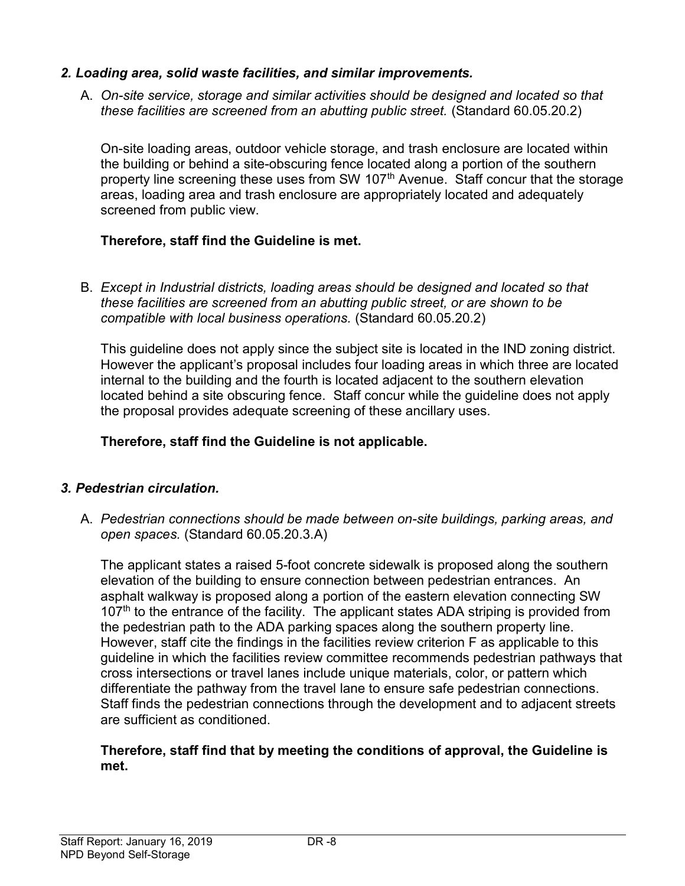### *2. Loading area, solid waste facilities, and similar improvements.*

A. *On-site service, storage and similar activities should be designed and located so that these facilities are screened from an abutting public street.* (Standard 60.05.20.2)

On-site loading areas, outdoor vehicle storage, and trash enclosure are located within the building or behind a site-obscuring fence located along a portion of the southern property line screening these uses from SW 107th Avenue. Staff concur that the storage areas, loading area and trash enclosure are appropriately located and adequately screened from public view.

**Therefore, staff find the Guideline is met.**

B. *Except in Industrial districts, loading areas should be designed and located so that these facilities are screened from an abutting public street, or are shown to be compatible with local business operations.* (Standard 60.05.20.2)

This guideline does not apply since the subject site is located in the IND zoning district. However the applicant's proposal includes four loading areas in which three are located internal to the building and the fourth is located adjacent to the southern elevation located behind a site obscuring fence. Staff concur while the guideline does not apply the proposal provides adequate screening of these ancillary uses.

**Therefore, staff find the Guideline is not applicable.**

### *3. Pedestrian circulation.*

A. *Pedestrian connections should be made between on-site buildings, parking areas, and open spaces.* (Standard 60.05.20.3.A)

The applicant states a raised 5-foot concrete sidewalk is proposed along the southern elevation of the building to ensure connection between pedestrian entrances. An asphalt walkway is proposed along a portion of the eastern elevation connecting SW 107th to the entrance of the facility. The applicant states ADA striping is provided from the pedestrian path to the ADA parking spaces along the southern property line. However, staff cite the findings in the facilities review criterion F as applicable to this guideline in which the facilities review committee recommends pedestrian pathways that cross intersections or travel lanes include unique materials, color, or pattern which differentiate the pathway from the travel lane to ensure safe pedestrian connections. Staff finds the pedestrian connections through the development and to adjacent streets are sufficient as conditioned.

**Therefore, staff find that by meeting the conditions of approval, the Guideline is met.**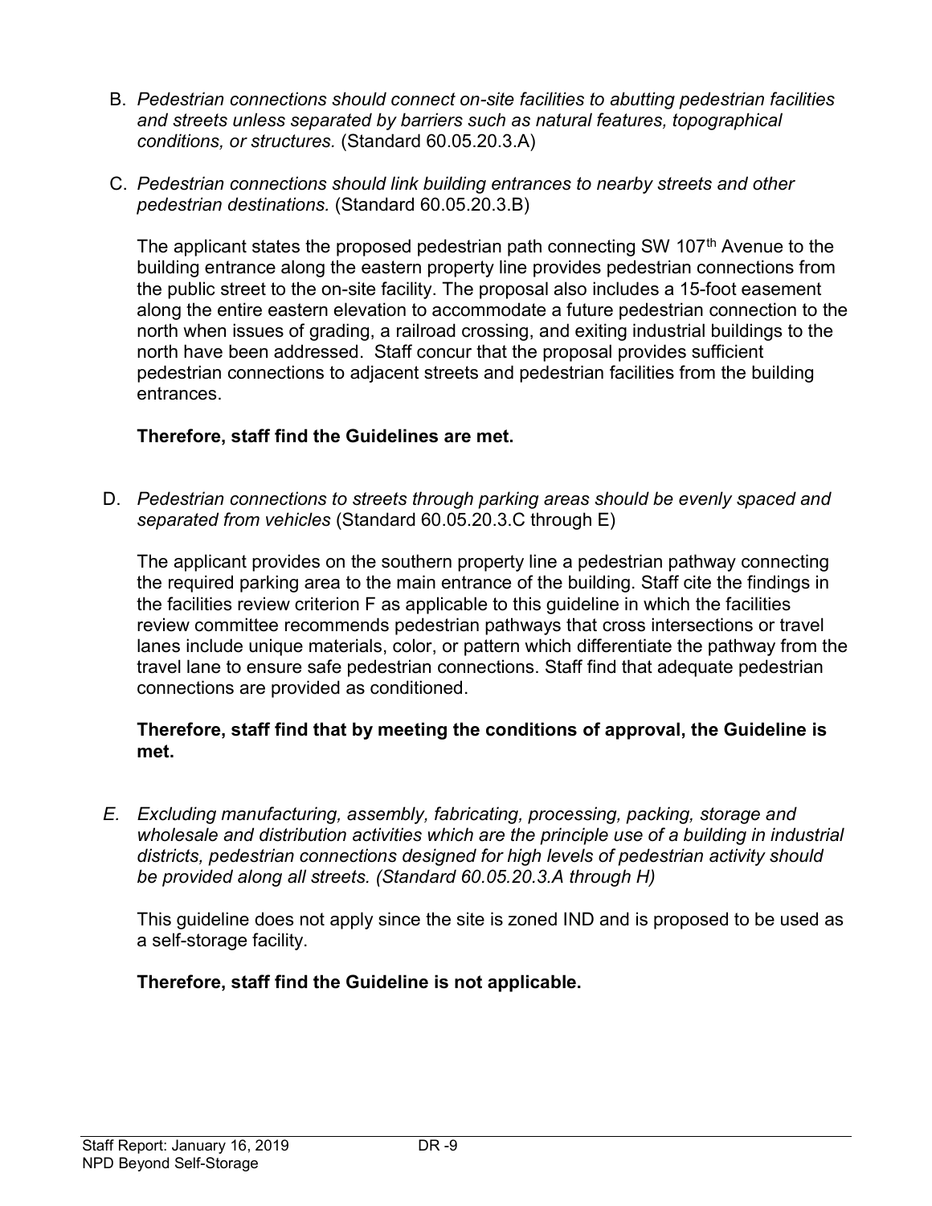B. *Pedestrian connections should connect on-site facilities to abutting pedestrian facilities and streets unless separated by barriers such as natural features, topographical conditions, or structures.* (Standard 60.05.20.3.A)

C. *Pedestrian connections should link building entrances to nearby streets and other pedestrian destinations.* (Standard 60.05.20.3.B)

The applicant states the proposed pedestrian path connecting SW 107th Avenue to the building entrance along the eastern property line provides pedestrian connections from the public street to the on-site facility. The proposal also includes a 15-foot easement along the entire eastern elevation to accommodate a future pedestrian connection to the north when issues of grading, a railroad crossing, and exiting industrial buildings to the north have been addressed. Staff concur that the proposal provides sufficient pedestrian connections to adjacent streets and pedestrian facilities from the building entrances.

**Therefore, staff find the Guidelines are met.**

D. *Pedestrian connections to streets through parking areas should be evenly spaced and separated from vehicles* (Standard 60.05.20.3.C through E)

The applicant provides on the southern property line a pedestrian pathway connecting the required parking area to the main entrance of the building. Staff cite the findings in the facilities review criterion F as applicable to this guideline in which the facilities review committee recommends pedestrian pathways that cross intersections or travel lanes include unique materials, color, or pattern which differentiate the pathway from the travel lane to ensure safe pedestrian connections. Staff find that adequate pedestrian connections are provided as conditioned.

**Therefore, staff find that by meeting the conditions of approval, the Guideline is met.**

E. *Excluding manufacturing, assembly, fabricating, processing, packing, storage and wholesale and distribution activities which are the principle use of a building in industrial districts, pedestrian connections designed for high levels of pedestrian activity should be provided along all streets. (Standard 60.05.20.3.A through H)*

This guideline does not apply since the site is zoned IND and is proposed to be used as a self-storage facility.

**Therefore, staff find the Guideline is not applicable.**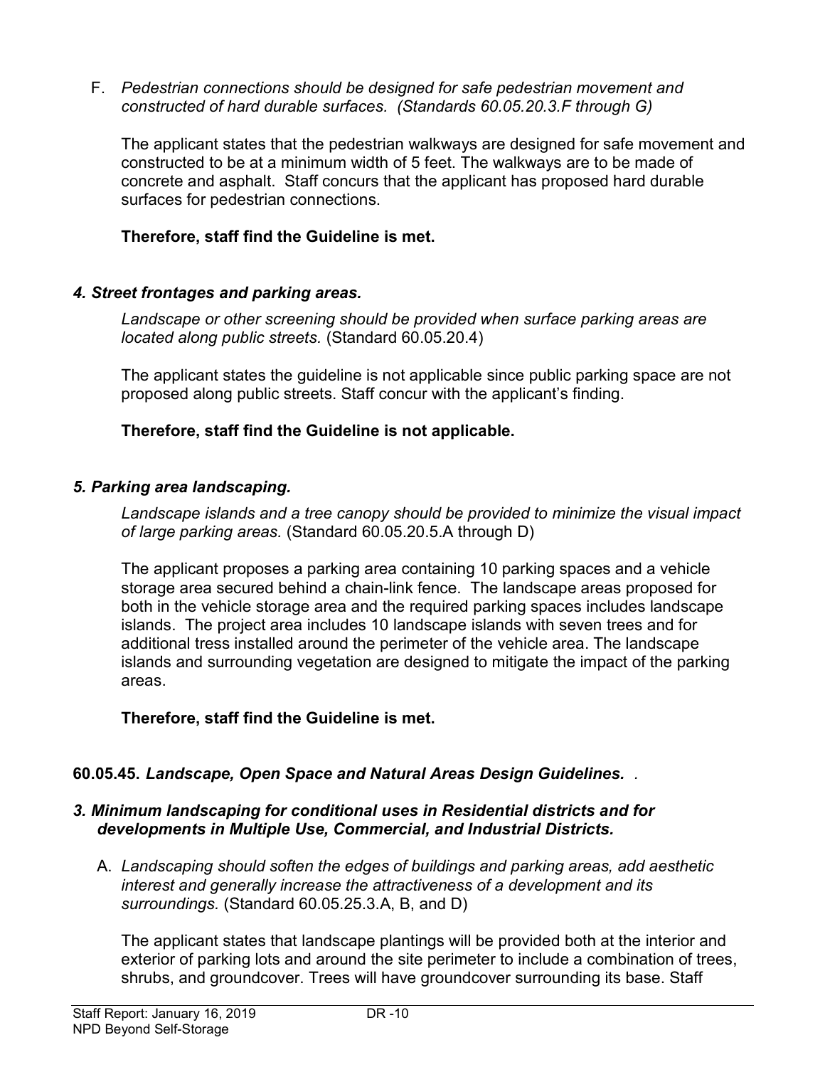F. *Pedestrian connections should be designed for safe pedestrian movement and constructed of hard durable surfaces. (Standards 60.05.20.3.F through G)*

The applicant states that the pedestrian walkways are designed for safe movement and constructed to be at a minimum width of 5 feet. The walkways are to be made of concrete and asphalt. Staff concurs that the applicant has proposed hard durable surfaces for pedestrian connections.

**Therefore, staff find the Guideline is met.**

### *4. Street frontages and parking areas.*

*Landscape or other screening should be provided when surface parking areas are located along public streets.* (Standard 60.05.20.4)

The applicant states the guideline is not applicable since public parking space are not proposed along public streets. Staff concur with the applicant's finding.

**Therefore, staff find the Guideline is not applicable.**

### *5. Parking area landscaping.*

*Landscape islands and a tree canopy should be provided to minimize the visual impact of large parking areas.* (Standard 60.05.20.5.A through D)

The applicant proposes a parking area containing 10 parking spaces and a vehicle storage area secured behind a chain-link fence. The landscape areas proposed for both in the vehicle storage area and the required parking spaces includes landscape islands. The project area includes 10 landscape islands with seven trees and for additional tress installed around the perimeter of the vehicle area. The landscape islands and surrounding vegetation are designed to mitigate the impact of the parking areas.

**Therefore, staff find the Guideline is met.**

## **60.05.45.** ***Landscape, Open Space and Natural Areas Design Guidelines.*** .

### *3. Minimum landscaping for conditional uses in Residential districts and for developments in Multiple Use, Commercial, and Industrial Districts.*

A. *Landscaping should soften the edges of buildings and parking areas, add aesthetic interest and generally increase the attractiveness of a development and its surroundings.* (Standard 60.05.25.3.A, B, and D)

The applicant states that landscape plantings will be provided both at the interior and exterior of parking lots and around the site perimeter to include a combination of trees, shrubs, and groundcover. Trees will have groundcover surrounding its base. Staff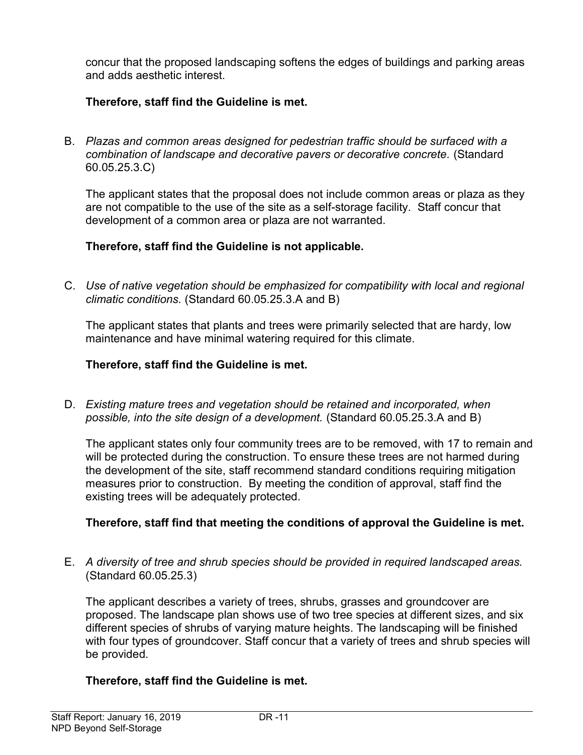concur that the proposed landscaping softens the edges of buildings and parking areas and adds aesthetic interest.

**Therefore, staff find the Guideline is met.**

B. *Plazas and common areas designed for pedestrian traffic should be surfaced with a combination of landscape and decorative pavers or decorative concrete.* (Standard 60.05.25.3.C)

The applicant states that the proposal does not include common areas or plaza as they are not compatible to the use of the site as a self-storage facility. Staff concur that development of a common area or plaza are not warranted.

**Therefore, staff find the Guideline is not applicable.**

C. *Use of native vegetation should be emphasized for compatibility with local and regional climatic conditions.* (Standard 60.05.25.3.A and B)

The applicant states that plants and trees were primarily selected that are hardy, low maintenance and have minimal watering required for this climate.

**Therefore, staff find the Guideline is met.**

D. *Existing mature trees and vegetation should be retained and incorporated, when possible, into the site design of a development.* (Standard 60.05.25.3.A and B)

The applicant states only four community trees are to be removed, with 17 to remain and will be protected during the construction. To ensure these trees are not harmed during the development of the site, staff recommend standard conditions requiring mitigation measures prior to construction. By meeting the condition of approval, staff find the existing trees will be adequately protected.

**Therefore, staff find that meeting the conditions of approval the Guideline is met.**

E. *A diversity of tree and shrub species should be provided in required landscaped areas.* (Standard 60.05.25.3)

The applicant describes a variety of trees, shrubs, grasses and groundcover are proposed. The landscape plan shows use of two tree species at different sizes, and six different species of shrubs of varying mature heights. The landscaping will be finished with four types of groundcover. Staff concur that a variety of trees and shrub species will be provided.

**Therefore, staff find the Guideline is met.**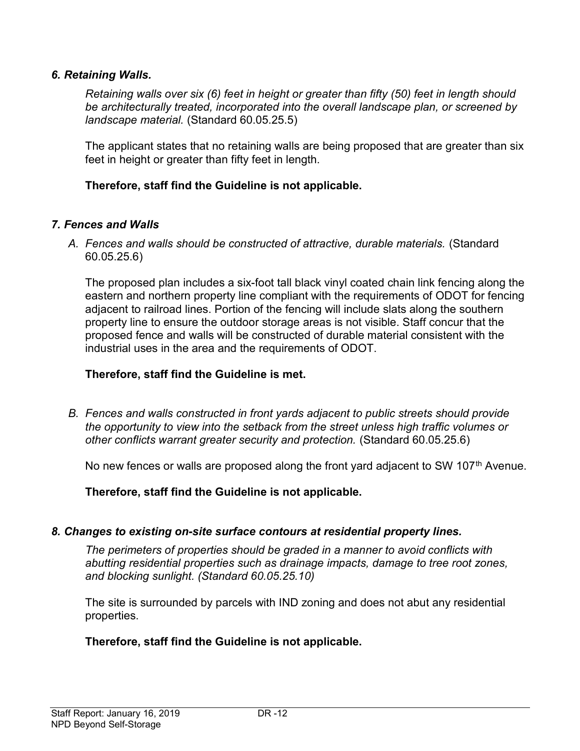### *6. Retaining Walls.*

*Retaining walls over six (6) feet in height or greater than fifty (50) feet in length should be architecturally treated, incorporated into the overall landscape plan, or screened by landscape material.* (Standard 60.05.25.5)

The applicant states that no retaining walls are being proposed that are greater than six feet in height or greater than fifty feet in length.

**Therefore, staff find the Guideline is not applicable.**

### *7. Fences and Walls*

*A. Fences and walls should be constructed of attractive, durable materials.* (Standard 60.05.25.6)

The proposed plan includes a six-foot tall black vinyl coated chain link fencing along the eastern and northern property line compliant with the requirements of ODOT for fencing adjacent to railroad lines. Portion of the fencing will include slats along the southern property line to ensure the outdoor storage areas is not visible. Staff concur that the proposed fence and walls will be constructed of durable material consistent with the industrial uses in the area and the requirements of ODOT.

**Therefore, staff find the Guideline is met.**

*B. Fences and walls constructed in front yards adjacent to public streets should provide the opportunity to view into the setback from the street unless high traffic volumes or other conflicts warrant greater security and protection.* (Standard 60.05.25.6)

No new fences or walls are proposed along the front yard adjacent to SW 107th Avenue.

**Therefore, staff find the Guideline is not applicable.**

### *8. Changes to existing on-site surface contours at residential property lines.*

*The perimeters of properties should be graded in a manner to avoid conflicts with abutting residential properties such as drainage impacts, damage to tree root zones, and blocking sunlight. (Standard 60.05.25.10)*

The site is surrounded by parcels with IND zoning and does not abut any residential properties.

**Therefore, staff find the Guideline is not applicable.**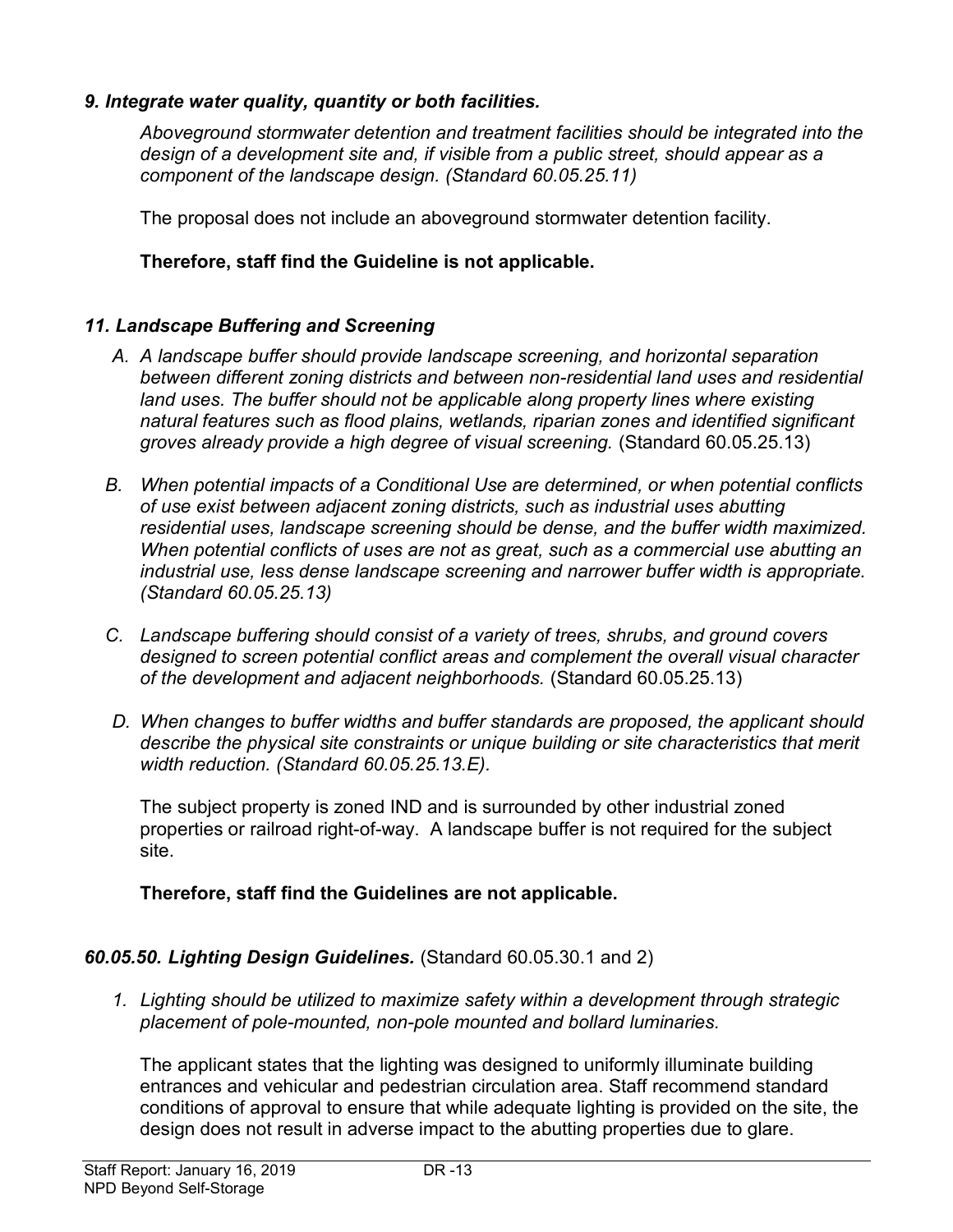***9. Integrate water quality, quantity or both facilities.***

*Aboveground stormwater detention and treatment facilities should be integrated into the design of a development site and, if visible from a public street, should appear as a component of the landscape design. (Standard 60.05.25.11)*

The proposal does not include an aboveground stormwater detention facility.

**Therefore, staff find the Guideline is not applicable.**

***11. Landscape Buffering and Screening***

A. *A landscape buffer should provide landscape screening, and horizontal separation between different zoning districts and between non-residential land uses and residential land uses. The buffer should not be applicable along property lines where existing natural features such as flood plains, wetlands, riparian zones and identified significant groves already provide a high degree of visual screening.* (Standard 60.05.25.13)

B. *When potential impacts of a Conditional Use are determined, or when potential conflicts of use exist between adjacent zoning districts, such as industrial uses abutting residential uses, landscape screening should be dense, and the buffer width maximized. When potential conflicts of uses are not as great, such as a commercial use abutting an industrial use, less dense landscape screening and narrower buffer width is appropriate. (Standard 60.05.25.13)*

C. *Landscape buffering should consist of a variety of trees, shrubs, and ground covers designed to screen potential conflict areas and complement the overall visual character of the development and adjacent neighborhoods.* (Standard 60.05.25.13)

D. *When changes to buffer widths and buffer standards are proposed, the applicant should describe the physical site constraints or unique building or site characteristics that merit width reduction. (Standard 60.05.25.13.E).*

The subject property is zoned IND and is surrounded by other industrial zoned properties or railroad right-of-way. A landscape buffer is not required for the subject site.

**Therefore, staff find the Guidelines are not applicable.**

***60.05.50. Lighting Design Guidelines.*** (Standard 60.05.30.1 and 2)

1. *Lighting should be utilized to maximize safety within a development through strategic placement of pole-mounted, non-pole mounted and bollard luminaries.*

The applicant states that the lighting was designed to uniformly illuminate building entrances and vehicular and pedestrian circulation area. Staff recommend standard conditions of approval to ensure that while adequate lighting is provided on the site, the design does not result in adverse impact to the abutting properties due to glare.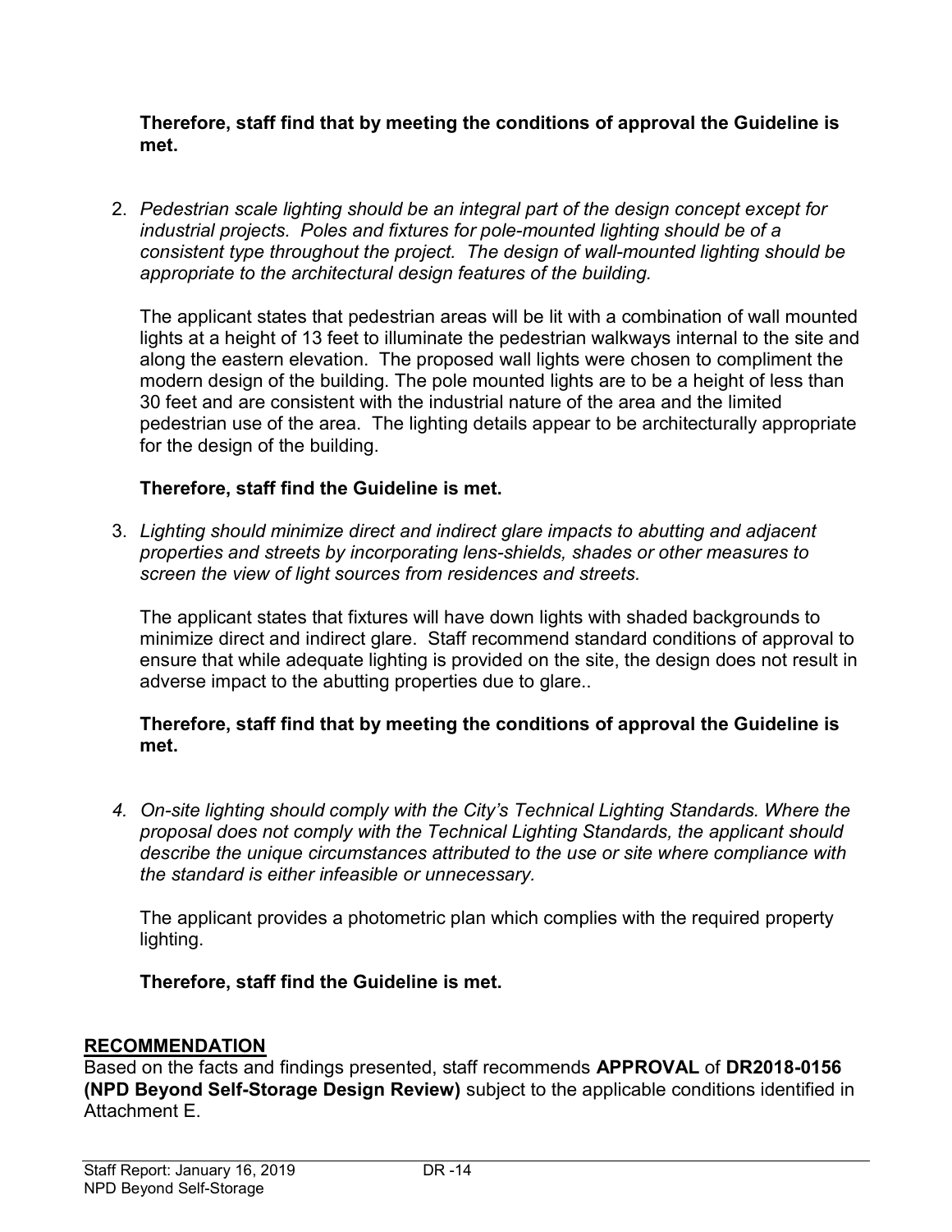**Therefore, staff find that by meeting the conditions of approval the Guideline is met.**

2. *Pedestrian scale lighting should be an integral part of the design concept except for industrial projects. Poles and fixtures for pole-mounted lighting should be of a consistent type throughout the project. The design of wall-mounted lighting should be appropriate to the architectural design features of the building.*

   The applicant states that pedestrian areas will be lit with a combination of wall mounted lights at a height of 13 feet to illuminate the pedestrian walkways internal to the site and along the eastern elevation. The proposed wall lights were chosen to compliment the modern design of the building. The pole mounted lights are to be a height of less than 30 feet and are consistent with the industrial nature of the area and the limited pedestrian use of the area. The lighting details appear to be architecturally appropriate for the design of the building.

   **Therefore, staff find the Guideline is met.**

3. *Lighting should minimize direct and indirect glare impacts to abutting and adjacent properties and streets by incorporating lens-shields, shades or other measures to screen the view of light sources from residences and streets.*

   The applicant states that fixtures will have down lights with shaded backgrounds to minimize direct and indirect glare. Staff recommend standard conditions of approval to ensure that while adequate lighting is provided on the site, the design does not result in adverse impact to the abutting properties due to glare..

   **Therefore, staff find that by meeting the conditions of approval the Guideline is met.**

4. *On-site lighting should comply with the City's Technical Lighting Standards. Where the proposal does not comply with the Technical Lighting Standards, the applicant should describe the unique circumstances attributed to the use or site where compliance with the standard is either infeasible or unnecessary.*

   The applicant provides a photometric plan which complies with the required property lighting.

   **Therefore, staff find the Guideline is met.**

## RECOMMENDATION

Based on the facts and findings presented, staff recommends **APPROVAL** of **DR2018-0156 (NPD Beyond Self-Storage Design Review)** subject to the applicable conditions identified in Attachment E.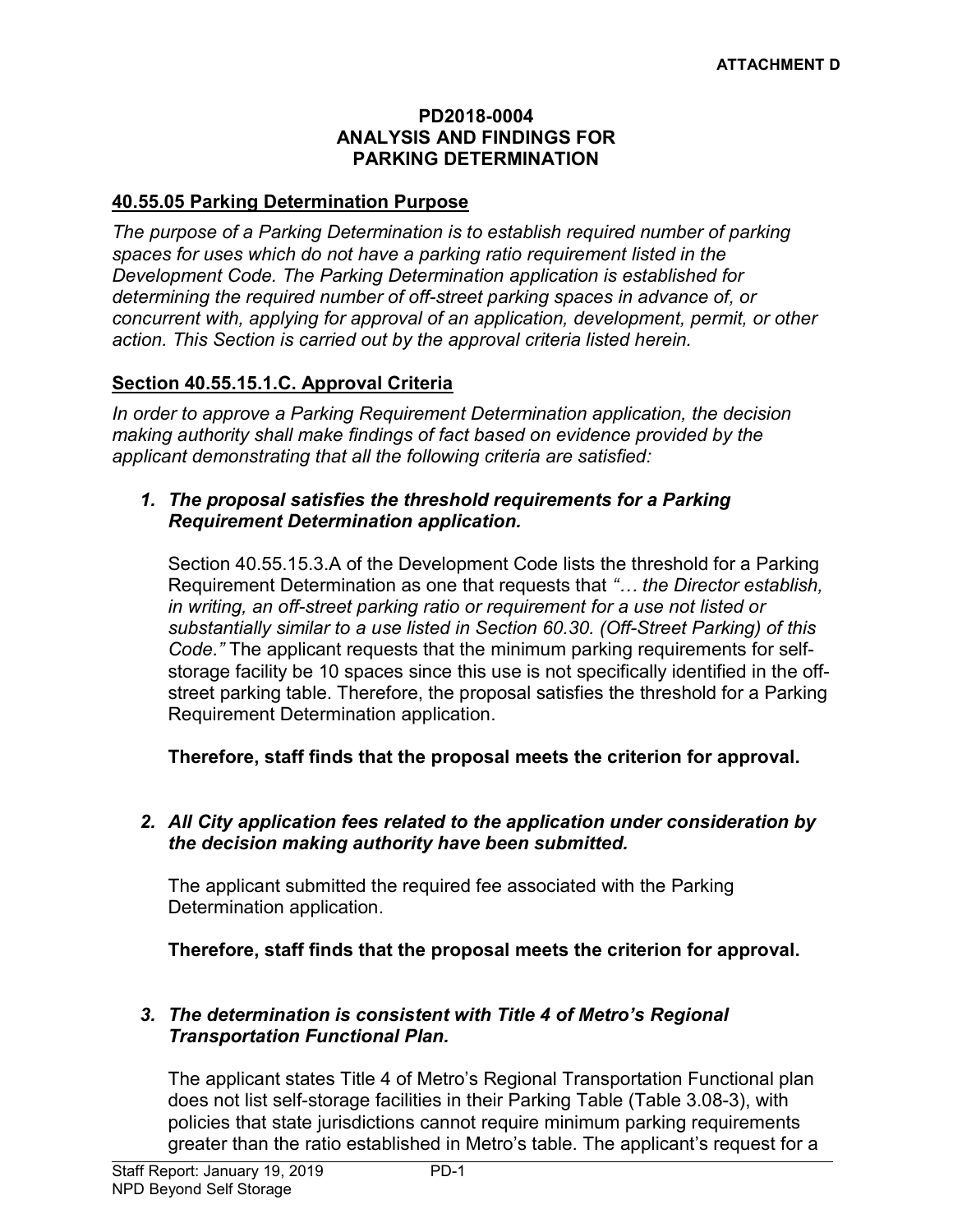**ATTACHMENT D**

**PD2018-0004**
**ANALYSIS AND FINDINGS FOR**
**PARKING DETERMINATION**

**40.55.05 Parking Determination Purpose**

*The purpose of a Parking Determination is to establish required number of parking spaces for uses which do not have a parking ratio requirement listed in the Development Code. The Parking Determination application is established for determining the required number of off-street parking spaces in advance of, or concurrent with, applying for approval of an application, development, permit, or other action. This Section is carried out by the approval criteria listed herein.*

**Section 40.55.15.1.C. Approval Criteria**

*In order to approve a Parking Requirement Determination application, the decision making authority shall make findings of fact based on evidence provided by the applicant demonstrating that all the following criteria are satisfied:*

1. ***The proposal satisfies the threshold requirements for a Parking Requirement Determination application.***

   Section 40.55.15.3.A of the Development Code lists the threshold for a Parking Requirement Determination as one that requests that *"… the Director establish, in writing, an off-street parking ratio or requirement for a use not listed or substantially similar to a use listed in Section 60.30. (Off-Street Parking) of this Code."* The applicant requests that the minimum parking requirements for self-storage facility be 10 spaces since this use is not specifically identified in the off-street parking table. Therefore, the proposal satisfies the threshold for a Parking Requirement Determination application.

   **Therefore, staff finds that the proposal meets the criterion for approval.**

2. ***All City application fees related to the application under consideration by the decision making authority have been submitted.***

   The applicant submitted the required fee associated with the Parking Determination application.

   **Therefore, staff finds that the proposal meets the criterion for approval.**

3. ***The determination is consistent with Title 4 of Metro's Regional Transportation Functional Plan.***

   The applicant states Title 4 of Metro's Regional Transportation Functional plan does not list self-storage facilities in their Parking Table (Table 3.08-3), with policies that state jurisdictions cannot require minimum parking requirements greater than the ratio established in Metro's table. The applicant's request for a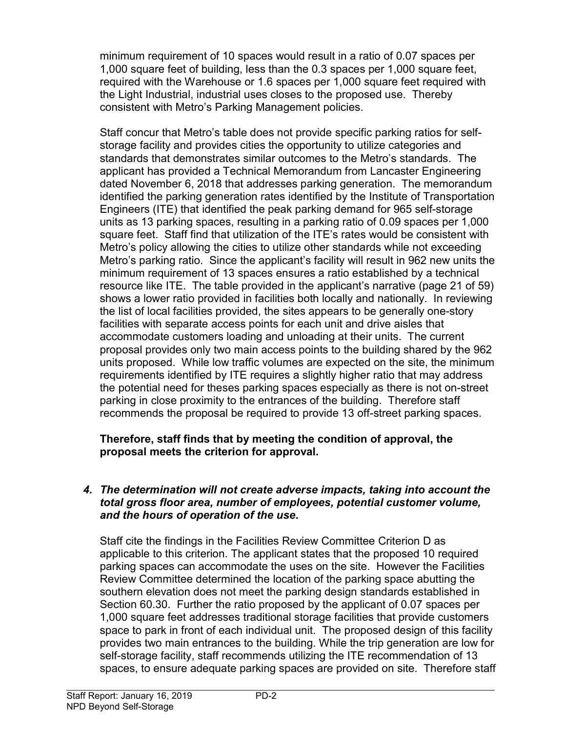minimum requirement of 10 spaces would result in a ratio of 0.07 spaces per 1,000 square feet of building, less than the 0.3 spaces per 1,000 square feet, required with the Warehouse or 1.6 spaces per 1,000 square feet required with the Light Industrial, industrial uses closes to the proposed use. Thereby consistent with Metro's Parking Management policies.

Staff concur that Metro's table does not provide specific parking ratios for self-storage facility and provides cities the opportunity to utilize categories and standards that demonstrates similar outcomes to the Metro's standards. The applicant has provided a Technical Memorandum from Lancaster Engineering dated November 6, 2018 that addresses parking generation. The memorandum identified the parking generation rates identified by the Institute of Transportation Engineers (ITE) that identified the peak parking demand for 965 self-storage units as 13 parking spaces, resulting in a parking ratio of 0.09 spaces per 1,000 square feet. Staff find that utilization of the ITE's rates would be consistent with Metro's policy allowing the cities to utilize other standards while not exceeding Metro's parking ratio. Since the applicant's facility will result in 962 new units the minimum requirement of 13 spaces ensures a ratio established by a technical resource like ITE. The table provided in the applicant's narrative (page 21 of 59) shows a lower ratio provided in facilities both locally and nationally. In reviewing the list of local facilities provided, the sites appears to be generally one-story facilities with separate access points for each unit and drive aisles that accommodate customers loading and unloading at their units. The current proposal provides only two main access points to the building shared by the 962 units proposed. While low traffic volumes are expected on the site, the minimum requirements identified by ITE requires a slightly higher ratio that may address the potential need for theses parking spaces especially as there is not on-street parking in close proximity to the entrances of the building. Therefore staff recommends the proposal be required to provide 13 off-street parking spaces.

**Therefore, staff finds that by meeting the condition of approval, the proposal meets the criterion for approval.**

4. ***The determination will not create adverse impacts, taking into account the total gross floor area, number of employees, potential customer volume, and the hours of operation of the use.***

Staff cite the findings in the Facilities Review Committee Criterion D as applicable to this criterion. The applicant states that the proposed 10 required parking spaces can accommodate the uses on the site. However the Facilities Review Committee determined the location of the parking space abutting the southern elevation does not meet the parking design standards established in Section 60.30. Further the ratio proposed by the applicant of 0.07 spaces per 1,000 square feet addresses traditional storage facilities that provide customers space to park in front of each individual unit. The proposed design of this facility provides two main entrances to the building. While the trip generation are low for self-storage facility, staff recommends utilizing the ITE recommendation of 13 spaces, to ensure adequate parking spaces are provided on site. Therefore staff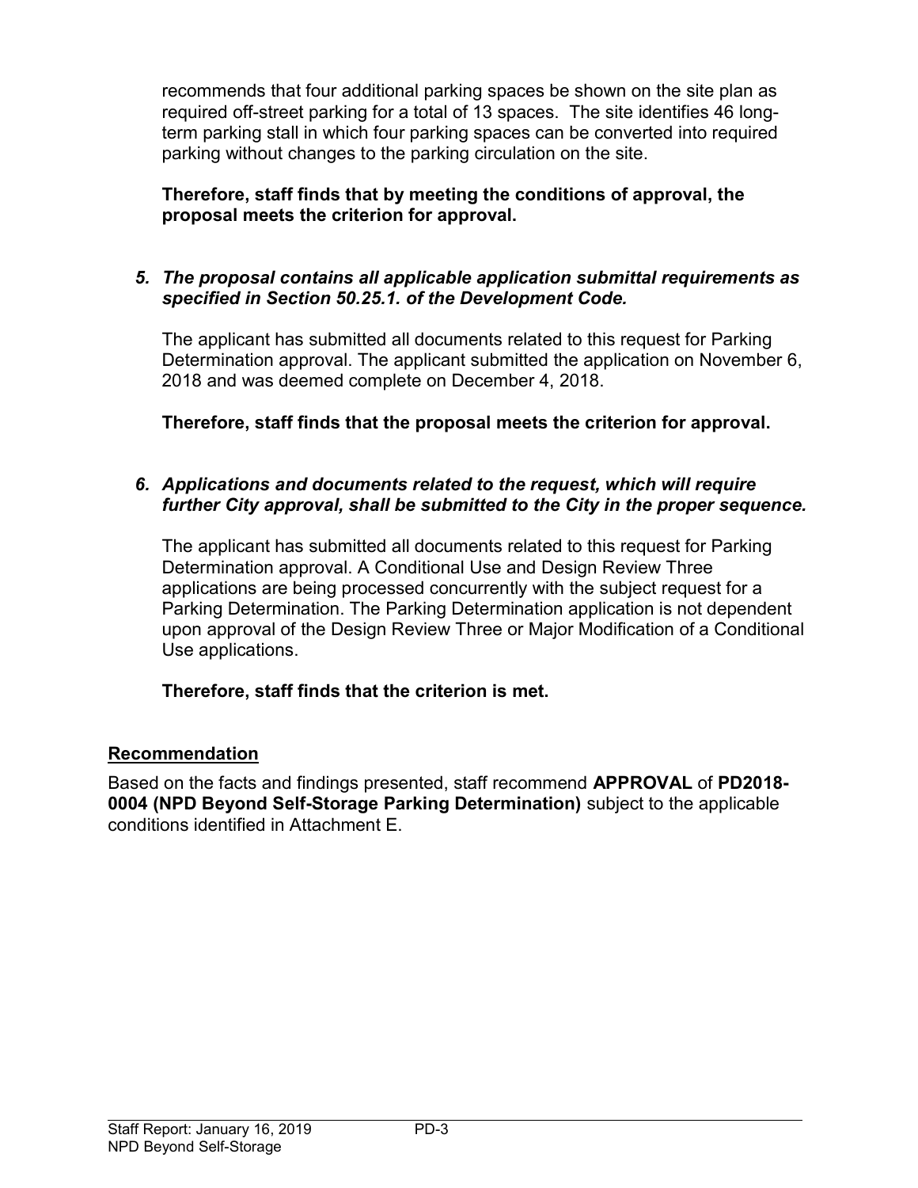recommends that four additional parking spaces be shown on the site plan as required off-street parking for a total of 13 spaces. The site identifies 46 long-term parking stall in which four parking spaces can be converted into required parking without changes to the parking circulation on the site.

**Therefore, staff finds that by meeting the conditions of approval, the proposal meets the criterion for approval.**

5. ***The proposal contains all applicable application submittal requirements as specified in Section 50.25.1. of the Development Code.***

   The applicant has submitted all documents related to this request for Parking Determination approval. The applicant submitted the application on November 6, 2018 and was deemed complete on December 4, 2018.

   **Therefore, staff finds that the proposal meets the criterion for approval.**

6. ***Applications and documents related to the request, which will require further City approval, shall be submitted to the City in the proper sequence.***

   The applicant has submitted all documents related to this request for Parking Determination approval. A Conditional Use and Design Review Three applications are being processed concurrently with the subject request for a Parking Determination. The Parking Determination application is not dependent upon approval of the Design Review Three or Major Modification of a Conditional Use applications.

   **Therefore, staff finds that the criterion is met.**

## Recommendation

Based on the facts and findings presented, staff recommend **APPROVAL** of **PD2018-0004 (NPD Beyond Self-Storage Parking Determination)** subject to the applicable conditions identified in Attachment E.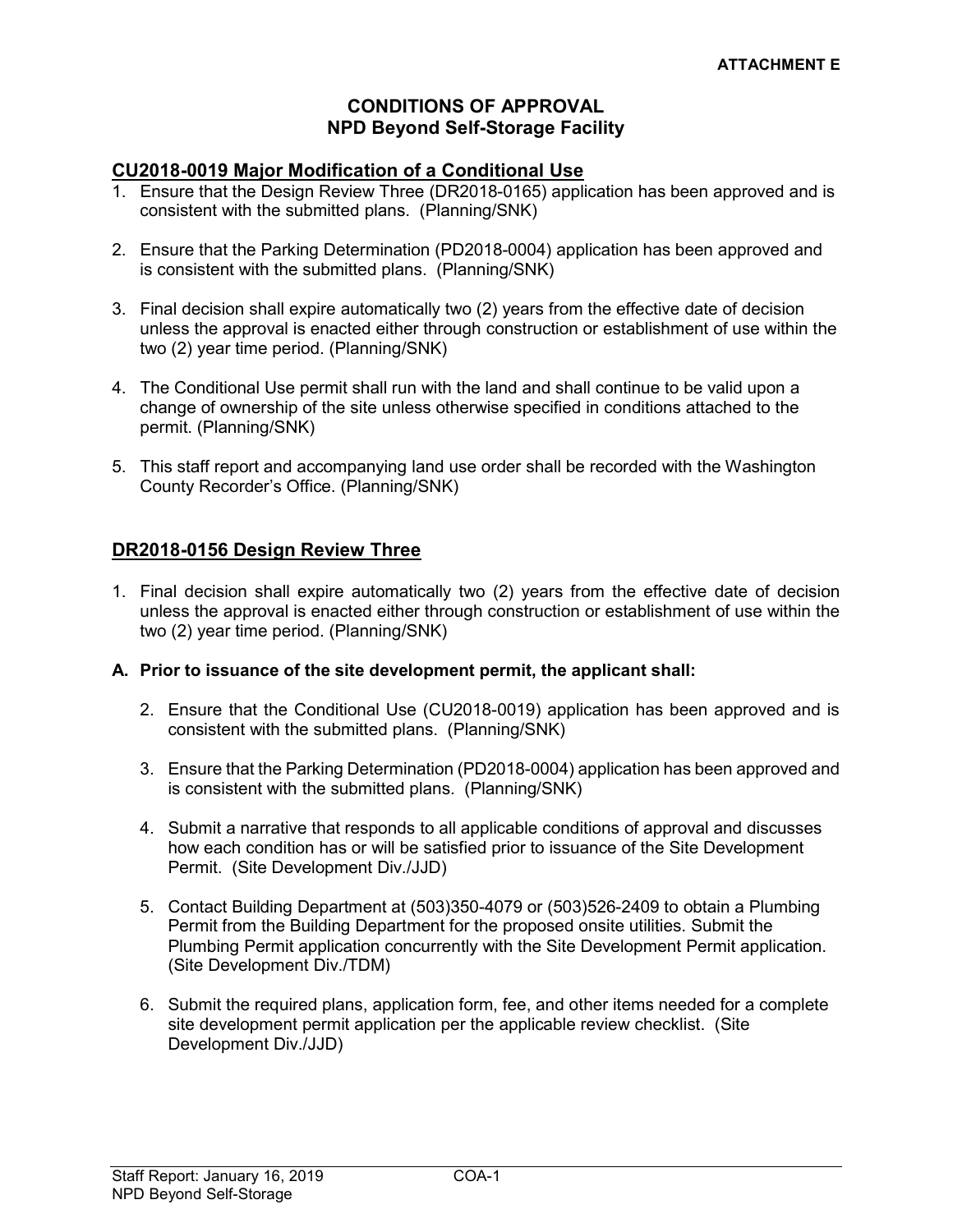**ATTACHMENT E**

# CONDITIONS OF APPROVAL
## NPD Beyond Self-Storage Facility

## CU2018-0019 Major Modification of a Conditional Use

1. Ensure that the Design Review Three (DR2018-0165) application has been approved and is consistent with the submitted plans. (Planning/SNK)

2. Ensure that the Parking Determination (PD2018-0004) application has been approved and is consistent with the submitted plans. (Planning/SNK)

3. Final decision shall expire automatically two (2) years from the effective date of decision unless the approval is enacted either through construction or establishment of use within the two (2) year time period. (Planning/SNK)

4. The Conditional Use permit shall run with the land and shall continue to be valid upon a change of ownership of the site unless otherwise specified in conditions attached to the permit. (Planning/SNK)

5. This staff report and accompanying land use order shall be recorded with the Washington County Recorder's Office. (Planning/SNK)

## DR2018-0156 Design Review Three

1. Final decision shall expire automatically two (2) years from the effective date of decision unless the approval is enacted either through construction or establishment of use within the two (2) year time period. (Planning/SNK)

**A. Prior to issuance of the site development permit, the applicant shall:**

2. Ensure that the Conditional Use (CU2018-0019) application has been approved and is consistent with the submitted plans. (Planning/SNK)

3. Ensure that the Parking Determination (PD2018-0004) application has been approved and is consistent with the submitted plans. (Planning/SNK)

4. Submit a narrative that responds to all applicable conditions of approval and discusses how each condition has or will be satisfied prior to issuance of the Site Development Permit. (Site Development Div./JJD)

5. Contact Building Department at (503)350-4079 or (503)526-2409 to obtain a Plumbing Permit from the Building Department for the proposed onsite utilities. Submit the Plumbing Permit application concurrently with the Site Development Permit application. (Site Development Div./TDM)

6. Submit the required plans, application form, fee, and other items needed for a complete site development permit application per the applicable review checklist. (Site Development Div./JJD)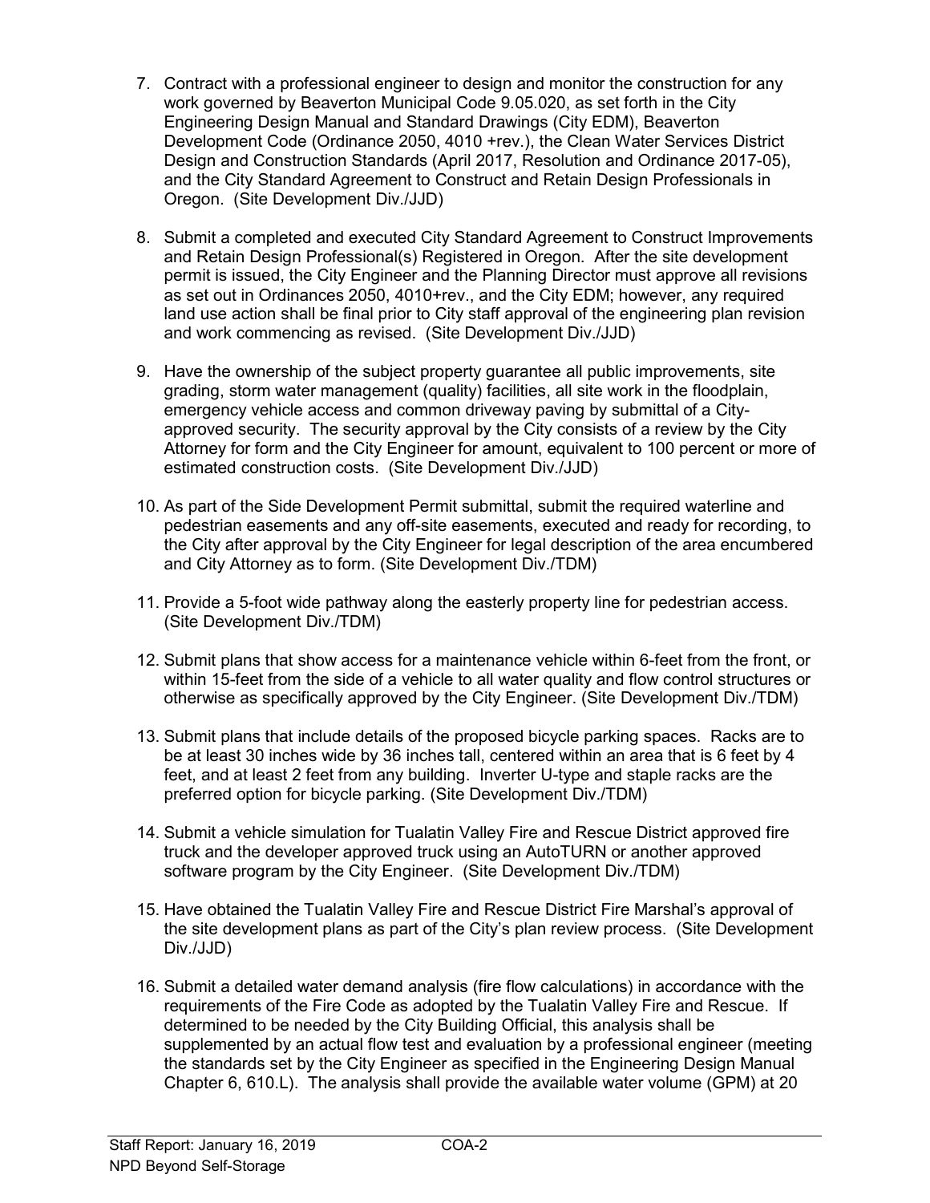7. Contract with a professional engineer to design and monitor the construction for any work governed by Beaverton Municipal Code 9.05.020, as set forth in the City Engineering Design Manual and Standard Drawings (City EDM), Beaverton Development Code (Ordinance 2050, 4010 +rev.), the Clean Water Services District Design and Construction Standards (April 2017, Resolution and Ordinance 2017-05), and the City Standard Agreement to Construct and Retain Design Professionals in Oregon. (Site Development Div./JJD)

8. Submit a completed and executed City Standard Agreement to Construct Improvements and Retain Design Professional(s) Registered in Oregon. After the site development permit is issued, the City Engineer and the Planning Director must approve all revisions as set out in Ordinances 2050, 4010+rev., and the City EDM; however, any required land use action shall be final prior to City staff approval of the engineering plan revision and work commencing as revised. (Site Development Div./JJD)

9. Have the ownership of the subject property guarantee all public improvements, site grading, storm water management (quality) facilities, all site work in the floodplain, emergency vehicle access and common driveway paving by submittal of a City-approved security. The security approval by the City consists of a review by the City Attorney for form and the City Engineer for amount, equivalent to 100 percent or more of estimated construction costs. (Site Development Div./JJD)

10. As part of the Side Development Permit submittal, submit the required waterline and pedestrian easements and any off-site easements, executed and ready for recording, to the City after approval by the City Engineer for legal description of the area encumbered and City Attorney as to form. (Site Development Div./TDM)

11. Provide a 5-foot wide pathway along the easterly property line for pedestrian access. (Site Development Div./TDM)

12. Submit plans that show access for a maintenance vehicle within 6-feet from the front, or within 15-feet from the side of a vehicle to all water quality and flow control structures or otherwise as specifically approved by the City Engineer. (Site Development Div./TDM)

13. Submit plans that include details of the proposed bicycle parking spaces. Racks are to be at least 30 inches wide by 36 inches tall, centered within an area that is 6 feet by 4 feet, and at least 2 feet from any building. Inverter U-type and staple racks are the preferred option for bicycle parking. (Site Development Div./TDM)

14. Submit a vehicle simulation for Tualatin Valley Fire and Rescue District approved fire truck and the developer approved truck using an AutoTURN or another approved software program by the City Engineer. (Site Development Div./TDM)

15. Have obtained the Tualatin Valley Fire and Rescue District Fire Marshal's approval of the site development plans as part of the City's plan review process. (Site Development Div./JJD)

16. Submit a detailed water demand analysis (fire flow calculations) in accordance with the requirements of the Fire Code as adopted by the Tualatin Valley Fire and Rescue. If determined to be needed by the City Building Official, this analysis shall be supplemented by an actual flow test and evaluation by a professional engineer (meeting the standards set by the City Engineer as specified in the Engineering Design Manual Chapter 6, 610.L). The analysis shall provide the available water volume (GPM) at 20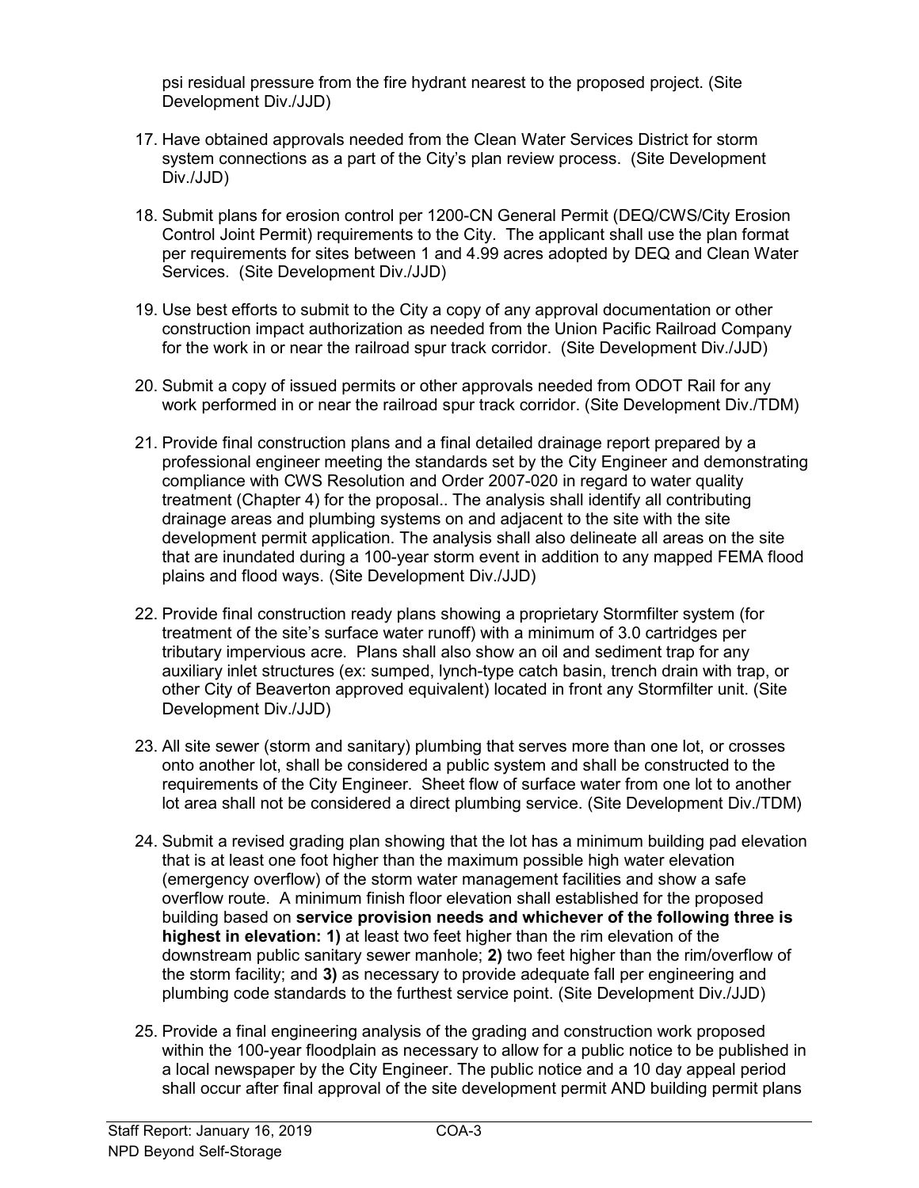psi residual pressure from the fire hydrant nearest to the proposed project. (Site Development Div./JJD)

17. Have obtained approvals needed from the Clean Water Services District for storm system connections as a part of the City's plan review process. (Site Development Div./JJD)

18. Submit plans for erosion control per 1200-CN General Permit (DEQ/CWS/City Erosion Control Joint Permit) requirements to the City. The applicant shall use the plan format per requirements for sites between 1 and 4.99 acres adopted by DEQ and Clean Water Services. (Site Development Div./JJD)

19. Use best efforts to submit to the City a copy of any approval documentation or other construction impact authorization as needed from the Union Pacific Railroad Company for the work in or near the railroad spur track corridor. (Site Development Div./JJD)

20. Submit a copy of issued permits or other approvals needed from ODOT Rail for any work performed in or near the railroad spur track corridor. (Site Development Div./TDM)

21. Provide final construction plans and a final detailed drainage report prepared by a professional engineer meeting the standards set by the City Engineer and demonstrating compliance with CWS Resolution and Order 2007-020 in regard to water quality treatment (Chapter 4) for the proposal.. The analysis shall identify all contributing drainage areas and plumbing systems on and adjacent to the site with the site development permit application. The analysis shall also delineate all areas on the site that are inundated during a 100-year storm event in addition to any mapped FEMA flood plains and flood ways. (Site Development Div./JJD)

22. Provide final construction ready plans showing a proprietary Stormfilter system (for treatment of the site's surface water runoff) with a minimum of 3.0 cartridges per tributary impervious acre. Plans shall also show an oil and sediment trap for any auxiliary inlet structures (ex: sumped, lynch-type catch basin, trench drain with trap, or other City of Beaverton approved equivalent) located in front any Stormfilter unit. (Site Development Div./JJD)

23. All site sewer (storm and sanitary) plumbing that serves more than one lot, or crosses onto another lot, shall be considered a public system and shall be constructed to the requirements of the City Engineer. Sheet flow of surface water from one lot to another lot area shall not be considered a direct plumbing service. (Site Development Div./TDM)

24. Submit a revised grading plan showing that the lot has a minimum building pad elevation that is at least one foot higher than the maximum possible high water elevation (emergency overflow) of the storm water management facilities and show a safe overflow route. A minimum finish floor elevation shall established for the proposed building based on **service provision needs and whichever of the following three is highest in elevation: 1)** at least two feet higher than the rim elevation of the downstream public sanitary sewer manhole; **2)** two feet higher than the rim/overflow of the storm facility; and **3)** as necessary to provide adequate fall per engineering and plumbing code standards to the furthest service point. (Site Development Div./JJD)

25. Provide a final engineering analysis of the grading and construction work proposed within the 100-year floodplain as necessary to allow for a public notice to be published in a local newspaper by the City Engineer. The public notice and a 10 day appeal period shall occur after final approval of the site development permit AND building permit plans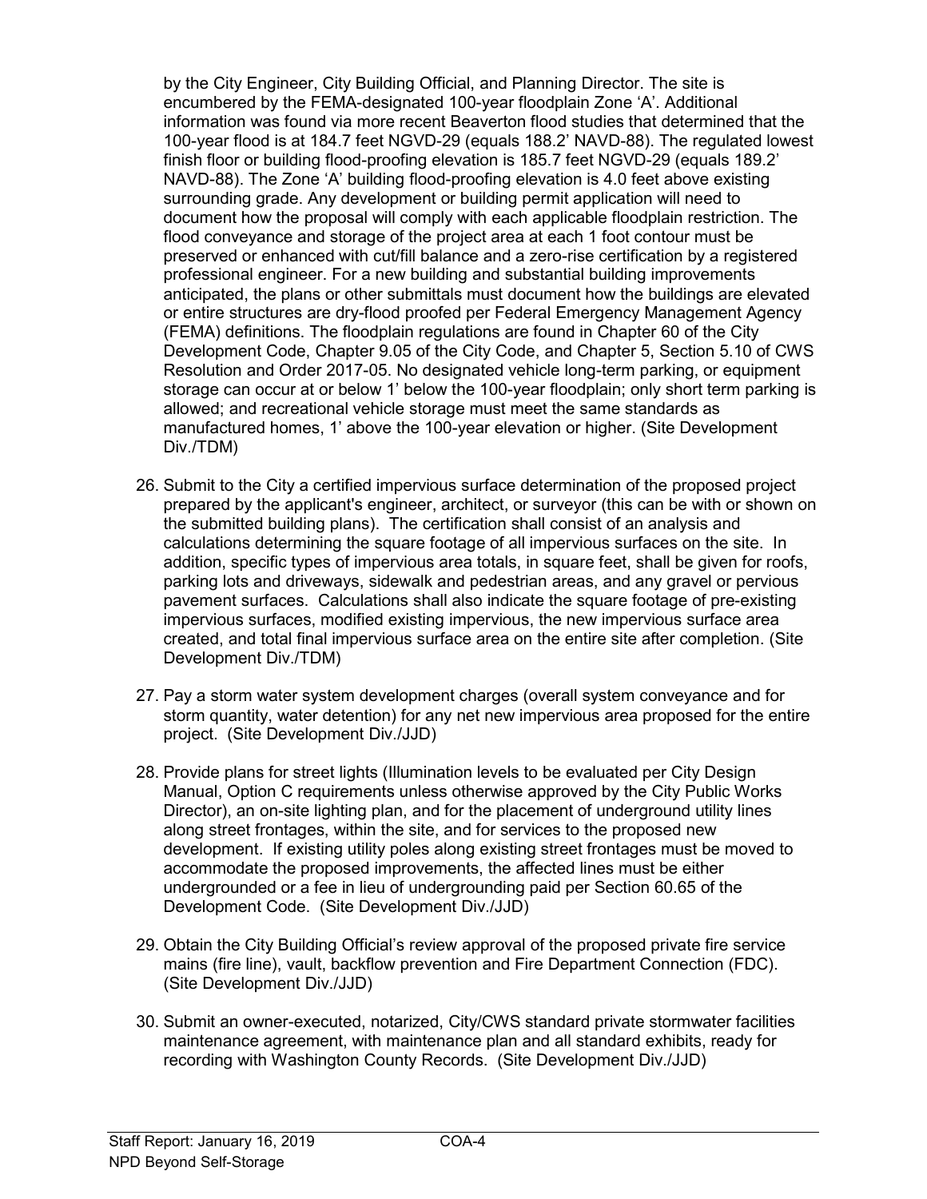by the City Engineer, City Building Official, and Planning Director. The site is encumbered by the FEMA-designated 100-year floodplain Zone 'A'. Additional information was found via more recent Beaverton flood studies that determined that the 100-year flood is at 184.7 feet NGVD-29 (equals 188.2' NAVD-88). The regulated lowest finish floor or building flood-proofing elevation is 185.7 feet NGVD-29 (equals 189.2' NAVD-88). The Zone 'A' building flood-proofing elevation is 4.0 feet above existing surrounding grade. Any development or building permit application will need to document how the proposal will comply with each applicable floodplain restriction. The flood conveyance and storage of the project area at each 1 foot contour must be preserved or enhanced with cut/fill balance and a zero-rise certification by a registered professional engineer. For a new building and substantial building improvements anticipated, the plans or other submittals must document how the buildings are elevated or entire structures are dry-flood proofed per Federal Emergency Management Agency (FEMA) definitions. The floodplain regulations are found in Chapter 60 of the City Development Code, Chapter 9.05 of the City Code, and Chapter 5, Section 5.10 of CWS Resolution and Order 2017-05. No designated vehicle long-term parking, or equipment storage can occur at or below 1' below the 100-year floodplain; only short term parking is allowed; and recreational vehicle storage must meet the same standards as manufactured homes, 1' above the 100-year elevation or higher. (Site Development Div./TDM)

26. Submit to the City a certified impervious surface determination of the proposed project prepared by the applicant's engineer, architect, or surveyor (this can be with or shown on the submitted building plans). The certification shall consist of an analysis and calculations determining the square footage of all impervious surfaces on the site. In addition, specific types of impervious area totals, in square feet, shall be given for roofs, parking lots and driveways, sidewalk and pedestrian areas, and any gravel or pervious pavement surfaces. Calculations shall also indicate the square footage of pre-existing impervious surfaces, modified existing impervious, the new impervious surface area created, and total final impervious surface area on the entire site after completion. (Site Development Div./TDM)

27. Pay a storm water system development charges (overall system conveyance and for storm quantity, water detention) for any net new impervious area proposed for the entire project. (Site Development Div./JJD)

28. Provide plans for street lights (Illumination levels to be evaluated per City Design Manual, Option C requirements unless otherwise approved by the City Public Works Director), an on-site lighting plan, and for the placement of underground utility lines along street frontages, within the site, and for services to the proposed new development. If existing utility poles along existing street frontages must be moved to accommodate the proposed improvements, the affected lines must be either undergrounded or a fee in lieu of undergrounding paid per Section 60.65 of the Development Code. (Site Development Div./JJD)

29. Obtain the City Building Official's review approval of the proposed private fire service mains (fire line), vault, backflow prevention and Fire Department Connection (FDC). (Site Development Div./JJD)

30. Submit an owner-executed, notarized, City/CWS standard private stormwater facilities maintenance agreement, with maintenance plan and all standard exhibits, ready for recording with Washington County Records. (Site Development Div./JJD)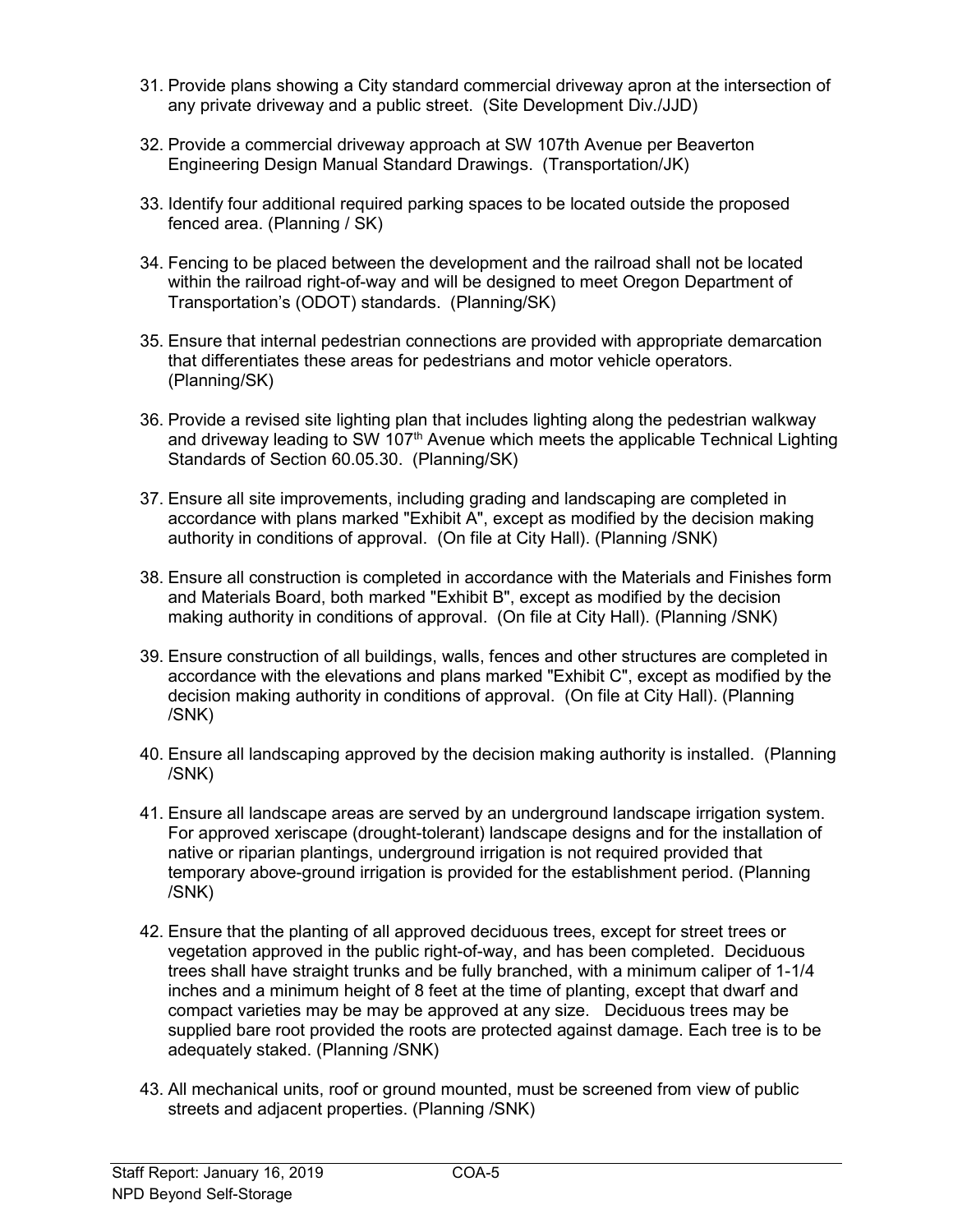31. Provide plans showing a City standard commercial driveway apron at the intersection of any private driveway and a public street. (Site Development Div./JJD)

32. Provide a commercial driveway approach at SW 107th Avenue per Beaverton Engineering Design Manual Standard Drawings. (Transportation/JK)

33. Identify four additional required parking spaces to be located outside the proposed fenced area. (Planning / SK)

34. Fencing to be placed between the development and the railroad shall not be located within the railroad right-of-way and will be designed to meet Oregon Department of Transportation's (ODOT) standards. (Planning/SK)

35. Ensure that internal pedestrian connections are provided with appropriate demarcation that differentiates these areas for pedestrians and motor vehicle operators. (Planning/SK)

36. Provide a revised site lighting plan that includes lighting along the pedestrian walkway and driveway leading to SW 107th Avenue which meets the applicable Technical Lighting Standards of Section 60.05.30. (Planning/SK)

37. Ensure all site improvements, including grading and landscaping are completed in accordance with plans marked "Exhibit A", except as modified by the decision making authority in conditions of approval. (On file at City Hall). (Planning /SNK)

38. Ensure all construction is completed in accordance with the Materials and Finishes form and Materials Board, both marked "Exhibit B", except as modified by the decision making authority in conditions of approval. (On file at City Hall). (Planning /SNK)

39. Ensure construction of all buildings, walls, fences and other structures are completed in accordance with the elevations and plans marked "Exhibit C", except as modified by the decision making authority in conditions of approval. (On file at City Hall). (Planning /SNK)

40. Ensure all landscaping approved by the decision making authority is installed. (Planning /SNK)

41. Ensure all landscape areas are served by an underground landscape irrigation system. For approved xeriscape (drought-tolerant) landscape designs and for the installation of native or riparian plantings, underground irrigation is not required provided that temporary above-ground irrigation is provided for the establishment period. (Planning /SNK)

42. Ensure that the planting of all approved deciduous trees, except for street trees or vegetation approved in the public right-of-way, and has been completed. Deciduous trees shall have straight trunks and be fully branched, with a minimum caliper of 1-1/4 inches and a minimum height of 8 feet at the time of planting, except that dwarf and compact varieties may be may be approved at any size. Deciduous trees may be supplied bare root provided the roots are protected against damage. Each tree is to be adequately staked. (Planning /SNK)

43. All mechanical units, roof or ground mounted, must be screened from view of public streets and adjacent properties. (Planning /SNK)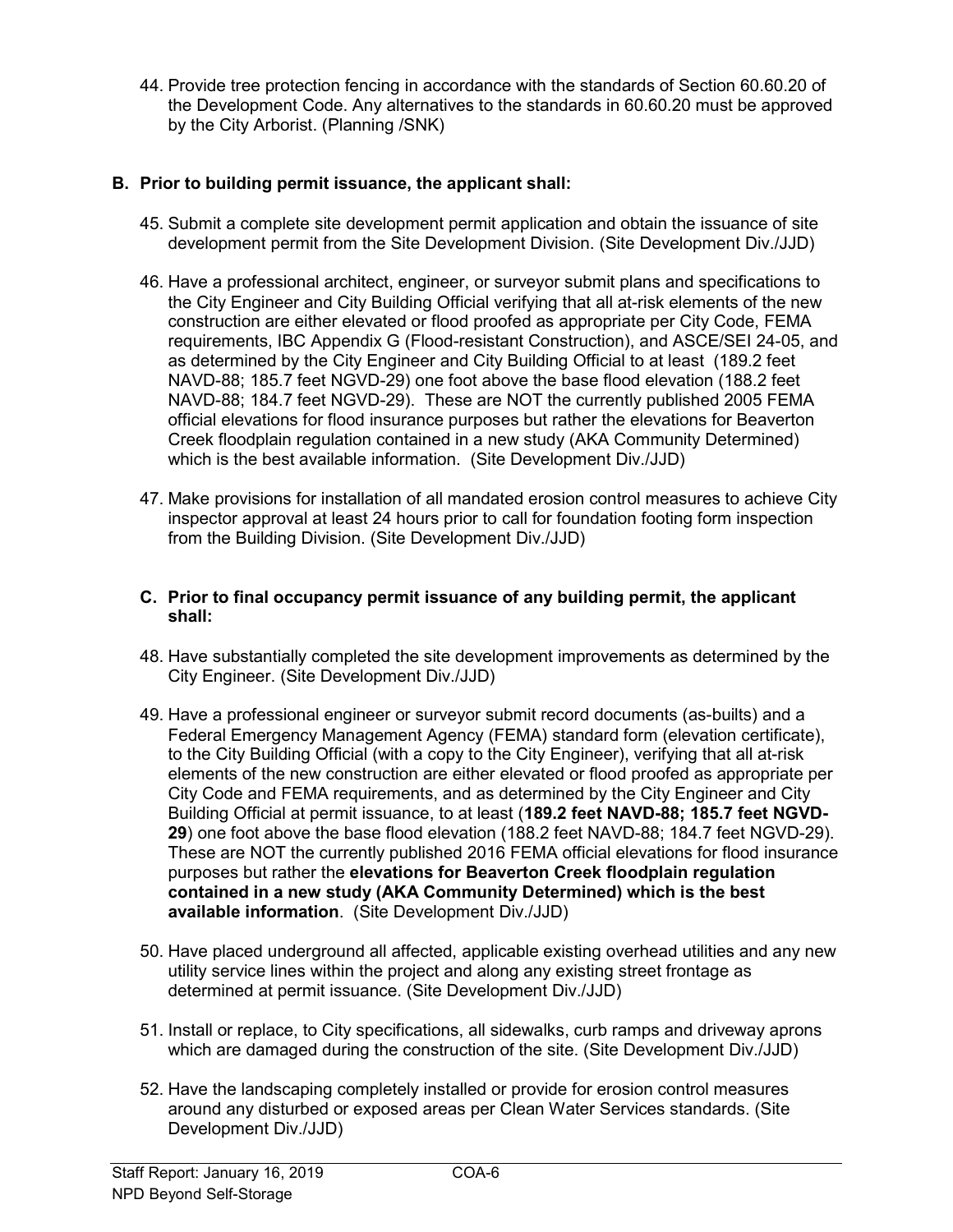44. Provide tree protection fencing in accordance with the standards of Section 60.60.20 of the Development Code. Any alternatives to the standards in 60.60.20 must be approved by the City Arborist. (Planning /SNK)

### B. Prior to building permit issuance, the applicant shall:

45. Submit a complete site development permit application and obtain the issuance of site development permit from the Site Development Division. (Site Development Div./JJD)

46. Have a professional architect, engineer, or surveyor submit plans and specifications to the City Engineer and City Building Official verifying that all at-risk elements of the new construction are either elevated or flood proofed as appropriate per City Code, FEMA requirements, IBC Appendix G (Flood-resistant Construction), and ASCE/SEI 24-05, and as determined by the City Engineer and City Building Official to at least (189.2 feet NAVD-88; 185.7 feet NGVD-29) one foot above the base flood elevation (188.2 feet NAVD-88; 184.7 feet NGVD-29). These are NOT the currently published 2005 FEMA official elevations for flood insurance purposes but rather the elevations for Beaverton Creek floodplain regulation contained in a new study (AKA Community Determined) which is the best available information. (Site Development Div./JJD)

47. Make provisions for installation of all mandated erosion control measures to achieve City inspector approval at least 24 hours prior to call for foundation footing form inspection from the Building Division. (Site Development Div./JJD)

### C. Prior to final occupancy permit issuance of any building permit, the applicant shall:

48. Have substantially completed the site development improvements as determined by the City Engineer. (Site Development Div./JJD)

49. Have a professional engineer or surveyor submit record documents (as-builts) and a Federal Emergency Management Agency (FEMA) standard form (elevation certificate), to the City Building Official (with a copy to the City Engineer), verifying that all at-risk elements of the new construction are either elevated or flood proofed as appropriate per City Code and FEMA requirements, and as determined by the City Engineer and City Building Official at permit issuance, to at least (**189.2 feet NAVD-88; 185.7 feet NGVD-29**) one foot above the base flood elevation (188.2 feet NAVD-88; 184.7 feet NGVD-29). These are NOT the currently published 2016 FEMA official elevations for flood insurance purposes but rather the **elevations for Beaverton Creek floodplain regulation contained in a new study (AKA Community Determined) which is the best available information**. (Site Development Div./JJD)

50. Have placed underground all affected, applicable existing overhead utilities and any new utility service lines within the project and along any existing street frontage as determined at permit issuance. (Site Development Div./JJD)

51. Install or replace, to City specifications, all sidewalks, curb ramps and driveway aprons which are damaged during the construction of the site. (Site Development Div./JJD)

52. Have the landscaping completely installed or provide for erosion control measures around any disturbed or exposed areas per Clean Water Services standards. (Site Development Div./JJD)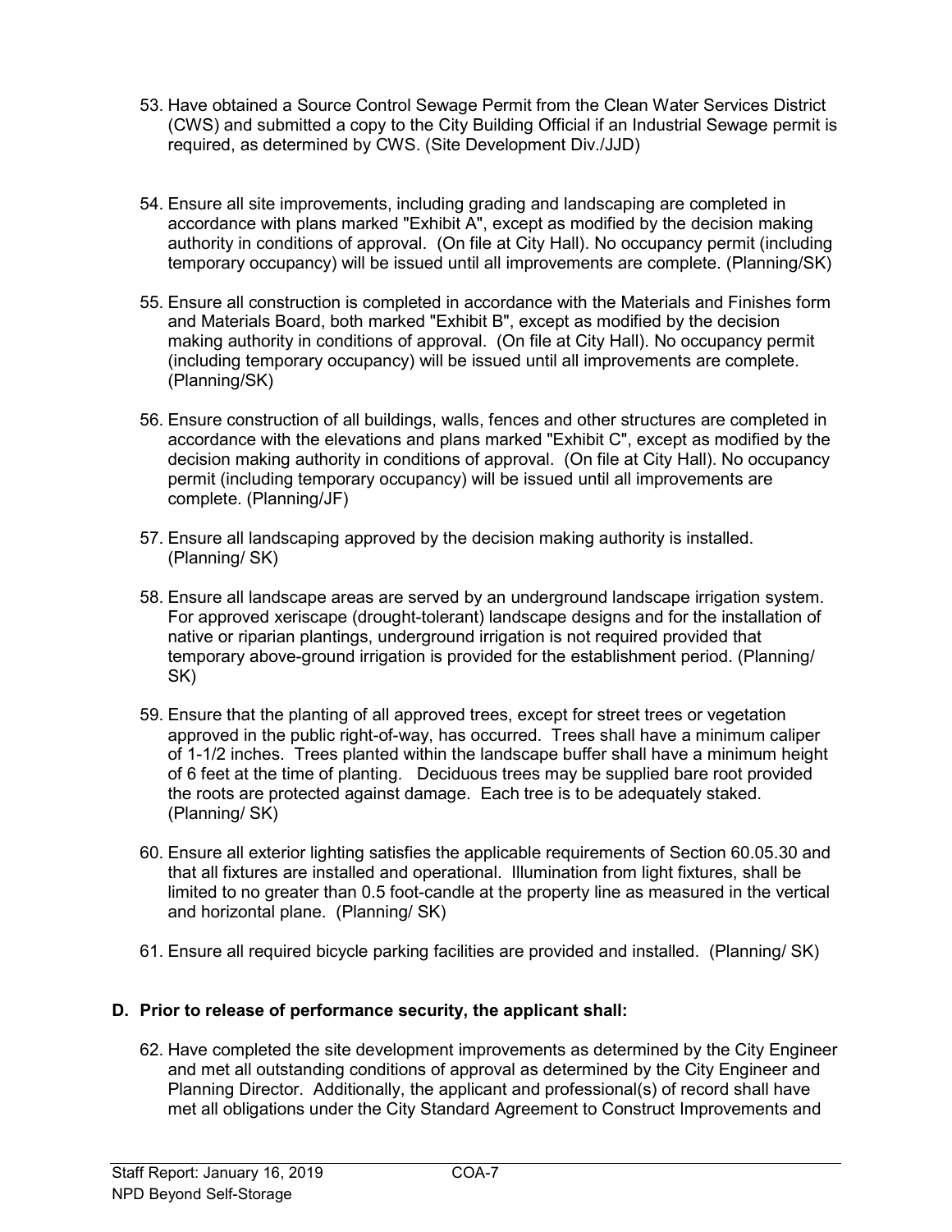53. Have obtained a Source Control Sewage Permit from the Clean Water Services District (CWS) and submitted a copy to the City Building Official if an Industrial Sewage permit is required, as determined by CWS. (Site Development Div./JJD)

54. Ensure all site improvements, including grading and landscaping are completed in accordance with plans marked "Exhibit A", except as modified by the decision making authority in conditions of approval. (On file at City Hall). No occupancy permit (including temporary occupancy) will be issued until all improvements are complete. (Planning/SK)

55. Ensure all construction is completed in accordance with the Materials and Finishes form and Materials Board, both marked "Exhibit B", except as modified by the decision making authority in conditions of approval. (On file at City Hall). No occupancy permit (including temporary occupancy) will be issued until all improvements are complete. (Planning/SK)

56. Ensure construction of all buildings, walls, fences and other structures are completed in accordance with the elevations and plans marked "Exhibit C", except as modified by the decision making authority in conditions of approval. (On file at City Hall). No occupancy permit (including temporary occupancy) will be issued until all improvements are complete. (Planning/JF)

57. Ensure all landscaping approved by the decision making authority is installed. (Planning/ SK)

58. Ensure all landscape areas are served by an underground landscape irrigation system. For approved xeriscape (drought-tolerant) landscape designs and for the installation of native or riparian plantings, underground irrigation is not required provided that temporary above-ground irrigation is provided for the establishment period. (Planning/ SK)

59. Ensure that the planting of all approved trees, except for street trees or vegetation approved in the public right-of-way, has occurred. Trees shall have a minimum caliper of 1-1/2 inches. Trees planted within the landscape buffer shall have a minimum height of 6 feet at the time of planting. Deciduous trees may be supplied bare root provided the roots are protected against damage. Each tree is to be adequately staked. (Planning/ SK)

60. Ensure all exterior lighting satisfies the applicable requirements of Section 60.05.30 and that all fixtures are installed and operational. Illumination from light fixtures, shall be limited to no greater than 0.5 foot-candle at the property line as measured in the vertical and horizontal plane. (Planning/ SK)

61. Ensure all required bicycle parking facilities are provided and installed. (Planning/ SK)

**D. Prior to release of performance security, the applicant shall:**

62. Have completed the site development improvements as determined by the City Engineer and met all outstanding conditions of approval as determined by the City Engineer and Planning Director. Additionally, the applicant and professional(s) of record shall have met all obligations under the City Standard Agreement to Construct Improvements and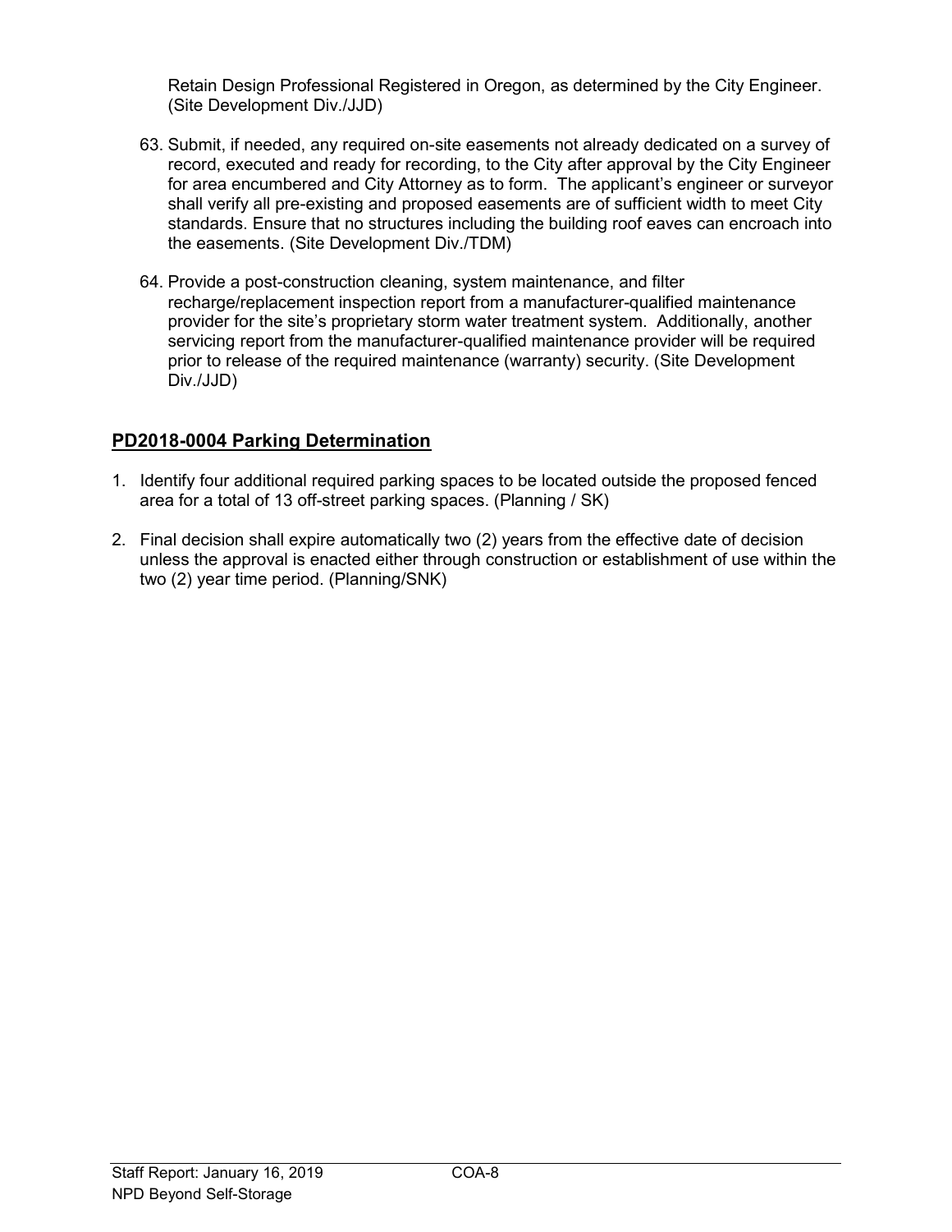Retain Design Professional Registered in Oregon, as determined by the City Engineer. (Site Development Div./JJD)

63. Submit, if needed, any required on-site easements not already dedicated on a survey of record, executed and ready for recording, to the City after approval by the City Engineer for area encumbered and City Attorney as to form. The applicant's engineer or surveyor shall verify all pre-existing and proposed easements are of sufficient width to meet City standards. Ensure that no structures including the building roof eaves can encroach into the easements. (Site Development Div./TDM)

64. Provide a post-construction cleaning, system maintenance, and filter recharge/replacement inspection report from a manufacturer-qualified maintenance provider for the site's proprietary storm water treatment system. Additionally, another servicing report from the manufacturer-qualified maintenance provider will be required prior to release of the required maintenance (warranty) security. (Site Development Div./JJD)

## PD2018-0004 Parking Determination

1. Identify four additional required parking spaces to be located outside the proposed fenced area for a total of 13 off-street parking spaces. (Planning / SK)

2. Final decision shall expire automatically two (2) years from the effective date of decision unless the approval is enacted either through construction or establishment of use within the two (2) year time period. (Planning/SNK)